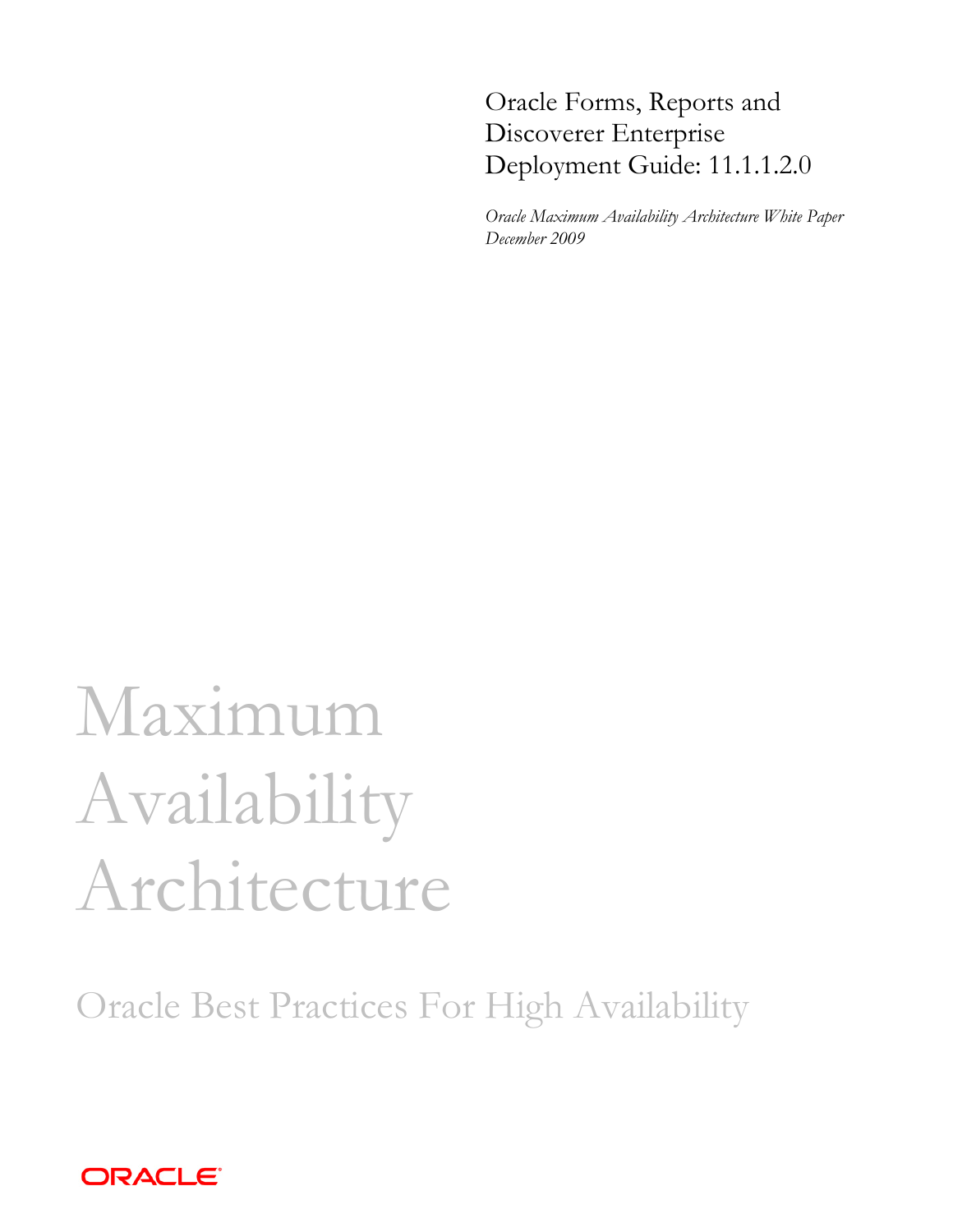# Oracle Forms, Reports and Discoverer Enterprise Deployment Guide: 11.1.1.2.0

*Oracle Maximum Availability Architecture White Paper*
*December 2009*

# Maximum Availability Architecture

## Oracle Best Practices For High Availability

ORACLE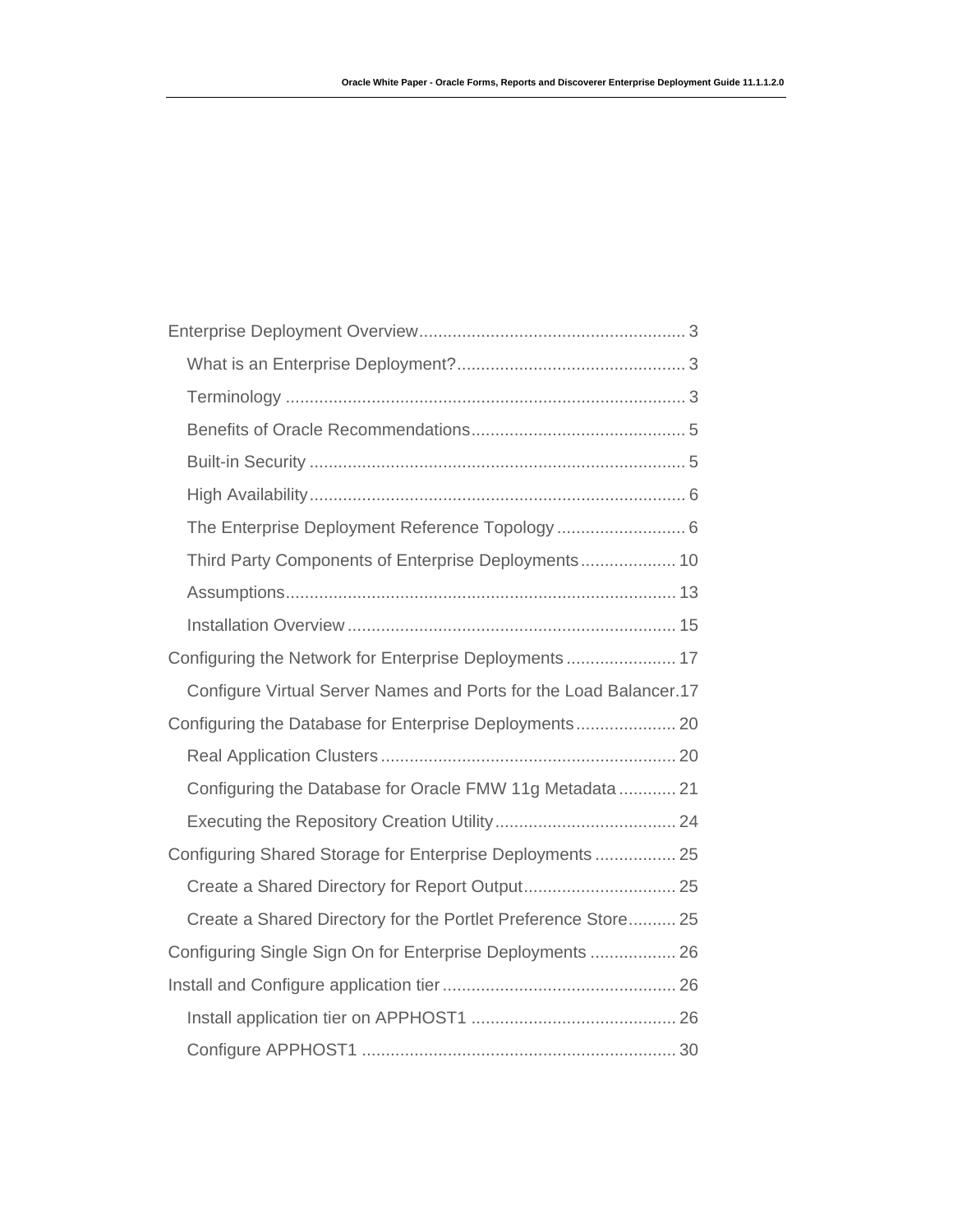Enterprise Deployment Overview....................................................... 3

What is an Enterprise Deployment?............................................... 3

Terminology ................................................................................... 3

Benefits of Oracle Recommendations............................................ 5

Built-in Security ............................................................................. 5

High Availability.............................................................................. 6

The Enterprise Deployment Reference Topology ........................... 6

Third Party Components of Enterprise Deployments.................... 10

Assumptions................................................................................. 13

Installation Overview .................................................................... 15

Configuring the Network for Enterprise Deployments ....................... 17

Configure Virtual Server Names and Ports for the Load Balancer.17

Configuring the Database for Enterprise Deployments..................... 20

Real Application Clusters ............................................................. 20

Configuring the Database for Oracle FMW 11g Metadata ............ 21

Executing the Repository Creation Utility...................................... 24

Configuring Shared Storage for Enterprise Deployments ................. 25

Create a Shared Directory for Report Output................................ 25

Create a Shared Directory for the Portlet Preference Store.......... 25

Configuring Single Sign On for Enterprise Deployments .................. 26

Install and Configure application tier ................................................. 26

Install application tier on APPHOST1 ........................................... 26

Configure APPHOST1 .................................................................. 30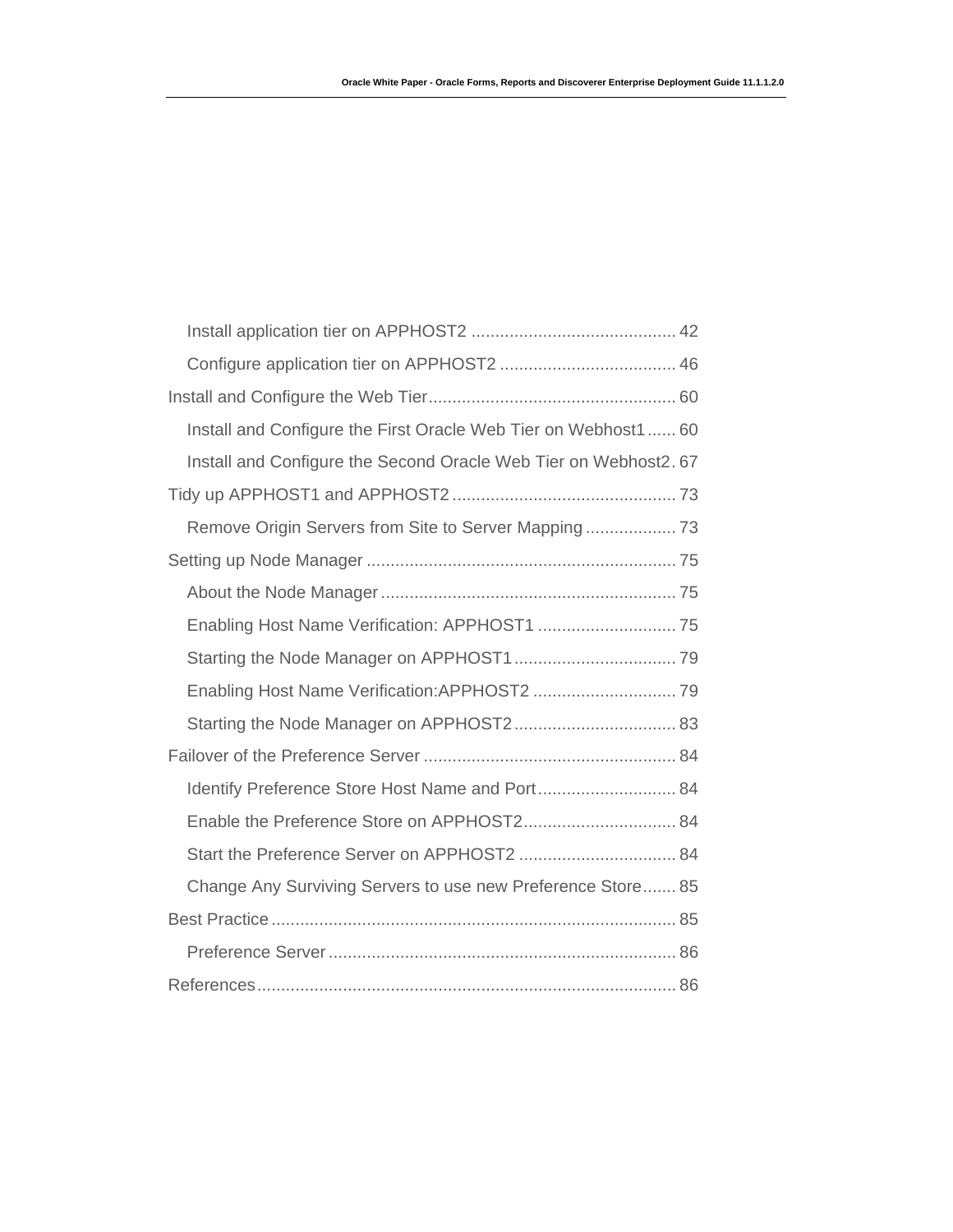- Install application tier on APPHOST2 .......................................... 42
- Configure application tier on APPHOST2 .................................... 46

Install and Configure the Web Tier................................................... 60

- Install and Configure the First Oracle Web Tier on Webhost1 ...... 60
- Install and Configure the Second Oracle Web Tier on Webhost2. 67

Tidy up APPHOST1 and APPHOST2 .............................................. 73

- Remove Origin Servers from Site to Server Mapping ................... 73

Setting up Node Manager ................................................................ 75

- About the Node Manager ............................................................. 75
- Enabling Host Name Verification: APPHOST1 ............................ 75
- Starting the Node Manager on APPHOST1 .................................. 79
- Enabling Host Name Verification:APPHOST2 ............................. 79
- Starting the Node Manager on APPHOST2 .................................. 83

Failover of the Preference Server .................................................... 84

- Identify Preference Store Host Name and Port ............................ 84
- Enable the Preference Store on APPHOST2................................ 84
- Start the Preference Server on APPHOST2 ................................ 84
- Change Any Surviving Servers to use new Preference Store....... 85

Best Practice ..................................................................................... 85

- Preference Server ........................................................................ 86

References........................................................................................ 86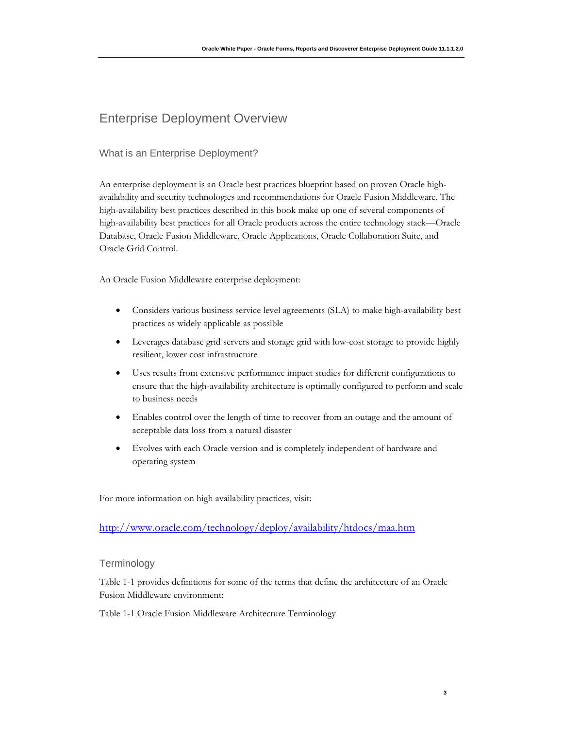# Enterprise Deployment Overview

## What is an Enterprise Deployment?

An enterprise deployment is an Oracle best practices blueprint based on proven Oracle high-availability and security technologies and recommendations for Oracle Fusion Middleware. The high-availability best practices described in this book make up one of several components of high-availability best practices for all Oracle products across the entire technology stack—Oracle Database, Oracle Fusion Middleware, Oracle Applications, Oracle Collaboration Suite, and Oracle Grid Control.

An Oracle Fusion Middleware enterprise deployment:

- Considers various business service level agreements (SLA) to make high-availability best practices as widely applicable as possible
- Leverages database grid servers and storage grid with low-cost storage to provide highly resilient, lower cost infrastructure
- Uses results from extensive performance impact studies for different configurations to ensure that the high-availability architecture is optimally configured to perform and scale to business needs
- Enables control over the length of time to recover from an outage and the amount of acceptable data loss from a natural disaster
- Evolves with each Oracle version and is completely independent of hardware and operating system

For more information on high availability practices, visit:

http://www.oracle.com/technology/deploy/availability/htdocs/maa.htm

## Terminology

Table 1-1 provides definitions for some of the terms that define the architecture of an Oracle Fusion Middleware environment:

Table 1-1 Oracle Fusion Middleware Architecture Terminology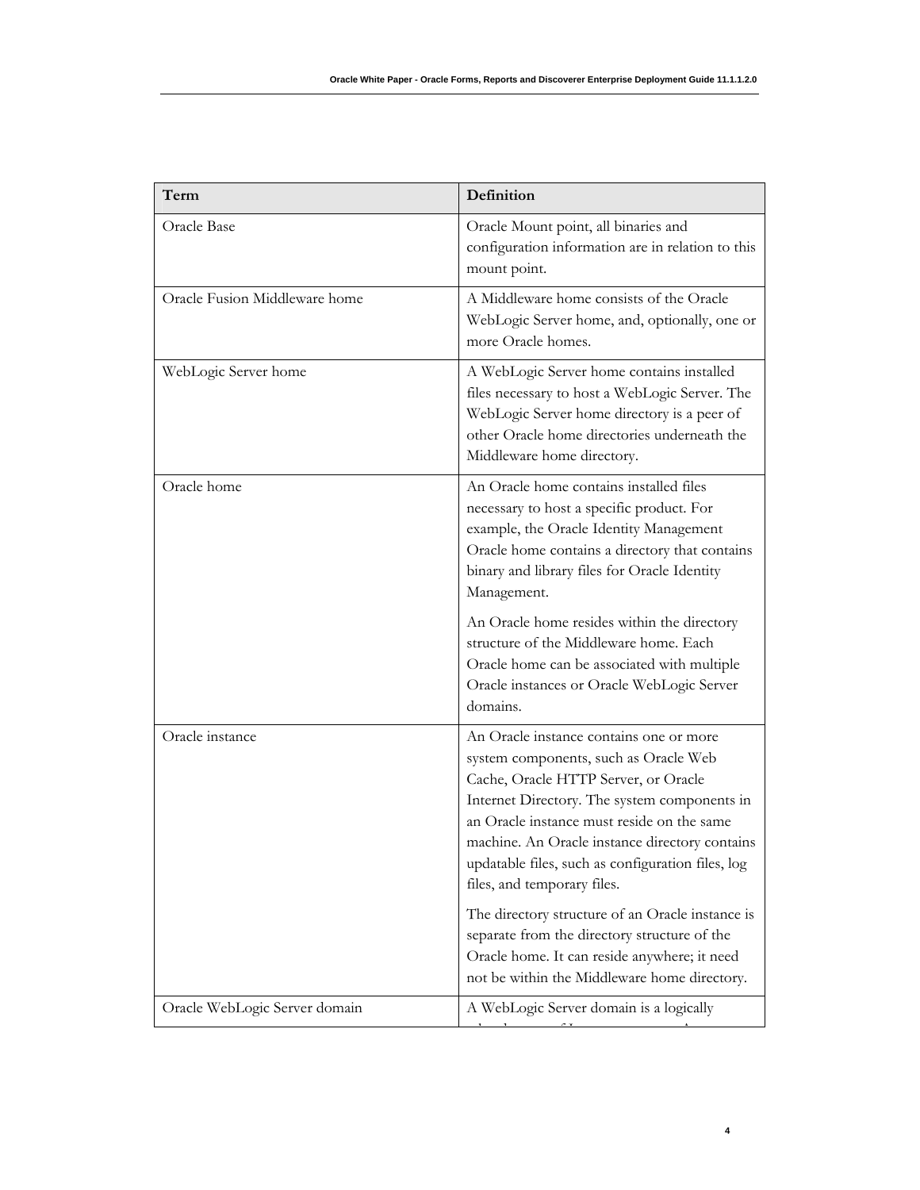| Term | Definition |
| --- | --- |
| Oracle Base | Oracle Mount point, all binaries and configuration information are in relation to this mount point. |
| Oracle Fusion Middleware home | A Middleware home consists of the Oracle WebLogic Server home, and, optionally, one or more Oracle homes. |
| WebLogic Server home | A WebLogic Server home contains installed files necessary to host a WebLogic Server. The WebLogic Server home directory is a peer of other Oracle home directories underneath the Middleware home directory. |
| Oracle home | An Oracle home contains installed files necessary to host a specific product. For example, the Oracle Identity Management Oracle home contains a directory that contains binary and library files for Oracle Identity Management.<br><br>An Oracle home resides within the directory structure of the Middleware home. Each Oracle home can be associated with multiple Oracle instances or Oracle WebLogic Server domains. |
| Oracle instance | An Oracle instance contains one or more system components, such as Oracle Web Cache, Oracle HTTP Server, or Oracle Internet Directory. The system components in an Oracle instance must reside on the same machine. An Oracle instance directory contains updatable files, such as configuration files, log files, and temporary files.<br><br>The directory structure of an Oracle instance is separate from the directory structure of the Oracle home. It can reside anywhere; it need not be within the Middleware home directory. |
| Oracle WebLogic Server domain | A WebLogic Server domain is a logically |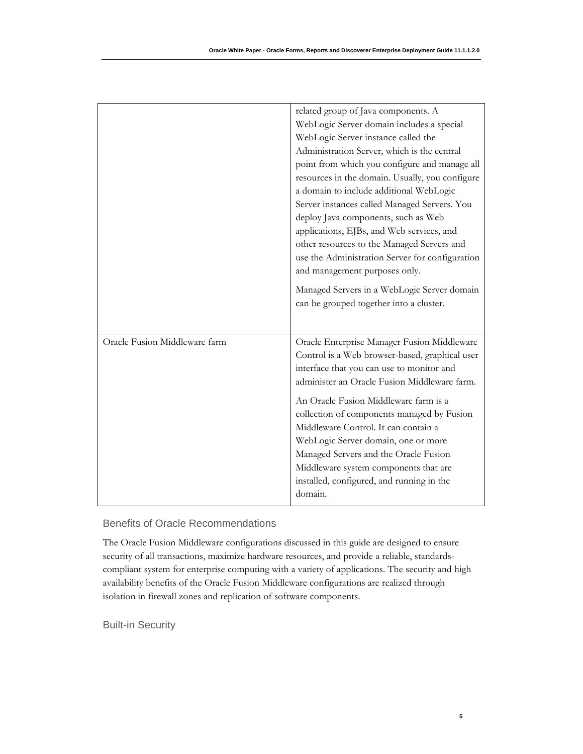| | |
|---|---|
| | related group of Java components. A WebLogic Server domain includes a special WebLogic Server instance called the Administration Server, which is the central point from which you configure and manage all resources in the domain. Usually, you configure a domain to include additional WebLogic Server instances called Managed Servers. You deploy Java components, such as Web applications, EJBs, and Web services, and other resources to the Managed Servers and use the Administration Server for configuration and management purposes only.<br><br>Managed Servers in a WebLogic Server domain can be grouped together into a cluster. |
| Oracle Fusion Middleware farm | Oracle Enterprise Manager Fusion Middleware Control is a Web browser-based, graphical user interface that you can use to monitor and administer an Oracle Fusion Middleware farm.<br><br>An Oracle Fusion Middleware farm is a collection of components managed by Fusion Middleware Control. It can contain a WebLogic Server domain, one or more Managed Servers and the Oracle Fusion Middleware system components that are installed, configured, and running in the domain. |

## Benefits of Oracle Recommendations

The Oracle Fusion Middleware configurations discussed in this guide are designed to ensure security of all transactions, maximize hardware resources, and provide a reliable, standards-compliant system for enterprise computing with a variety of applications. The security and high availability benefits of the Oracle Fusion Middleware configurations are realized through isolation in firewall zones and replication of software components.

### Built-in Security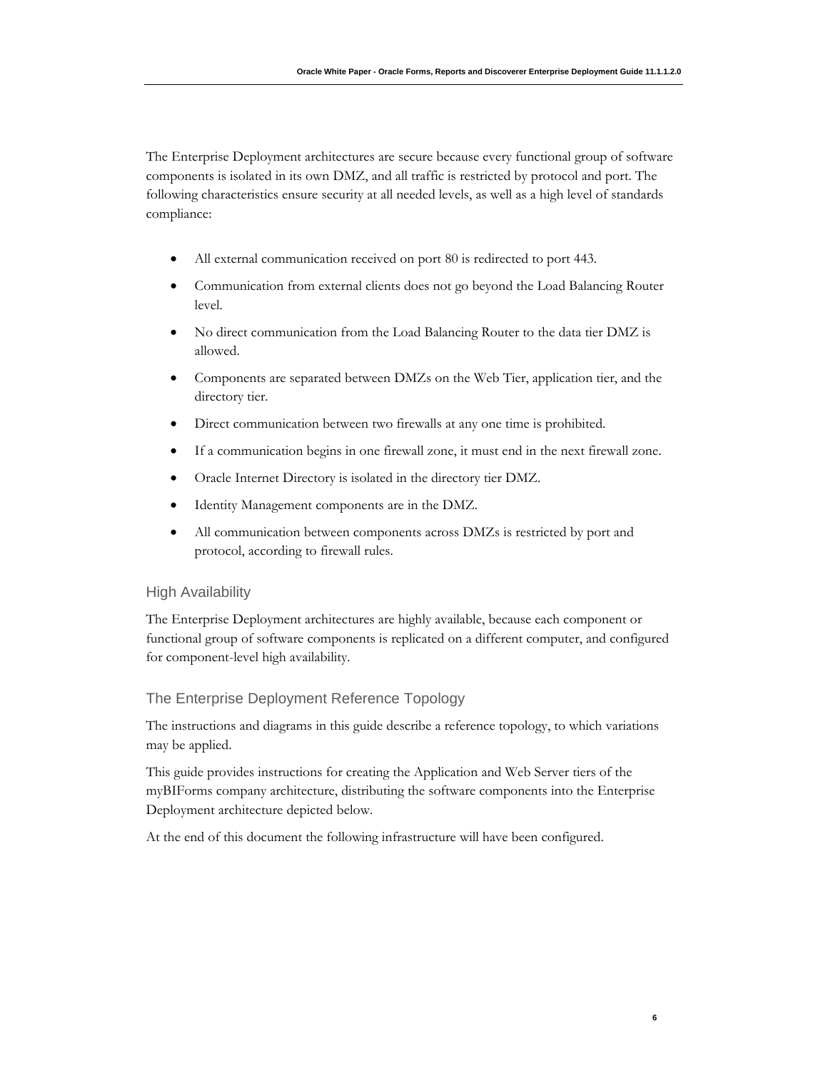The Enterprise Deployment architectures are secure because every functional group of software components is isolated in its own DMZ, and all traffic is restricted by protocol and port. The following characteristics ensure security at all needed levels, as well as a high level of standards compliance:

- All external communication received on port 80 is redirected to port 443.
- Communication from external clients does not go beyond the Load Balancing Router level.
- No direct communication from the Load Balancing Router to the data tier DMZ is allowed.
- Components are separated between DMZs on the Web Tier, application tier, and the directory tier.
- Direct communication between two firewalls at any one time is prohibited.
- If a communication begins in one firewall zone, it must end in the next firewall zone.
- Oracle Internet Directory is isolated in the directory tier DMZ.
- Identity Management components are in the DMZ.
- All communication between components across DMZs is restricted by port and protocol, according to firewall rules.

## High Availability

The Enterprise Deployment architectures are highly available, because each component or functional group of software components is replicated on a different computer, and configured for component-level high availability.

## The Enterprise Deployment Reference Topology

The instructions and diagrams in this guide describe a reference topology, to which variations may be applied.

This guide provides instructions for creating the Application and Web Server tiers of the myBIForms company architecture, distributing the software components into the Enterprise Deployment architecture depicted below.

At the end of this document the following infrastructure will have been configured.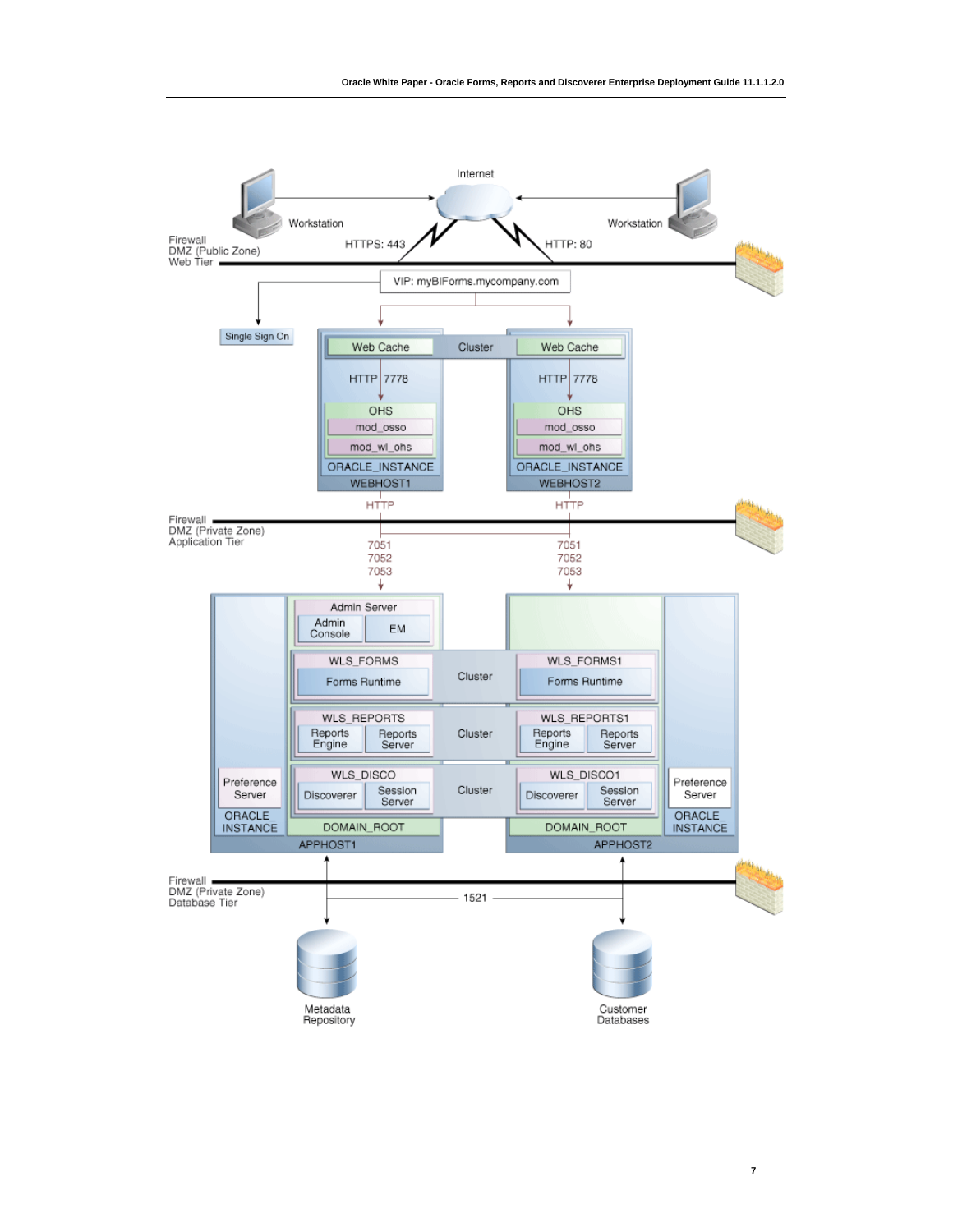Internet

Workstation

Workstation

HTTPS: 443

HTTP: 80

Firewall
DMZ (Public Zone)
Web Tier

VIP: myBIForms.mycompany.com

Single Sign On

| WEBHOST1 | | WEBHOST2 |
|---|---|---|
| Web Cache | Cluster | Web Cache |
| HTTP 7778 | | HTTP 7778 |
| OHS | | OHS |
| mod_osso | | mod_osso |
| mod_wl_ohs | | mod_wl_ohs |
| ORACLE_INSTANCE | | ORACLE_INSTANCE |

HTTP

HTTP

Firewall
DMZ (Private Zone)
Application Tier

7051
7052
7053

7051
7052
7053

| APPHOST1 | | APPHOST2 |
|---|---|---|
| Admin Server (Admin Console, EM) | | |
| WLS_FORMS (Forms Runtime) | Cluster | WLS_FORMS1 (Forms Runtime) |
| WLS_REPORTS (Reports Engine, Reports Server) | Cluster | WLS_REPORTS1 (Reports Engine, Reports Server) |
| WLS_DISCO (Discoverer, Session Server) | Cluster | WLS_DISCO1 (Discoverer, Session Server) |
| Preference Server, ORACLE_INSTANCE | | Preference Server, ORACLE_INSTANCE |
| DOMAIN_ROOT | | DOMAIN_ROOT |

Firewall
DMZ (Private Zone)
Database Tier

1521

Metadata Repository

Customer Databases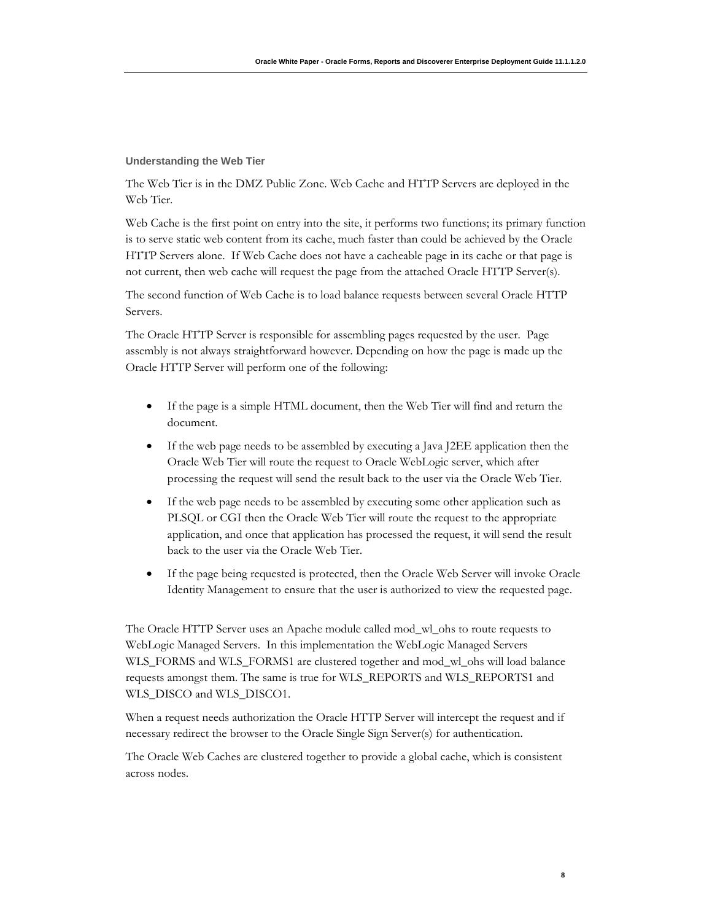### Understanding the Web Tier

The Web Tier is in the DMZ Public Zone. Web Cache and HTTP Servers are deployed in the Web Tier.

Web Cache is the first point on entry into the site, it performs two functions; its primary function is to serve static web content from its cache, much faster than could be achieved by the Oracle HTTP Servers alone. If Web Cache does not have a cacheable page in its cache or that page is not current, then web cache will request the page from the attached Oracle HTTP Server(s).

The second function of Web Cache is to load balance requests between several Oracle HTTP Servers.

The Oracle HTTP Server is responsible for assembling pages requested by the user. Page assembly is not always straightforward however. Depending on how the page is made up the Oracle HTTP Server will perform one of the following:

- If the page is a simple HTML document, then the Web Tier will find and return the document.
- If the web page needs to be assembled by executing a Java J2EE application then the Oracle Web Tier will route the request to Oracle WebLogic server, which after processing the request will send the result back to the user via the Oracle Web Tier.
- If the web page needs to be assembled by executing some other application such as PLSQL or CGI then the Oracle Web Tier will route the request to the appropriate application, and once that application has processed the request, it will send the result back to the user via the Oracle Web Tier.
- If the page being requested is protected, then the Oracle Web Server will invoke Oracle Identity Management to ensure that the user is authorized to view the requested page.

The Oracle HTTP Server uses an Apache module called mod_wl_ohs to route requests to WebLogic Managed Servers. In this implementation the WebLogic Managed Servers WLS_FORMS and WLS_FORMS1 are clustered together and mod_wl_ohs will load balance requests amongst them. The same is true for WLS_REPORTS and WLS_REPORTS1 and WLS_DISCO and WLS_DISCO1.

When a request needs authorization the Oracle HTTP Server will intercept the request and if necessary redirect the browser to the Oracle Single Sign Server(s) for authentication.

The Oracle Web Caches are clustered together to provide a global cache, which is consistent across nodes.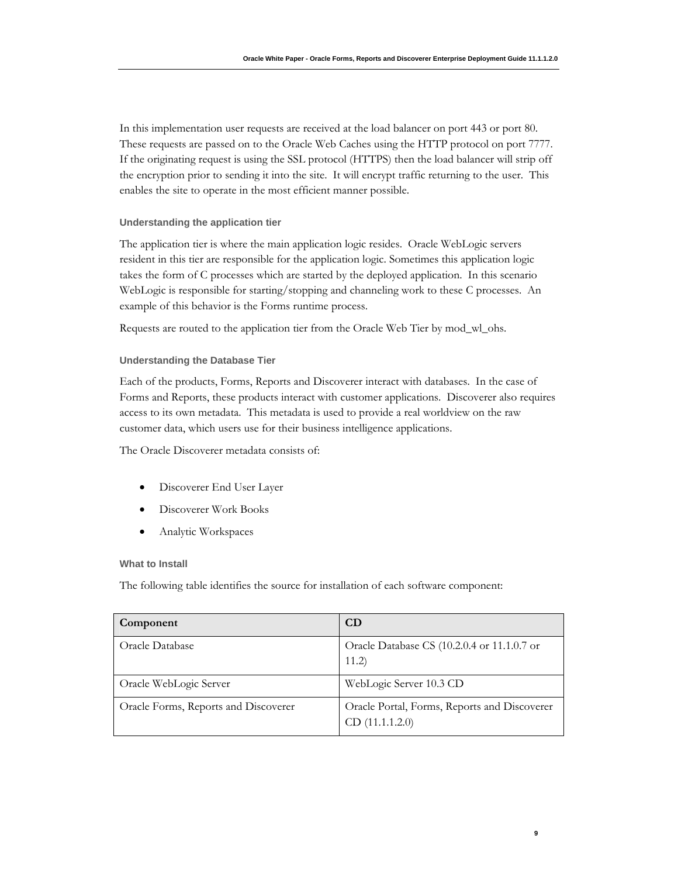In this implementation user requests are received at the load balancer on port 443 or port 80. These requests are passed on to the Oracle Web Caches using the HTTP protocol on port 7777. If the originating request is using the SSL protocol (HTTPS) then the load balancer will strip off the encryption prior to sending it into the site. It will encrypt traffic returning to the user. This enables the site to operate in the most efficient manner possible.

### Understanding the application tier

The application tier is where the main application logic resides. Oracle WebLogic servers resident in this tier are responsible for the application logic. Sometimes this application logic takes the form of C processes which are started by the deployed application. In this scenario WebLogic is responsible for starting/stopping and channeling work to these C processes. An example of this behavior is the Forms runtime process.

Requests are routed to the application tier from the Oracle Web Tier by mod_wl_ohs.

### Understanding the Database Tier

Each of the products, Forms, Reports and Discoverer interact with databases. In the case of Forms and Reports, these products interact with customer applications. Discoverer also requires access to its own metadata. This metadata is used to provide a real worldview on the raw customer data, which users use for their business intelligence applications.

The Oracle Discoverer metadata consists of:

- Discoverer End User Layer
- Discoverer Work Books
- Analytic Workspaces

### What to Install

The following table identifies the source for installation of each software component:

| Component | CD |
| --- | --- |
| Oracle Database | Oracle Database CS (10.2.0.4 or 11.1.0.7 or 11.2) |
| Oracle WebLogic Server | WebLogic Server 10.3 CD |
| Oracle Forms, Reports and Discoverer | Oracle Portal, Forms, Reports and Discoverer CD (11.1.1.2.0) |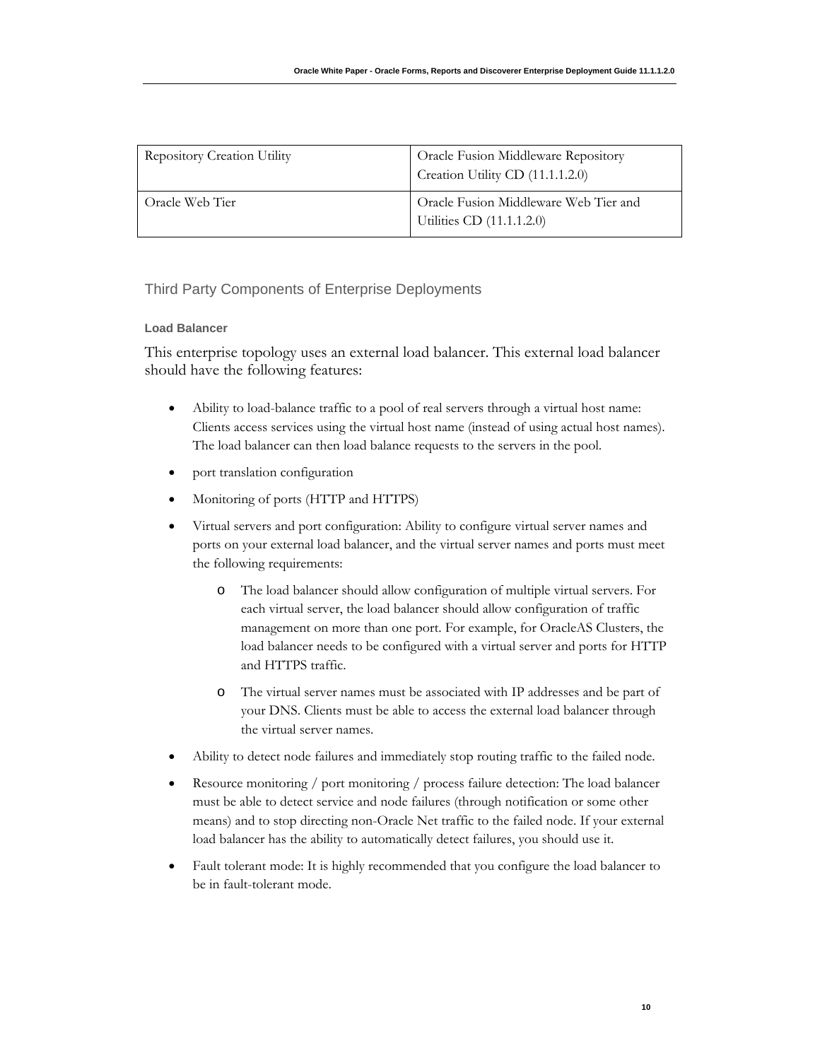| Repository Creation Utility | Oracle Fusion Middleware Repository Creation Utility CD (11.1.1.2.0) |
| --- | --- |
| Oracle Web Tier | Oracle Fusion Middleware Web Tier and Utilities CD (11.1.1.2.0) |

## Third Party Components of Enterprise Deployments

### Load Balancer

This enterprise topology uses an external load balancer. This external load balancer should have the following features:

- Ability to load-balance traffic to a pool of real servers through a virtual host name: Clients access services using the virtual host name (instead of using actual host names). The load balancer can then load balance requests to the servers in the pool.
- port translation configuration
- Monitoring of ports (HTTP and HTTPS)
- Virtual servers and port configuration: Ability to configure virtual server names and ports on your external load balancer, and the virtual server names and ports must meet the following requirements:
  - The load balancer should allow configuration of multiple virtual servers. For each virtual server, the load balancer should allow configuration of traffic management on more than one port. For example, for OracleAS Clusters, the load balancer needs to be configured with a virtual server and ports for HTTP and HTTPS traffic.
  - The virtual server names must be associated with IP addresses and be part of your DNS. Clients must be able to access the external load balancer through the virtual server names.
- Ability to detect node failures and immediately stop routing traffic to the failed node.
- Resource monitoring / port monitoring / process failure detection: The load balancer must be able to detect service and node failures (through notification or some other means) and to stop directing non-Oracle Net traffic to the failed node. If your external load balancer has the ability to automatically detect failures, you should use it.
- Fault tolerant mode: It is highly recommended that you configure the load balancer to be in fault-tolerant mode.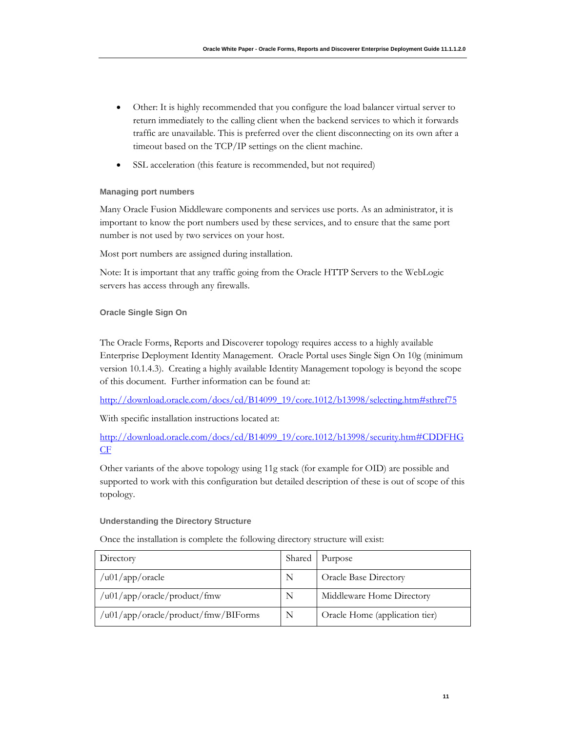- Other: It is highly recommended that you configure the load balancer virtual server to return immediately to the calling client when the backend services to which it forwards traffic are unavailable. This is preferred over the client disconnecting on its own after a timeout based on the TCP/IP settings on the client machine.
- SSL acceleration (this feature is recommended, but not required)

### Managing port numbers

Many Oracle Fusion Middleware components and services use ports. As an administrator, it is important to know the port numbers used by these services, and to ensure that the same port number is not used by two services on your host.

Most port numbers are assigned during installation.

Note: It is important that any traffic going from the Oracle HTTP Servers to the WebLogic servers has access through any firewalls.

### Oracle Single Sign On

The Oracle Forms, Reports and Discoverer topology requires access to a highly available Enterprise Deployment Identity Management. Oracle Portal uses Single Sign On 10g (minimum version 10.1.4.3). Creating a highly available Identity Management topology is beyond the scope of this document. Further information can be found at:

http://download.oracle.com/docs/cd/B14099_19/core.1012/b13998/selecting.htm#sthref75

With specific installation instructions located at:

http://download.oracle.com/docs/cd/B14099_19/core.1012/b13998/security.htm#CDDFHGCF

Other variants of the above topology using 11g stack (for example for OID) are possible and supported to work with this configuration but detailed description of these is out of scope of this topology.

### Understanding the Directory Structure

Once the installation is complete the following directory structure will exist:

| Directory | Shared | Purpose |
|---|---|---|
| /u01/app/oracle | N | Oracle Base Directory |
| /u01/app/oracle/product/fmw | N | Middleware Home Directory |
| /u01/app/oracle/product/fmw/BIForms | N | Oracle Home (application tier) |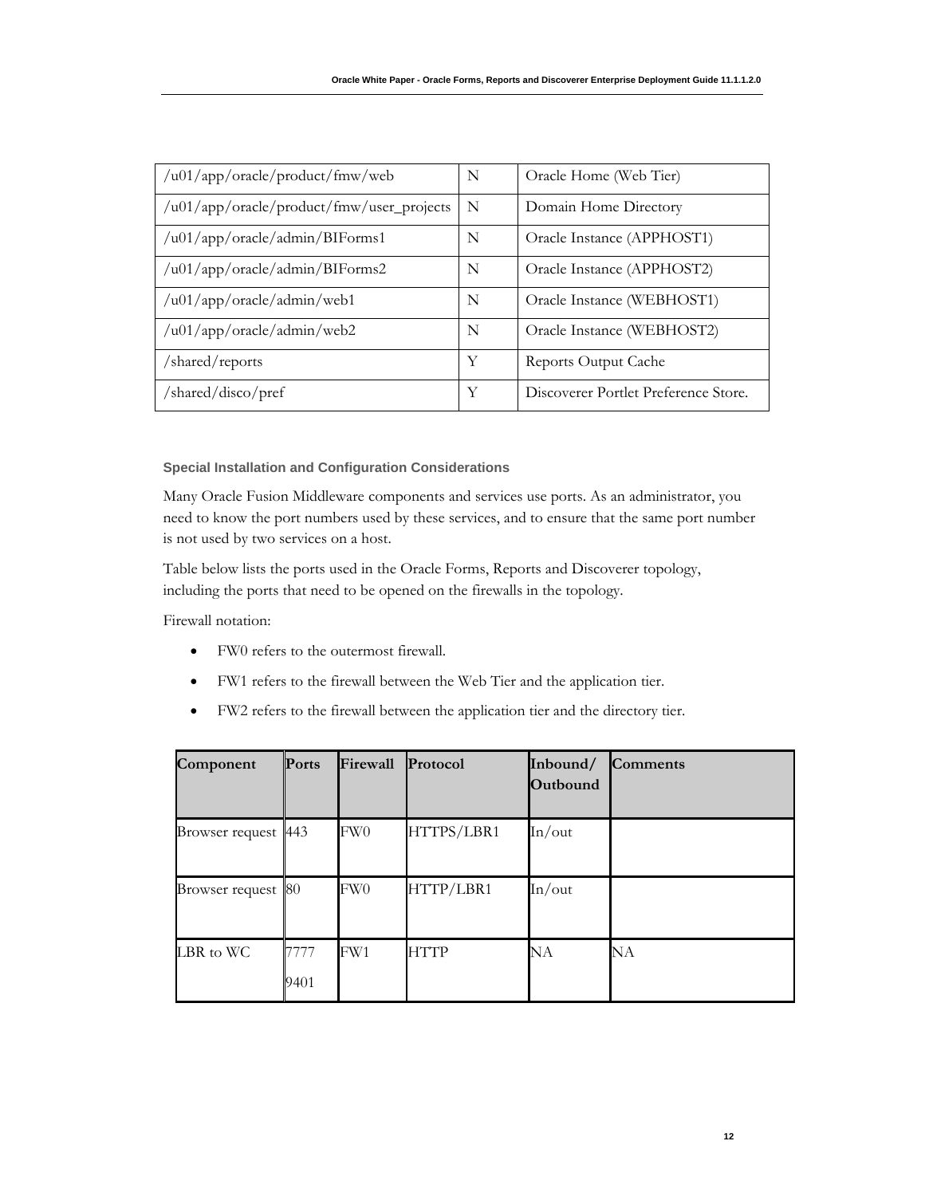| /u01/app/oracle/product/fmw/web | N | Oracle Home (Web Tier) |
|---|---|---|
| /u01/app/oracle/product/fmw/user_projects | N | Domain Home Directory |
| /u01/app/oracle/admin/BIForms1 | N | Oracle Instance (APPHOST1) |
| /u01/app/oracle/admin/BIForms2 | N | Oracle Instance (APPHOST2) |
| /u01/app/oracle/admin/web1 | N | Oracle Instance (WEBHOST1) |
| /u01/app/oracle/admin/web2 | N | Oracle Instance (WEBHOST2) |
| /shared/reports | Y | Reports Output Cache |
| /shared/disco/pref | Y | Discoverer Portlet Preference Store. |

### Special Installation and Configuration Considerations

Many Oracle Fusion Middleware components and services use ports. As an administrator, you need to know the port numbers used by these services, and to ensure that the same port number is not used by two services on a host.

Table below lists the ports used in the Oracle Forms, Reports and Discoverer topology, including the ports that need to be opened on the firewalls in the topology.

Firewall notation:

- FW0 refers to the outermost firewall.
- FW1 refers to the firewall between the Web Tier and the application tier.
- FW2 refers to the firewall between the application tier and the directory tier.

| Component | Ports | Firewall | Protocol | Inbound/ Outbound | Comments |
|---|---|---|---|---|---|
| Browser request | 443 | FW0 | HTTPS/LBR1 | In/out | |
| Browser request | 80 | FW0 | HTTP/LBR1 | In/out | |
| LBR to WC | 7777 9401 | FW1 | HTTP | NA | NA |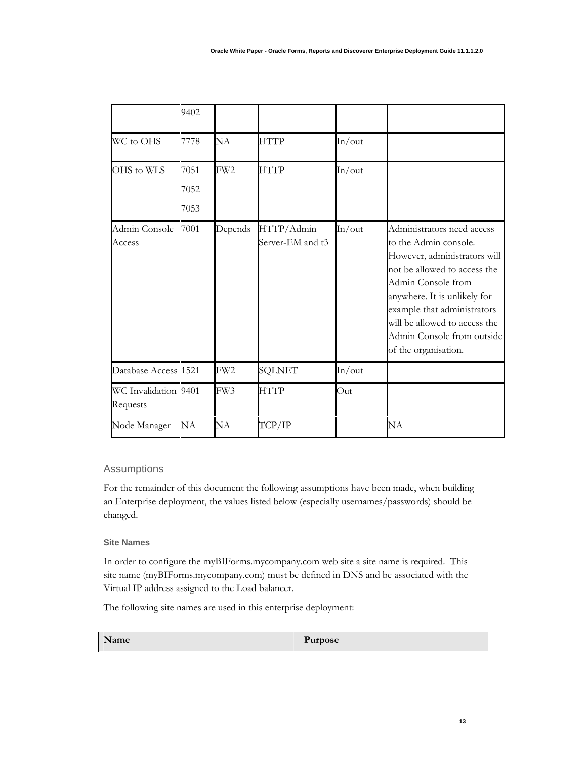| | 9402 | | | | |
|---|---|---|---|---|---|
| WC to OHS | 7778 | NA | HTTP | In/out | |
| OHS to WLS | 7051<br>7052<br>7053 | FW2 | HTTP | In/out | |
| Admin Console Access | 7001 | Depends | HTTP/Admin Server-EM and t3 | In/out | Administrators need access to the Admin console. However, administrators will not be allowed to access the Admin Console from anywhere. It is unlikely for example that administrators will be allowed to access the Admin Console from outside of the organisation. |
| Database Access | 1521 | FW2 | SQLNET | In/out | |
| WC Invalidation Requests | 9401 | FW3 | HTTP | Out | |
| Node Manager | NA | NA | TCP/IP | | NA |

## Assumptions

For the remainder of this document the following assumptions have been made, when building an Enterprise deployment, the values listed below (especially usernames/passwords) should be changed.

### Site Names

In order to configure the myBIForms.mycompany.com web site a site name is required. This site name (myBIForms.mycompany.com) must be defined in DNS and be associated with the Virtual IP address assigned to the Load balancer.

The following site names are used in this enterprise deployment:

| Name | Purpose |
|---|---|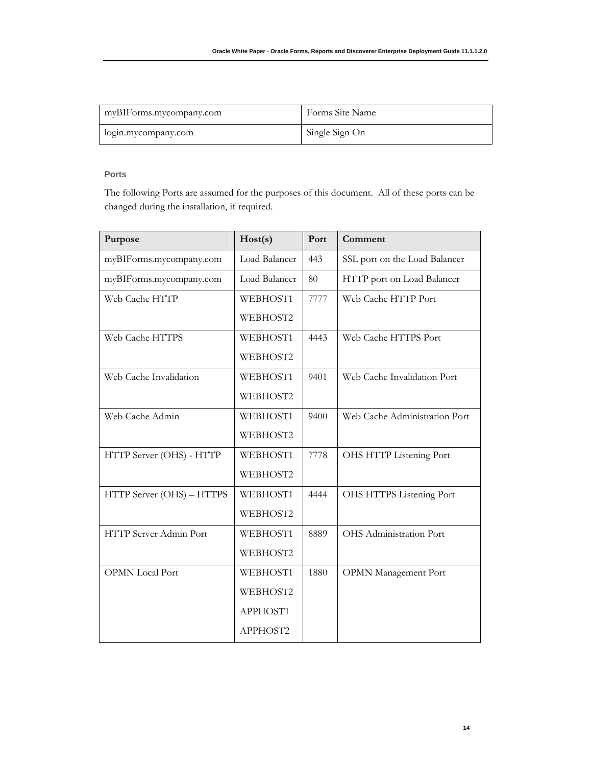| myBIForms.mycompany.com | Forms Site Name |
|---|---|
| login.mycompany.com | Single Sign On |

### Ports

The following Ports are assumed for the purposes of this document. All of these ports can be changed during the installation, if required.

| Purpose | Host(s) | Port | Comment |
|---|---|---|---|
| myBIForms.mycompany.com | Load Balancer | 443 | SSL port on the Load Balancer |
| myBIForms.mycompany.com | Load Balancer | 80 | HTTP port on Load Balancer |
| Web Cache HTTP | WEBHOST1<br>WEBHOST2 | 7777 | Web Cache HTTP Port |
| Web Cache HTTPS | WEBHOST1<br>WEBHOST2 | 4443 | Web Cache HTTPS Port |
| Web Cache Invalidation | WEBHOST1<br>WEBHOST2 | 9401 | Web Cache Invalidation Port |
| Web Cache Admin | WEBHOST1<br>WEBHOST2 | 9400 | Web Cache Administration Port |
| HTTP Server (OHS) - HTTP | WEBHOST1<br>WEBHOST2 | 7778 | OHS HTTP Listening Port |
| HTTP Server (OHS) – HTTPS | WEBHOST1<br>WEBHOST2 | 4444 | OHS HTTPS Listening Port |
| HTTP Server Admin Port | WEBHOST1<br>WEBHOST2 | 8889 | OHS Administration Port |
| OPMN Local Port | WEBHOST1<br>WEBHOST2<br>APPHOST1<br>APPHOST2 | 1880 | OPMN Management Port |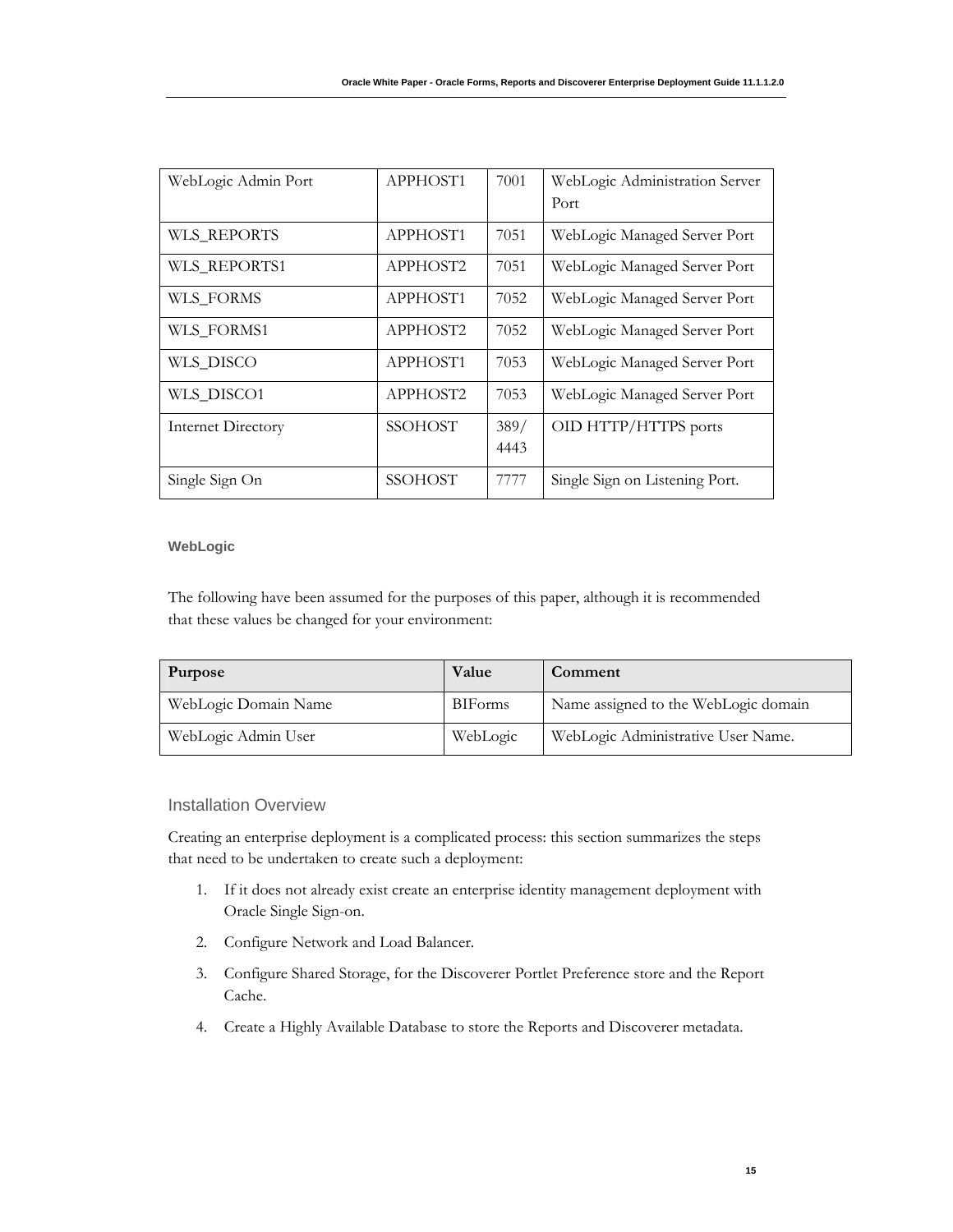| | | | |
|---|---|---|---|
| WebLogic Admin Port | APPHOST1 | 7001 | WebLogic Administration Server Port |
| WLS_REPORTS | APPHOST1 | 7051 | WebLogic Managed Server Port |
| WLS_REPORTS1 | APPHOST2 | 7051 | WebLogic Managed Server Port |
| WLS_FORMS | APPHOST1 | 7052 | WebLogic Managed Server Port |
| WLS_FORMS1 | APPHOST2 | 7052 | WebLogic Managed Server Port |
| WLS_DISCO | APPHOST1 | 7053 | WebLogic Managed Server Port |
| WLS_DISCO1 | APPHOST2 | 7053 | WebLogic Managed Server Port |
| Internet Directory | SSOHOST | 389/ 4443 | OID HTTP/HTTPS ports |
| Single Sign On | SSOHOST | 7777 | Single Sign on Listening Port. |

#### WebLogic

The following have been assumed for the purposes of this paper, although it is recommended that these values be changed for your environment:

| Purpose | Value | Comment |
|---|---|---|
| WebLogic Domain Name | BIForms | Name assigned to the WebLogic domain |
| WebLogic Admin User | WebLogic | WebLogic Administrative User Name. |

### Installation Overview

Creating an enterprise deployment is a complicated process: this section summarizes the steps that need to be undertaken to create such a deployment:

1. If it does not already exist create an enterprise identity management deployment with Oracle Single Sign-on.
2. Configure Network and Load Balancer.
3. Configure Shared Storage, for the Discoverer Portlet Preference store and the Report Cache.
4. Create a Highly Available Database to store the Reports and Discoverer metadata.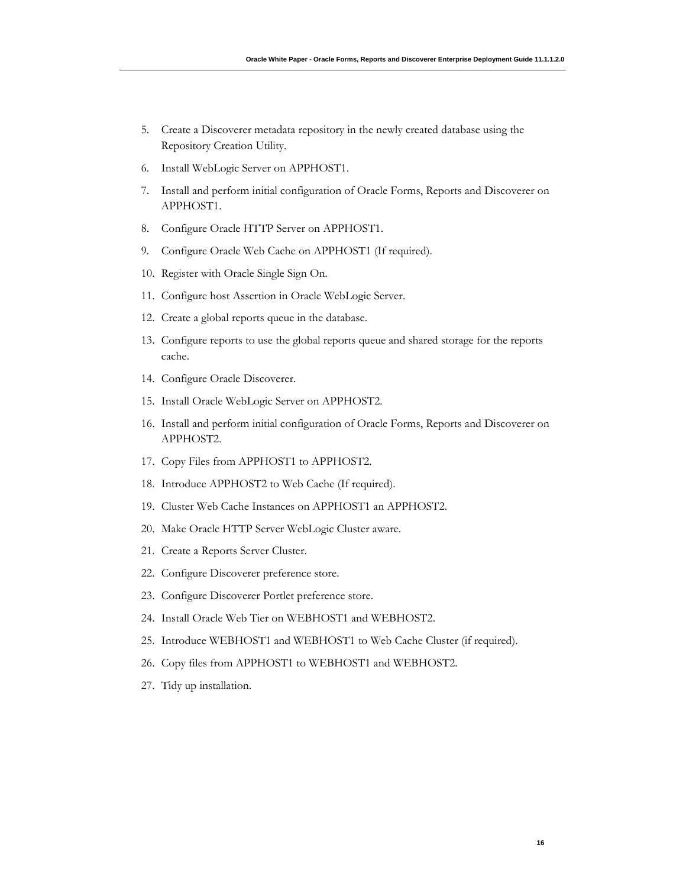5. Create a Discoverer metadata repository in the newly created database using the Repository Creation Utility.
6. Install WebLogic Server on APPHOST1.
7. Install and perform initial configuration of Oracle Forms, Reports and Discoverer on APPHOST1.
8. Configure Oracle HTTP Server on APPHOST1.
9. Configure Oracle Web Cache on APPHOST1 (If required).
10. Register with Oracle Single Sign On.
11. Configure host Assertion in Oracle WebLogic Server.
12. Create a global reports queue in the database.
13. Configure reports to use the global reports queue and shared storage for the reports cache.
14. Configure Oracle Discoverer.
15. Install Oracle WebLogic Server on APPHOST2.
16. Install and perform initial configuration of Oracle Forms, Reports and Discoverer on APPHOST2.
17. Copy Files from APPHOST1 to APPHOST2.
18. Introduce APPHOST2 to Web Cache (If required).
19. Cluster Web Cache Instances on APPHOST1 an APPHOST2.
20. Make Oracle HTTP Server WebLogic Cluster aware.
21. Create a Reports Server Cluster.
22. Configure Discoverer preference store.
23. Configure Discoverer Portlet preference store.
24. Install Oracle Web Tier on WEBHOST1 and WEBHOST2.
25. Introduce WEBHOST1 and WEBHOST1 to Web Cache Cluster (if required).
26. Copy files from APPHOST1 to WEBHOST1 and WEBHOST2.
27. Tidy up installation.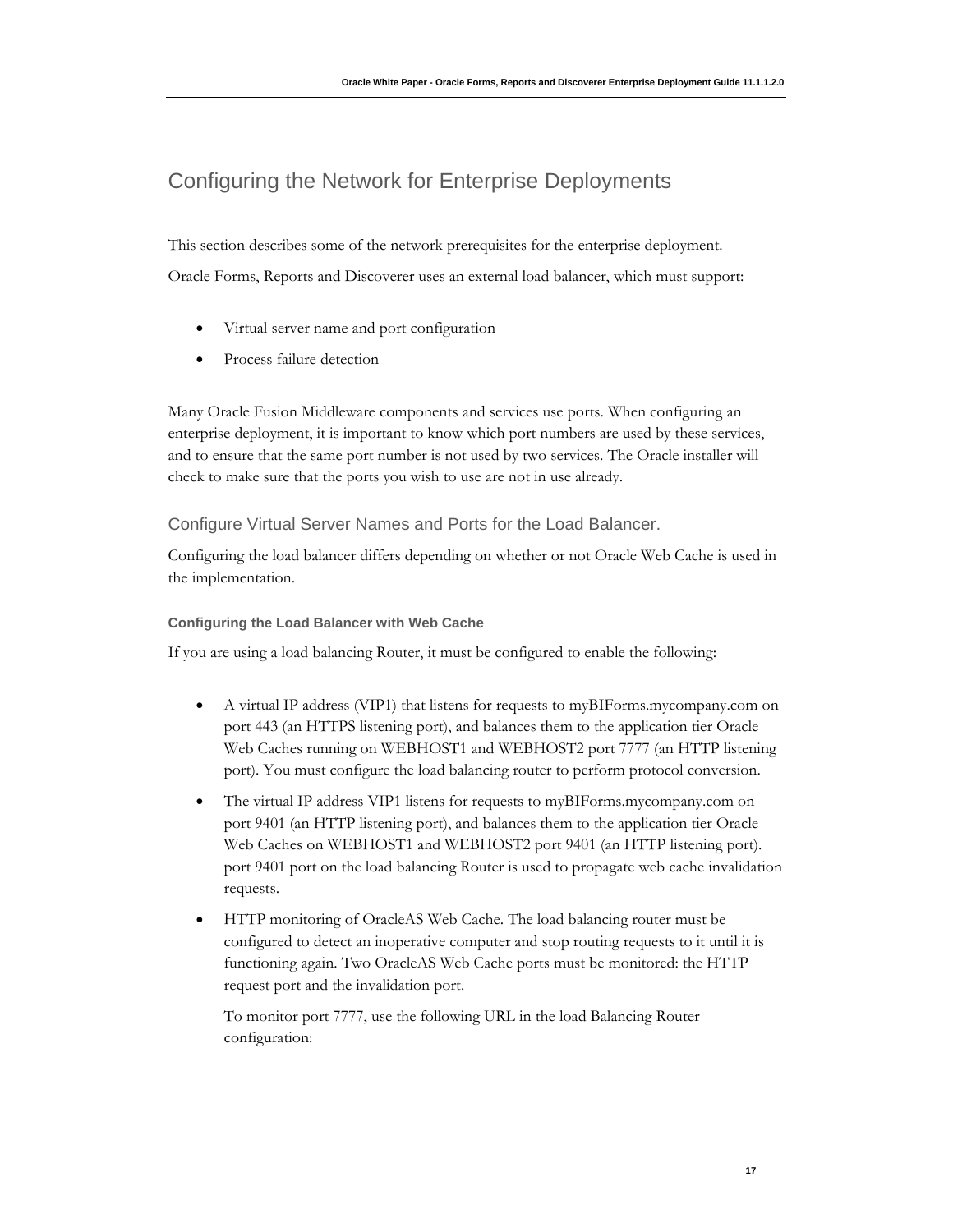# Configuring the Network for Enterprise Deployments

This section describes some of the network prerequisites for the enterprise deployment.

Oracle Forms, Reports and Discoverer uses an external load balancer, which must support:

- Virtual server name and port configuration
- Process failure detection

Many Oracle Fusion Middleware components and services use ports. When configuring an enterprise deployment, it is important to know which port numbers are used by these services, and to ensure that the same port number is not used by two services. The Oracle installer will check to make sure that the ports you wish to use are not in use already.

## Configure Virtual Server Names and Ports for the Load Balancer.

Configuring the load balancer differs depending on whether or not Oracle Web Cache is used in the implementation.

### Configuring the Load Balancer with Web Cache

If you are using a load balancing Router, it must be configured to enable the following:

- A virtual IP address (VIP1) that listens for requests to myBIForms.mycompany.com on port 443 (an HTTPS listening port), and balances them to the application tier Oracle Web Caches running on WEBHOST1 and WEBHOST2 port 7777 (an HTTP listening port). You must configure the load balancing router to perform protocol conversion.
- The virtual IP address VIP1 listens for requests to myBIForms.mycompany.com on port 9401 (an HTTP listening port), and balances them to the application tier Oracle Web Caches on WEBHOST1 and WEBHOST2 port 9401 (an HTTP listening port). port 9401 port on the load balancing Router is used to propagate web cache invalidation requests.
- HTTP monitoring of OracleAS Web Cache. The load balancing router must be configured to detect an inoperative computer and stop routing requests to it until it is functioning again. Two OracleAS Web Cache ports must be monitored: the HTTP request port and the invalidation port.

  To monitor port 7777, use the following URL in the load Balancing Router configuration: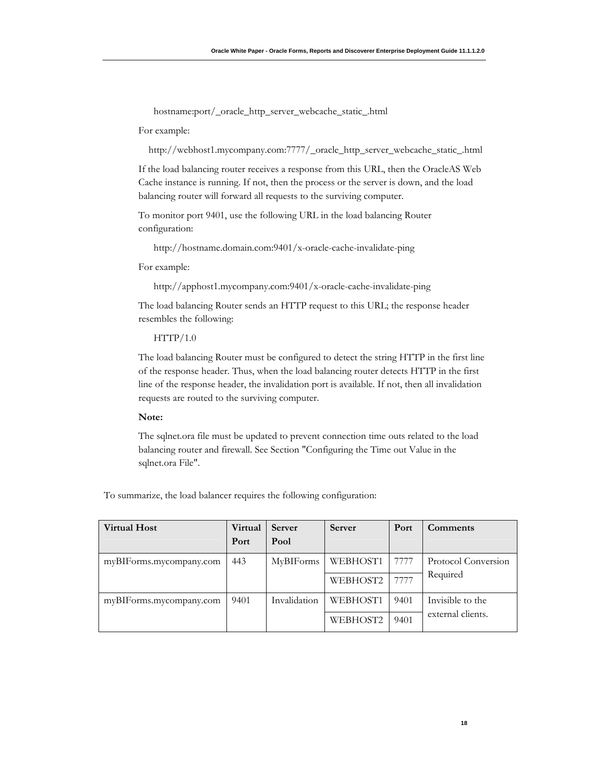hostname:port/_oracle_http_server_webcache_static_.html

For example:

http://webhost1.mycompany.com:7777/_oracle_http_server_webcache_static_.html

If the load balancing router receives a response from this URL, then the OracleAS Web Cache instance is running. If not, then the process or the server is down, and the load balancing router will forward all requests to the surviving computer.

To monitor port 9401, use the following URL in the load balancing Router configuration:

http://hostname.domain.com:9401/x-oracle-cache-invalidate-ping

For example:

http://apphost1.mycompany.com:9401/x-oracle-cache-invalidate-ping

The load balancing Router sends an HTTP request to this URL; the response header resembles the following:

HTTP/1.0

The load balancing Router must be configured to detect the string HTTP in the first line of the response header. Thus, when the load balancing router detects HTTP in the first line of the response header, the invalidation port is available. If not, then all invalidation requests are routed to the surviving computer.

**Note:**

The sqlnet.ora file must be updated to prevent connection time outs related to the load balancing router and firewall. See Section "Configuring the Time out Value in the sqlnet.ora File".

To summarize, the load balancer requires the following configuration:

| Virtual Host | Virtual Port | Server Pool | Server | Port | Comments |
|---|---|---|---|---|---|
| myBIForms.mycompany.com | 443 | MyBIForms | WEBHOST1 | 7777 | Protocol Conversion Required |
| | | | WEBHOST2 | 7777 | |
| myBIForms.mycompany.com | 9401 | Invalidation | WEBHOST1 | 9401 | Invisible to the external clients. |
| | | | WEBHOST2 | 9401 | |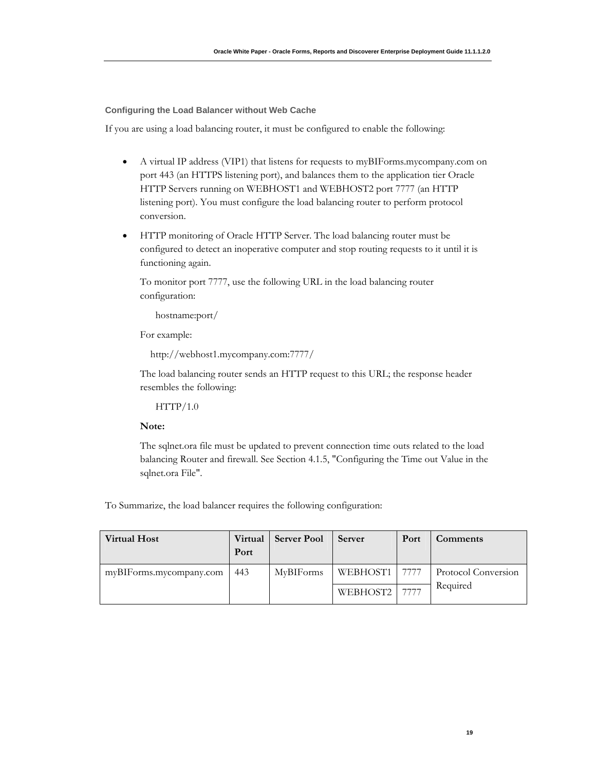### Configuring the Load Balancer without Web Cache

If you are using a load balancing router, it must be configured to enable the following:

- A virtual IP address (VIP1) that listens for requests to myBIForms.mycompany.com on port 443 (an HTTPS listening port), and balances them to the application tier Oracle HTTP Servers running on WEBHOST1 and WEBHOST2 port 7777 (an HTTP listening port). You must configure the load balancing router to perform protocol conversion.

- HTTP monitoring of Oracle HTTP Server. The load balancing router must be configured to detect an inoperative computer and stop routing requests to it until it is functioning again.

  To monitor port 7777, use the following URL in the load balancing router configuration:

  ```
  hostname:port/
  ```

  For example:

  ```
  http://webhost1.mycompany.com:7777/
  ```

  The load balancing router sends an HTTP request to this URL; the response header resembles the following:

  ```
  HTTP/1.0
  ```

  **Note:**

  The sqlnet.ora file must be updated to prevent connection time outs related to the load balancing Router and firewall. See Section 4.1.5, "Configuring the Time out Value in the sqlnet.ora File".

To Summarize, the load balancer requires the following configuration:

| Virtual Host | Virtual Port | Server Pool | Server | Port | Comments |
|---|---|---|---|---|---|
| myBIForms.mycompany.com | 443 | MyBIForms | WEBHOST1 | 7777 | Protocol Conversion Required |
| | | | WEBHOST2 | 7777 | |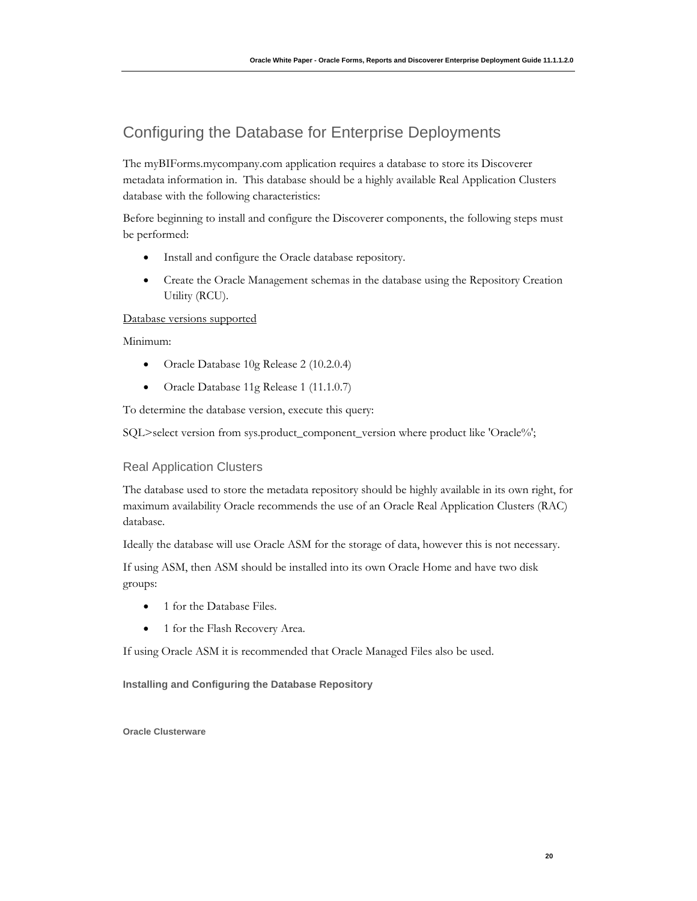## Configuring the Database for Enterprise Deployments

The myBIForms.mycompany.com application requires a database to store its Discoverer metadata information in. This database should be a highly available Real Application Clusters database with the following characteristics:

Before beginning to install and configure the Discoverer components, the following steps must be performed:

- Install and configure the Oracle database repository.
- Create the Oracle Management schemas in the database using the Repository Creation Utility (RCU).

Database versions supported

Minimum:

- Oracle Database 10g Release 2 (10.2.0.4)
- Oracle Database 11g Release 1 (11.1.0.7)

To determine the database version, execute this query:

SQL>select version from sys.product_component_version where product like 'Oracle%';

### Real Application Clusters

The database used to store the metadata repository should be highly available in its own right, for maximum availability Oracle recommends the use of an Oracle Real Application Clusters (RAC) database.

Ideally the database will use Oracle ASM for the storage of data, however this is not necessary.

If using ASM, then ASM should be installed into its own Oracle Home and have two disk groups:

- 1 for the Database Files.
- 1 for the Flash Recovery Area.

If using Oracle ASM it is recommended that Oracle Managed Files also be used.

#### Installing and Configuring the Database Repository

##### Oracle Clusterware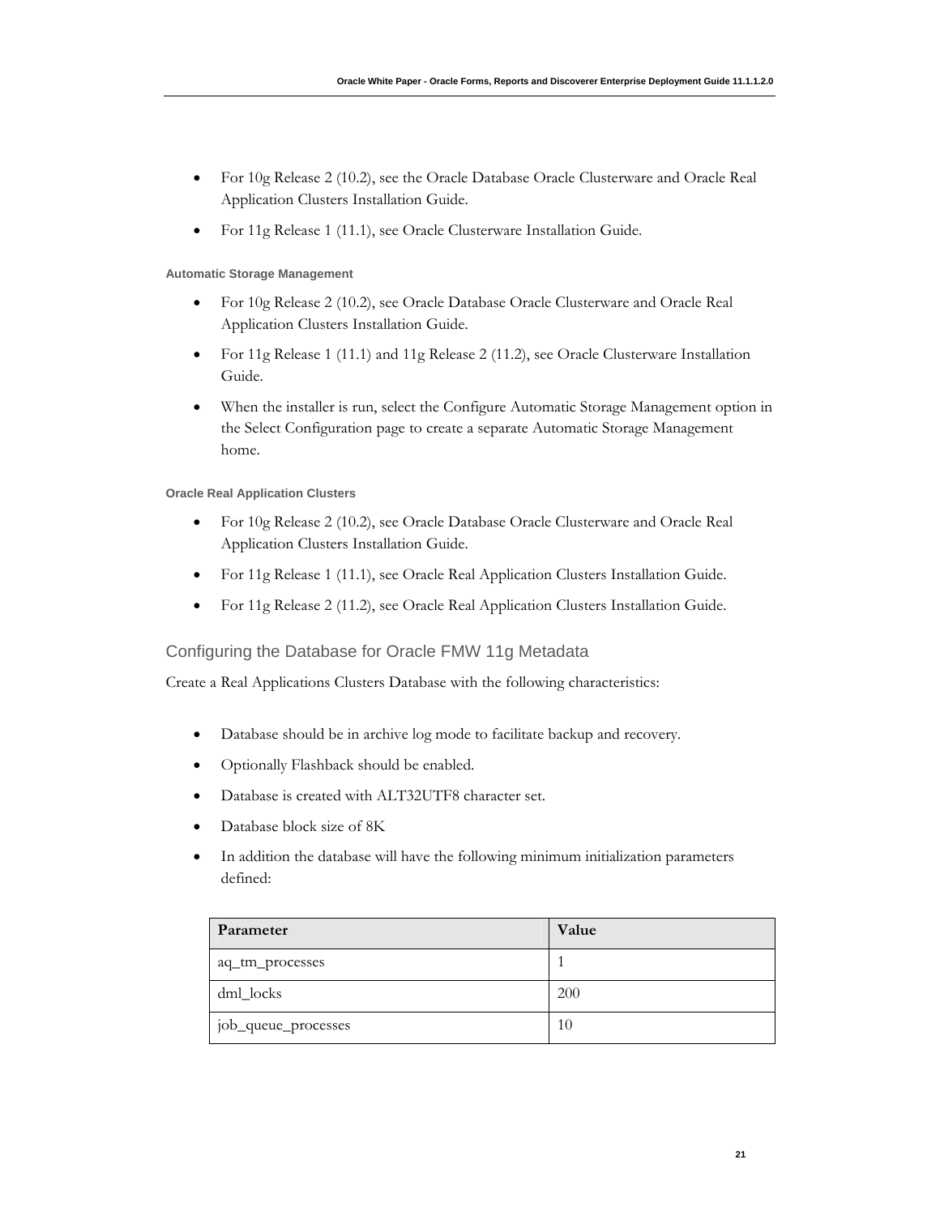- For 10g Release 2 (10.2), see the Oracle Database Oracle Clusterware and Oracle Real Application Clusters Installation Guide.
- For 11g Release 1 (11.1), see Oracle Clusterware Installation Guide.

#### Automatic Storage Management

- For 10g Release 2 (10.2), see Oracle Database Oracle Clusterware and Oracle Real Application Clusters Installation Guide.
- For 11g Release 1 (11.1) and 11g Release 2 (11.2), see Oracle Clusterware Installation Guide.
- When the installer is run, select the Configure Automatic Storage Management option in the Select Configuration page to create a separate Automatic Storage Management home.

#### Oracle Real Application Clusters

- For 10g Release 2 (10.2), see Oracle Database Oracle Clusterware and Oracle Real Application Clusters Installation Guide.
- For 11g Release 1 (11.1), see Oracle Real Application Clusters Installation Guide.
- For 11g Release 2 (11.2), see Oracle Real Application Clusters Installation Guide.

### Configuring the Database for Oracle FMW 11g Metadata

Create a Real Applications Clusters Database with the following characteristics:

- Database should be in archive log mode to facilitate backup and recovery.
- Optionally Flashback should be enabled.
- Database is created with ALT32UTF8 character set.
- Database block size of 8K
- In addition the database will have the following minimum initialization parameters defined:

| Parameter | Value |
|---|---|
| aq_tm_processes | 1 |
| dml_locks | 200 |
| job_queue_processes | 10 |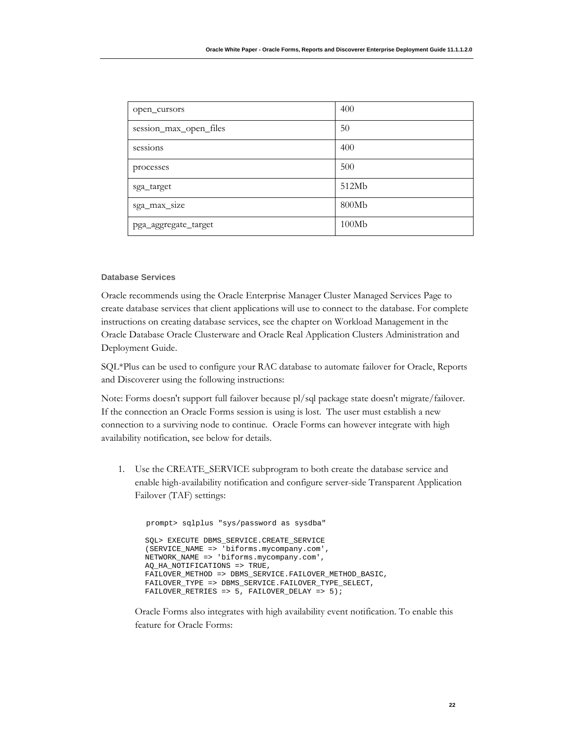| open_cursors | 400 |
| --- | --- |
| session_max_open_files | 50 |
| sessions | 400 |
| processes | 500 |
| sga_target | 512Mb |
| sga_max_size | 800Mb |
| pga_aggregate_target | 100Mb |

### Database Services

Oracle recommends using the Oracle Enterprise Manager Cluster Managed Services Page to create database services that client applications will use to connect to the database. For complete instructions on creating database services, see the chapter on Workload Management in the Oracle Database Oracle Clusterware and Oracle Real Application Clusters Administration and Deployment Guide.

SQL*Plus can be used to configure your RAC database to automate failover for Oracle, Reports and Discoverer using the following instructions:

Note: Forms doesn't support full failover because pl/sql package state doesn't migrate/failover. If the connection an Oracle Forms session is using is lost. The user must establish a new connection to a surviving node to continue. Oracle Forms can however integrate with high availability notification, see below for details.

1. Use the CREATE_SERVICE subprogram to both create the database service and enable high-availability notification and configure server-side Transparent Application Failover (TAF) settings:

   ```
   prompt> sqlplus "sys/password as sysdba"

   SQL> EXECUTE DBMS_SERVICE.CREATE_SERVICE
   (SERVICE_NAME => 'biforms.mycompany.com',
   NETWORK_NAME => 'biforms.mycompany.com',
   AQ_HA_NOTIFICATIONS => TRUE,
   FAILOVER_METHOD => DBMS_SERVICE.FAILOVER_METHOD_BASIC,
   FAILOVER_TYPE => DBMS_SERVICE.FAILOVER_TYPE_SELECT,
   FAILOVER_RETRIES => 5, FAILOVER_DELAY => 5);
   ```

   Oracle Forms also integrates with high availability event notification. To enable this feature for Oracle Forms: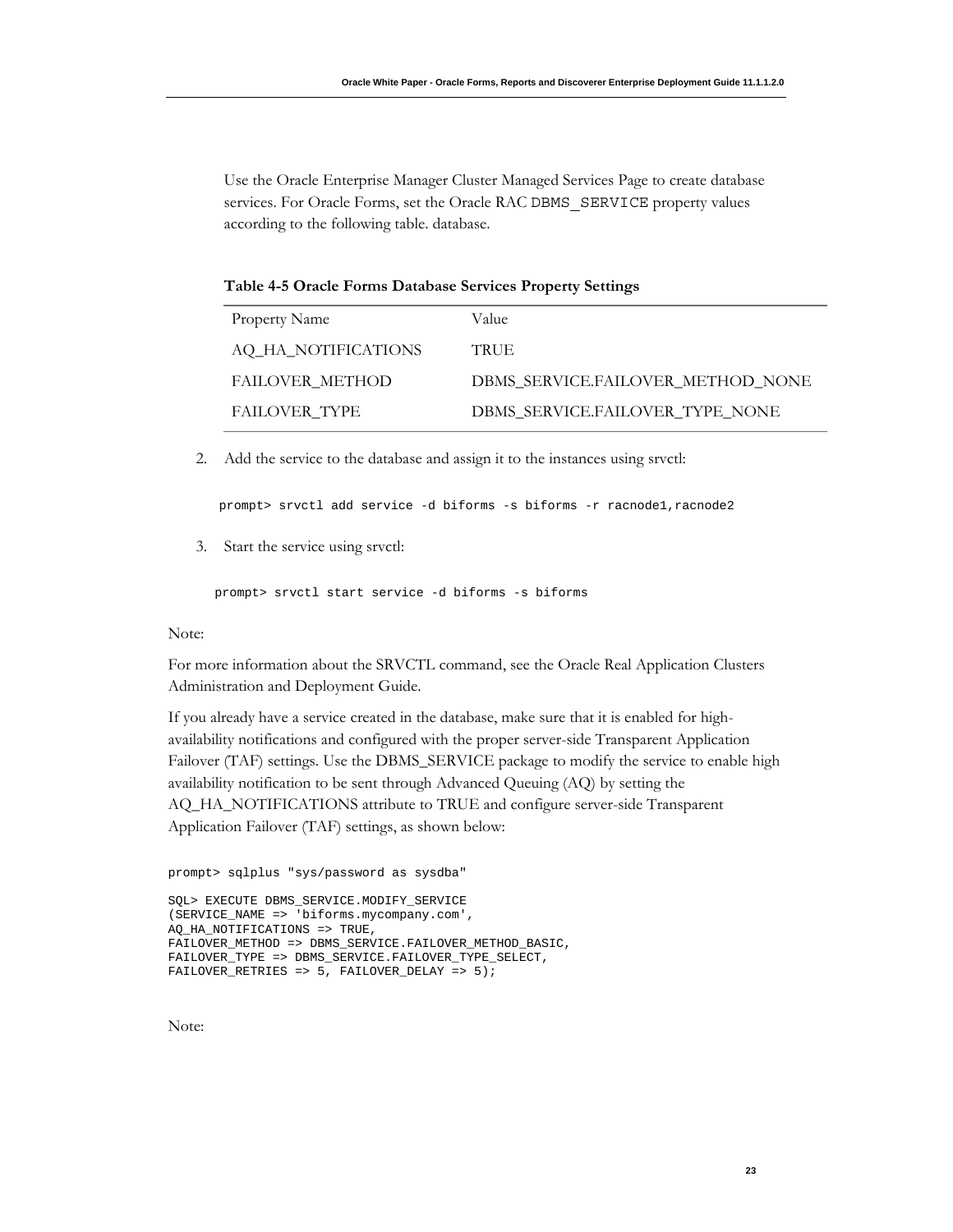Use the Oracle Enterprise Manager Cluster Managed Services Page to create database services. For Oracle Forms, set the Oracle RAC `DBMS_SERVICE` property values according to the following table. database.

**Table 4-5 Oracle Forms Database Services Property Settings**

| Property Name | Value |
| --- | --- |
| AQ_HA_NOTIFICATIONS | TRUE |
| FAILOVER_METHOD | DBMS_SERVICE.FAILOVER_METHOD_NONE |
| FAILOVER_TYPE | DBMS_SERVICE.FAILOVER_TYPE_NONE |

2. Add the service to the database and assign it to the instances using srvctl:

```
prompt> srvctl add service -d biforms -s biforms -r racnode1,racnode2
```

3. Start the service using srvctl:

```
prompt> srvctl start service -d biforms -s biforms
```

Note:

For more information about the SRVCTL command, see the Oracle Real Application Clusters Administration and Deployment Guide.

If you already have a service created in the database, make sure that it is enabled for high-availability notifications and configured with the proper server-side Transparent Application Failover (TAF) settings. Use the DBMS_SERVICE package to modify the service to enable high availability notification to be sent through Advanced Queuing (AQ) by setting the AQ_HA_NOTIFICATIONS attribute to TRUE and configure server-side Transparent Application Failover (TAF) settings, as shown below:

```
prompt> sqlplus "sys/password as sysdba"

SQL> EXECUTE DBMS_SERVICE.MODIFY_SERVICE
(SERVICE_NAME => 'biforms.mycompany.com',
AQ_HA_NOTIFICATIONS => TRUE,
FAILOVER_METHOD => DBMS_SERVICE.FAILOVER_METHOD_BASIC,
FAILOVER_TYPE => DBMS_SERVICE.FAILOVER_TYPE_SELECT,
FAILOVER_RETRIES => 5, FAILOVER_DELAY => 5);
```

Note: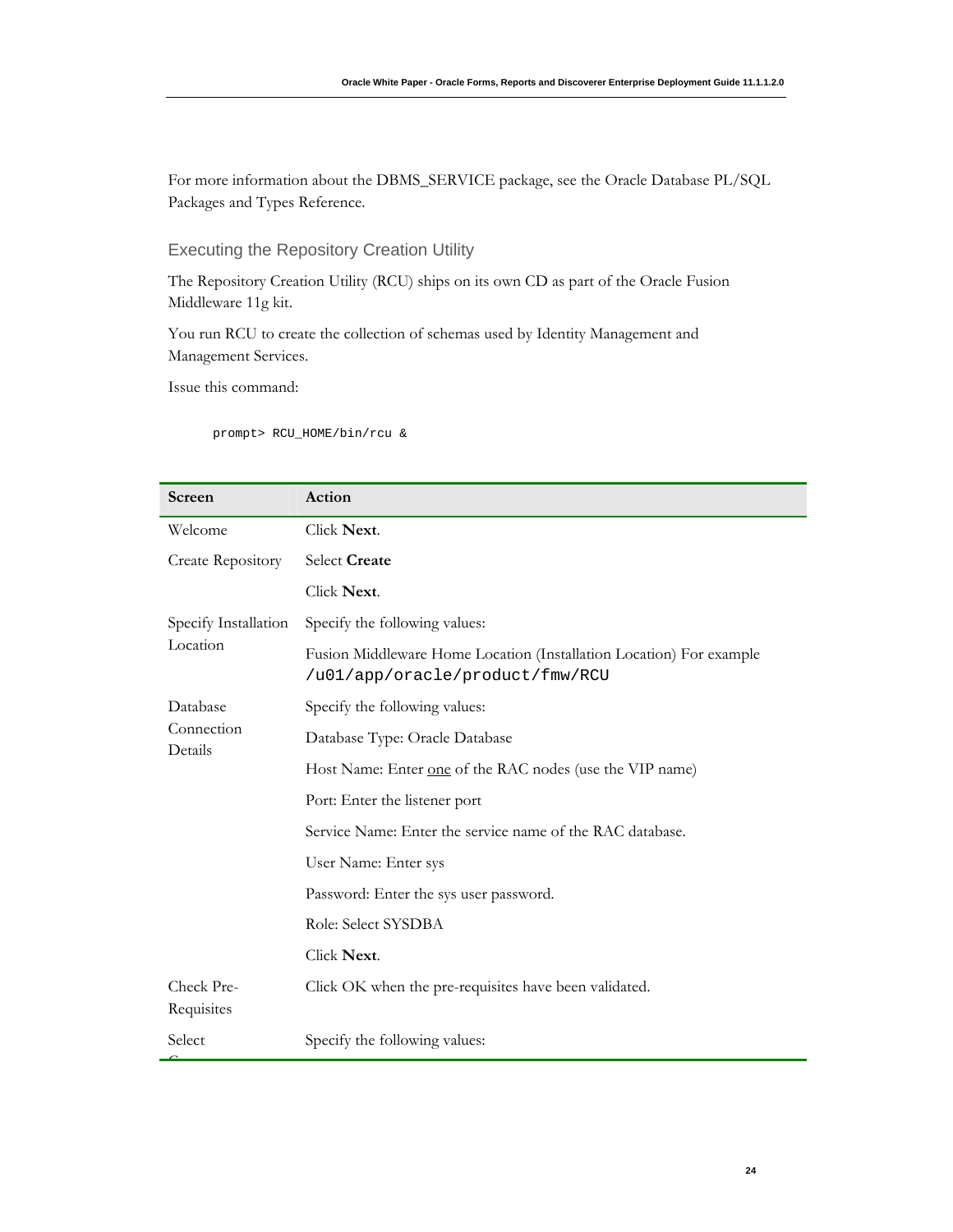For more information about the DBMS_SERVICE package, see the Oracle Database PL/SQL Packages and Types Reference.

### Executing the Repository Creation Utility

The Repository Creation Utility (RCU) ships on its own CD as part of the Oracle Fusion Middleware 11g kit.

You run RCU to create the collection of schemas used by Identity Management and Management Services.

Issue this command:

```
prompt> RCU_HOME/bin/rcu &
```

| Screen | Action |
|---|---|
| Welcome | Click **Next**. |
| Create Repository | Select **Create** |
| | Click **Next**. |
| Specify Installation Location | Specify the following values: |
| | Fusion Middleware Home Location (Installation Location) For example `/u01/app/oracle/product/fmw/RCU` |
| Database Connection Details | Specify the following values: |
| | Database Type: Oracle Database |
| | Host Name: Enter one of the RAC nodes (use the VIP name) |
| | Port: Enter the listener port |
| | Service Name: Enter the service name of the RAC database. |
| | User Name: Enter sys |
| | Password: Enter the sys user password. |
| | Role: Select SYSDBA |
| | Click **Next**. |
| Check Pre-Requisites | Click OK when the pre-requisites have been validated. |
| Select C | Specify the following values: |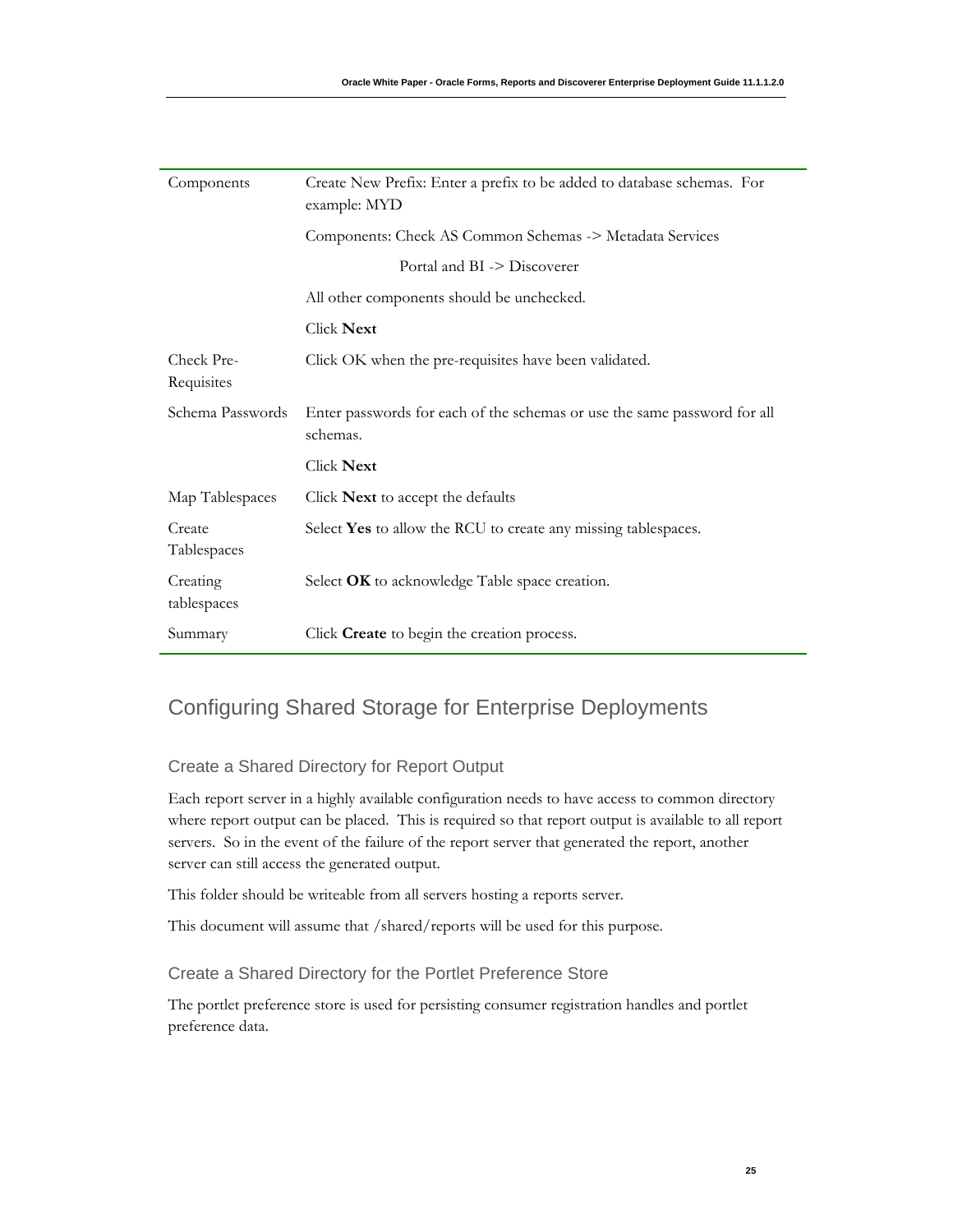| | |
|---|---|
| Components | Create New Prefix: Enter a prefix to be added to database schemas. For example: MYD<br><br>Components: Check AS Common Schemas -> Metadata Services<br><br>Portal and BI -> Discoverer<br><br>All other components should be unchecked.<br><br>Click **Next** |
| Check Pre-Requisites | Click OK when the pre-requisites have been validated. |
| Schema Passwords | Enter passwords for each of the schemas or use the same password for all schemas.<br><br>Click **Next** |
| Map Tablespaces | Click **Next** to accept the defaults |
| Create Tablespaces | Select **Yes** to allow the RCU to create any missing tablespaces. |
| Creating tablespaces | Select **OK** to acknowledge Table space creation. |
| Summary | Click **Create** to begin the creation process. |

## Configuring Shared Storage for Enterprise Deployments

### Create a Shared Directory for Report Output

Each report server in a highly available configuration needs to have access to common directory where report output can be placed. This is required so that report output is available to all report servers. So in the event of the failure of the report server that generated the report, another server can still access the generated output.

This folder should be writeable from all servers hosting a reports server.

This document will assume that /shared/reports will be used for this purpose.

### Create a Shared Directory for the Portlet Preference Store

The portlet preference store is used for persisting consumer registration handles and portlet preference data.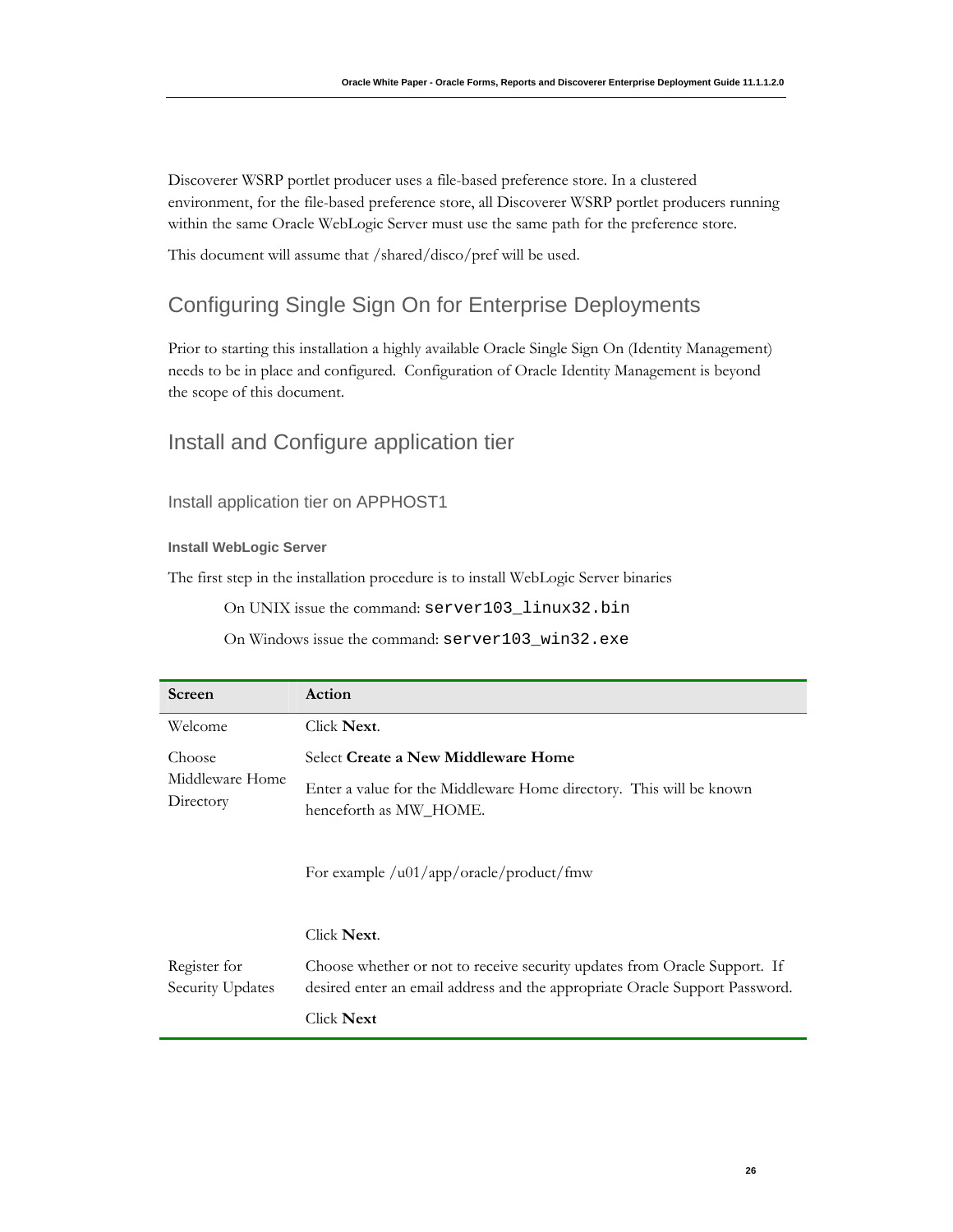Discoverer WSRP portlet producer uses a file-based preference store. In a clustered environment, for the file-based preference store, all Discoverer WSRP portlet producers running within the same Oracle WebLogic Server must use the same path for the preference store.

This document will assume that /shared/disco/pref will be used.

## Configuring Single Sign On for Enterprise Deployments

Prior to starting this installation a highly available Oracle Single Sign On (Identity Management) needs to be in place and configured. Configuration of Oracle Identity Management is beyond the scope of this document.

## Install and Configure application tier

### Install application tier on APPHOST1

#### Install WebLogic Server

The first step in the installation procedure is to install WebLogic Server binaries

On UNIX issue the command: `server103_linux32.bin`

On Windows issue the command: `server103_win32.exe`

| Screen | Action |
|---|---|
| Welcome | Click **Next**. |
| Choose Middleware Home Directory | Select **Create a New Middleware Home**<br><br>Enter a value for the Middleware Home directory. This will be known henceforth as MW_HOME.<br><br>For example /u01/app/oracle/product/fmw<br><br>Click **Next**. |
| Register for Security Updates | Choose whether or not to receive security updates from Oracle Support. If desired enter an email address and the appropriate Oracle Support Password.<br><br>Click **Next** |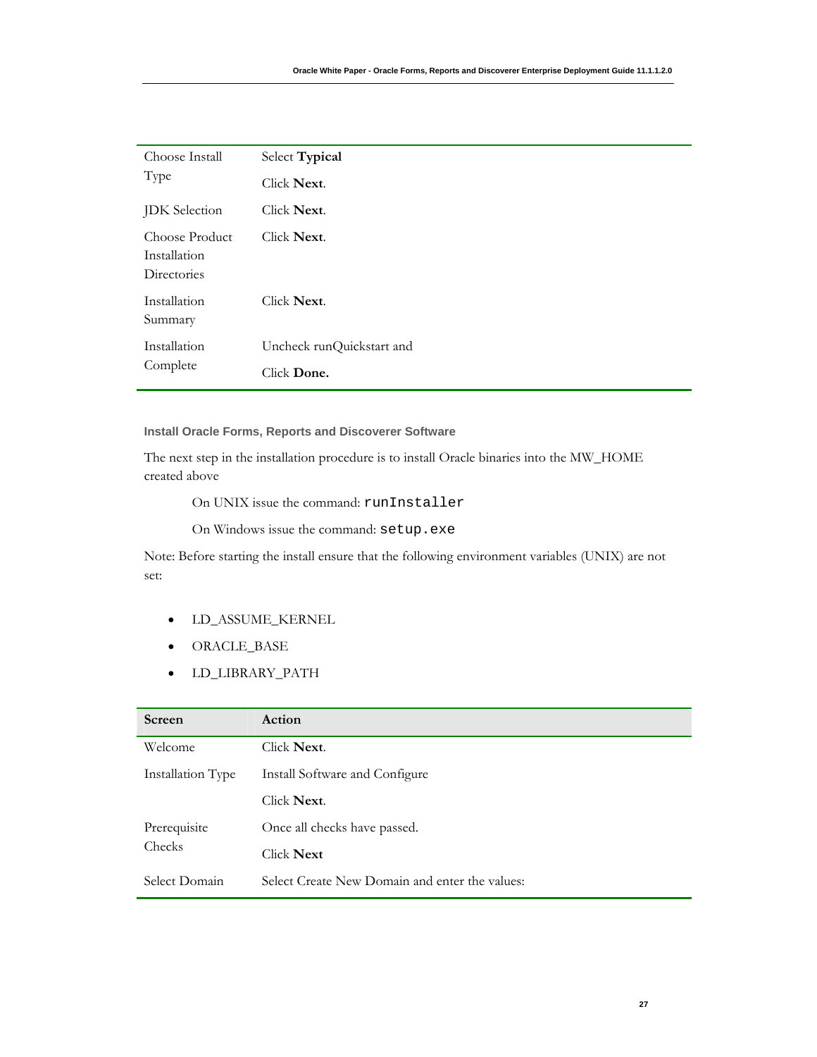| | |
|---|---|
| Choose Install Type | Select **Typical**<br>Click **Next**. |
| JDK Selection | Click **Next**. |
| Choose Product Installation Directories | Click **Next**. |
| Installation Summary | Click **Next**. |
| Installation Complete | Uncheck runQuickstart and<br>Click **Done.** |

### Install Oracle Forms, Reports and Discoverer Software

The next step in the installation procedure is to install Oracle binaries into the MW_HOME created above

On UNIX issue the command: `runInstaller`

On Windows issue the command: `setup.exe`

Note: Before starting the install ensure that the following environment variables (UNIX) are not set:

- LD_ASSUME_KERNEL
- ORACLE_BASE
- LD_LIBRARY_PATH

| Screen | Action |
|---|---|
| Welcome | Click **Next**. |
| Installation Type | Install Software and Configure<br>Click **Next**. |
| Prerequisite Checks | Once all checks have passed.<br>Click **Next** |
| Select Domain | Select Create New Domain and enter the values: |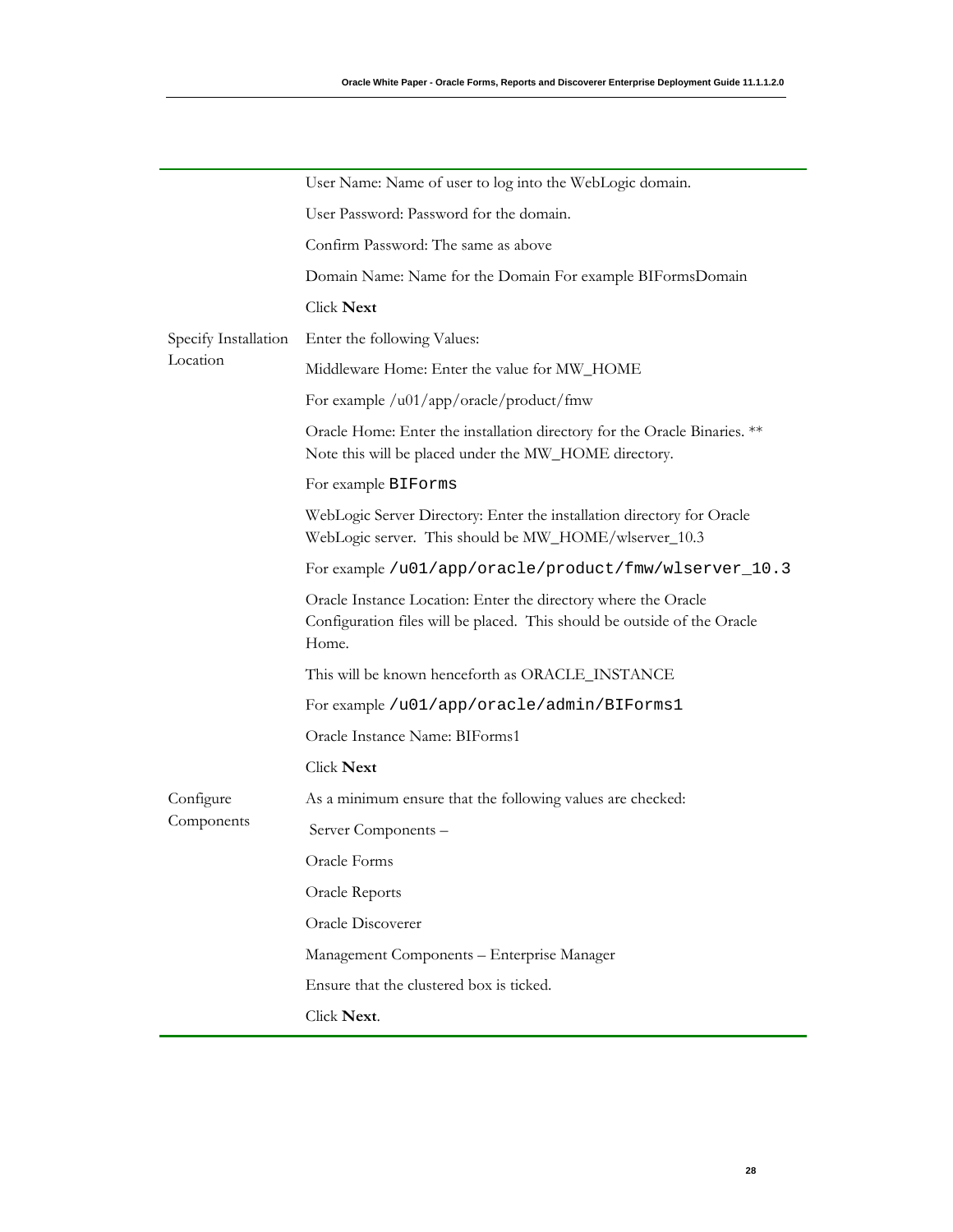| | |
|---|---|
| | User Name: Name of user to log into the WebLogic domain.<br><br>User Password: Password for the domain.<br><br>Confirm Password: The same as above<br><br>Domain Name: Name for the Domain For example BIFormsDomain<br><br>Click **Next** |
| Specify Installation Location | Enter the following Values:<br><br>Middleware Home: Enter the value for MW_HOME<br><br>For example /u01/app/oracle/product/fmw<br><br>Oracle Home: Enter the installation directory for the Oracle Binaries. ** Note this will be placed under the MW_HOME directory.<br><br>For example `BIForms`<br><br>WebLogic Server Directory: Enter the installation directory for Oracle WebLogic server. This should be MW_HOME/wlserver_10.3<br><br>For example `/u01/app/oracle/product/fmw/wlserver_10.3`<br><br>Oracle Instance Location: Enter the directory where the Oracle Configuration files will be placed. This should be outside of the Oracle Home.<br><br>This will be known henceforth as ORACLE_INSTANCE<br><br>For example `/u01/app/oracle/admin/BIForms1`<br><br>Oracle Instance Name: BIForms1<br><br>Click **Next** |
| Configure Components | As a minimum ensure that the following values are checked:<br><br>Server Components –<br><br>Oracle Forms<br><br>Oracle Reports<br><br>Oracle Discoverer<br><br>Management Components – Enterprise Manager<br><br>Ensure that the clustered box is ticked.<br><br>Click **Next**. |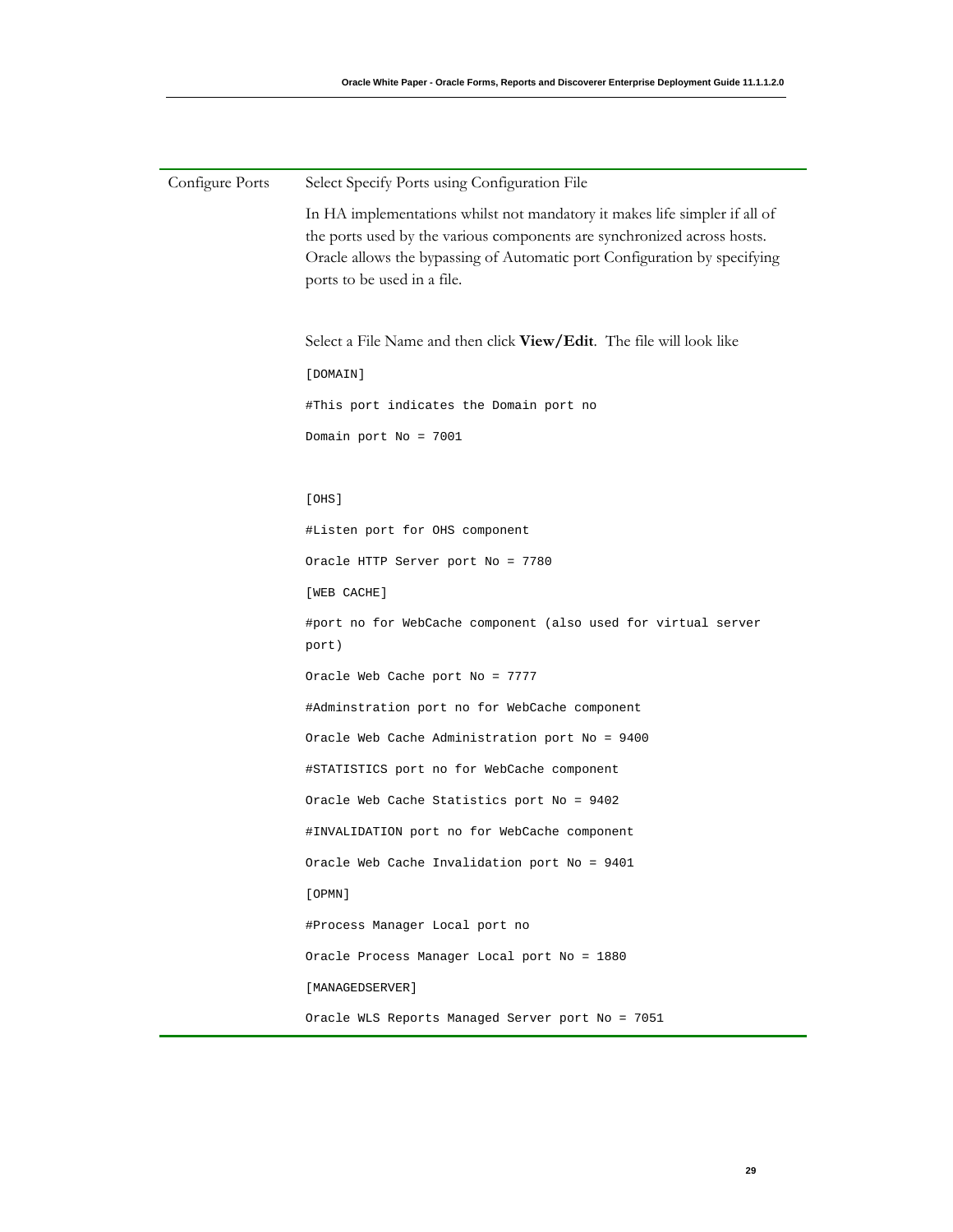| | |
|---|---|
| Configure Ports | Select Specify Ports using Configuration File<br><br>In HA implementations whilst not mandatory it makes life simpler if all of the ports used by the various components are synchronized across hosts. Oracle allows the bypassing of Automatic port Configuration by specifying ports to be used in a file.<br><br>Select a File Name and then click **View/Edit**. The file will look like |

```
[DOMAIN]
#This port indicates the Domain port no
Domain port No = 7001

[OHS]
#Listen port for OHS component
Oracle HTTP Server port No = 7780
[WEB CACHE]
#port no for WebCache component (also used for virtual server port)
Oracle Web Cache port No = 7777
#Adminstration port no for WebCache component
Oracle Web Cache Administration port No = 9400
#STATISTICS port no for WebCache component
Oracle Web Cache Statistics port No = 9402
#INVALIDATION port no for WebCache component
Oracle Web Cache Invalidation port No = 9401
[OPMN]
#Process Manager Local port no
Oracle Process Manager Local port No = 1880
[MANAGEDSERVER]
Oracle WLS Reports Managed Server port No = 7051
```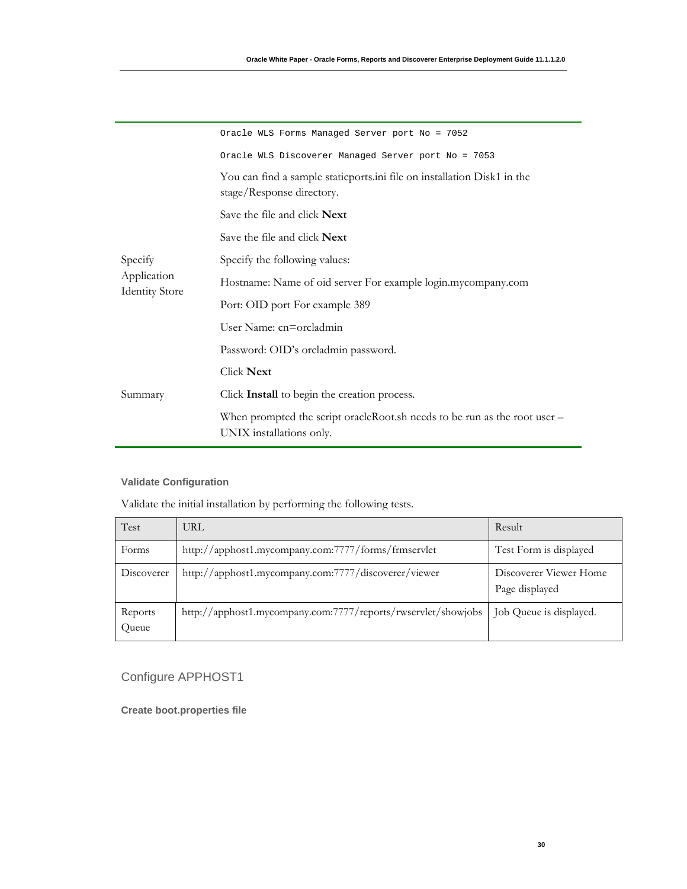| | |
|---|---|
| | `Oracle WLS Forms Managed Server port No = 7052` |
| | `Oracle WLS Discoverer Managed Server port No = 7053` |
| | You can find a sample staticports.ini file on installation Disk1 in the stage/Response directory. |
| | Save the file and click **Next** |
| | Save the file and click **Next** |
| Specify Application Identity Store | Specify the following values: |
| | Hostname: Name of oid server For example login.mycompany.com |
| | Port: OID port For example 389 |
| | User Name: cn=orcladmin |
| | Password: OID's orcladmin password. |
| | Click **Next** |
| Summary | Click **Install** to begin the creation process. |
| | When prompted the script oracleRoot.sh needs to be run as the root user – UNIX installations only. |

#### Validate Configuration

Validate the initial installation by performing the following tests.

| Test | URL | Result |
|---|---|---|
| Forms | http://apphost1.mycompany.com:7777/forms/frmservlet | Test Form is displayed |
| Discoverer | http://apphost1.mycompany.com:7777/discoverer/viewer | Discoverer Viewer Home Page displayed |
| Reports Queue | http://apphost1.mycompany.com:7777/reports/rwservlet/showjobs | Job Queue is displayed. |

### Configure APPHOST1

#### Create boot.properties file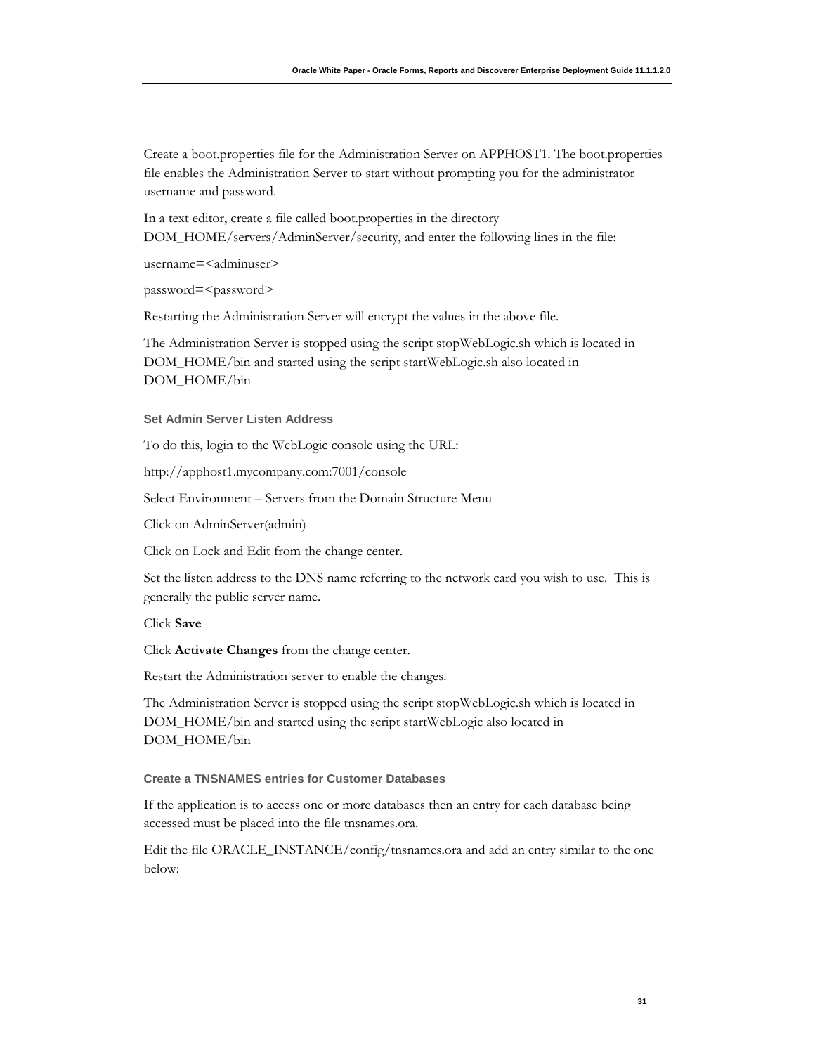Create a boot.properties file for the Administration Server on APPHOST1. The boot.properties file enables the Administration Server to start without prompting you for the administrator username and password.

In a text editor, create a file called boot.properties in the directory DOM_HOME/servers/AdminServer/security, and enter the following lines in the file:

username=<adminuser>

password=<password>

Restarting the Administration Server will encrypt the values in the above file.

The Administration Server is stopped using the script stopWebLogic.sh which is located in DOM_HOME/bin and started using the script startWebLogic.sh also located in DOM_HOME/bin

### Set Admin Server Listen Address

To do this, login to the WebLogic console using the URL:

http://apphost1.mycompany.com:7001/console

Select Environment – Servers from the Domain Structure Menu

Click on AdminServer(admin)

Click on Lock and Edit from the change center.

Set the listen address to the DNS name referring to the network card you wish to use.  This is generally the public server name.

Click **Save**

Click **Activate Changes** from the change center.

Restart the Administration server to enable the changes.

The Administration Server is stopped using the script stopWebLogic.sh which is located in DOM_HOME/bin and started using the script startWebLogic also located in DOM_HOME/bin

### Create a TNSNAMES entries for Customer Databases

If the application is to access one or more databases then an entry for each database being accessed must be placed into the file tnsnames.ora.

Edit the file ORACLE_INSTANCE/config/tnsnames.ora and add an entry similar to the one below: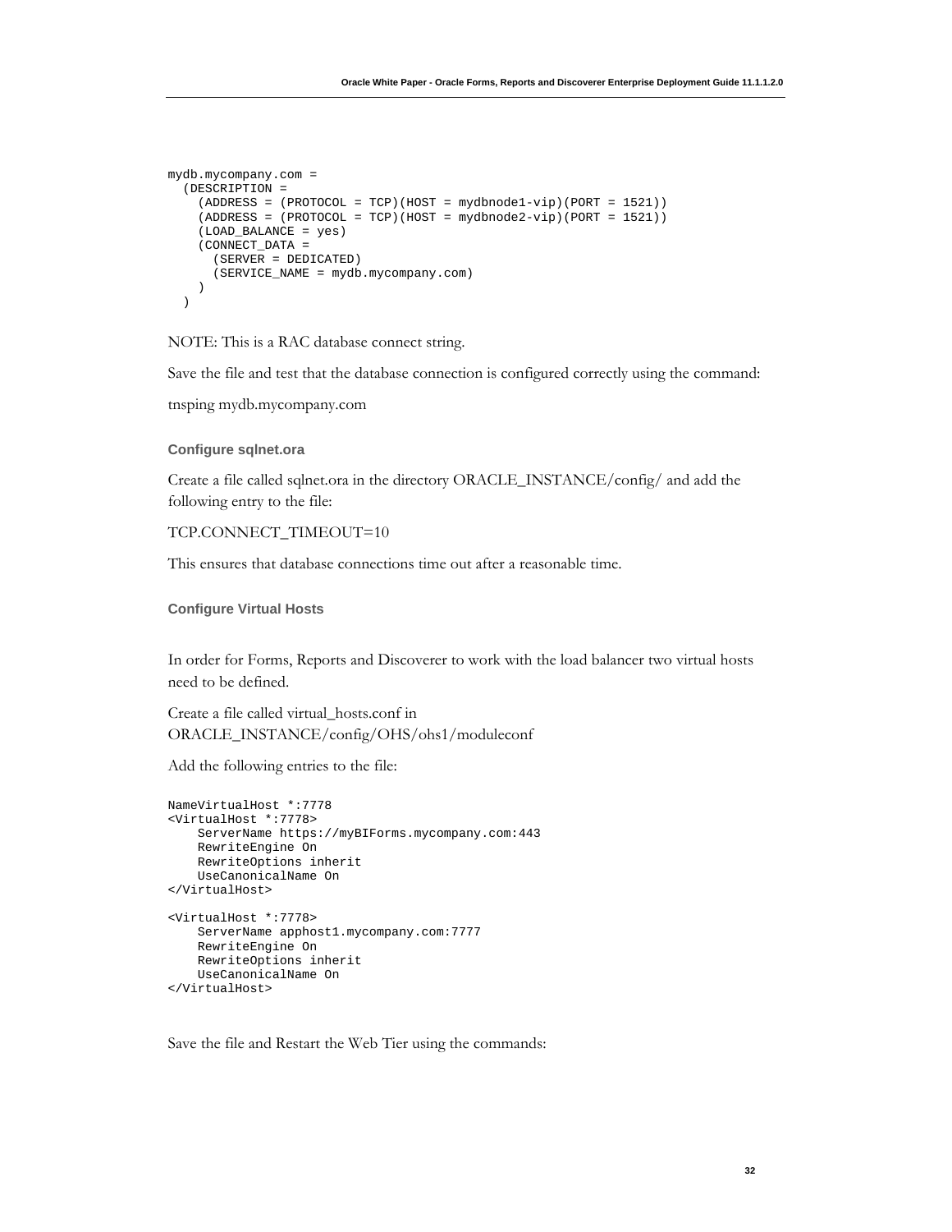```
mydb.mycompany.com =
  (DESCRIPTION =
    (ADDRESS = (PROTOCOL = TCP)(HOST = mydbnode1-vip)(PORT = 1521))
    (ADDRESS = (PROTOCOL = TCP)(HOST = mydbnode2-vip)(PORT = 1521))
    (LOAD_BALANCE = yes)
    (CONNECT_DATA =
      (SERVER = DEDICATED)
      (SERVICE_NAME = mydb.mycompany.com)
    )
  )
```

NOTE: This is a RAC database connect string.

Save the file and test that the database connection is configured correctly using the command:

tnsping mydb.mycompany.com

### Configure sqlnet.ora

Create a file called sqlnet.ora in the directory ORACLE_INSTANCE/config/ and add the following entry to the file:

TCP.CONNECT_TIMEOUT=10

This ensures that database connections time out after a reasonable time.

### Configure Virtual Hosts

In order for Forms, Reports and Discoverer to work with the load balancer two virtual hosts need to be defined.

Create a file called virtual_hosts.conf in ORACLE_INSTANCE/config/OHS/ohs1/moduleconf

Add the following entries to the file:

```
NameVirtualHost *:7778
<VirtualHost *:7778>
    ServerName https://myBIForms.mycompany.com:443
    RewriteEngine On
    RewriteOptions inherit
    UseCanonicalName On
</VirtualHost>

<VirtualHost *:7778>
    ServerName apphost1.mycompany.com:7777
    RewriteEngine On
    RewriteOptions inherit
    UseCanonicalName On
</VirtualHost>
```

Save the file and Restart the Web Tier using the commands: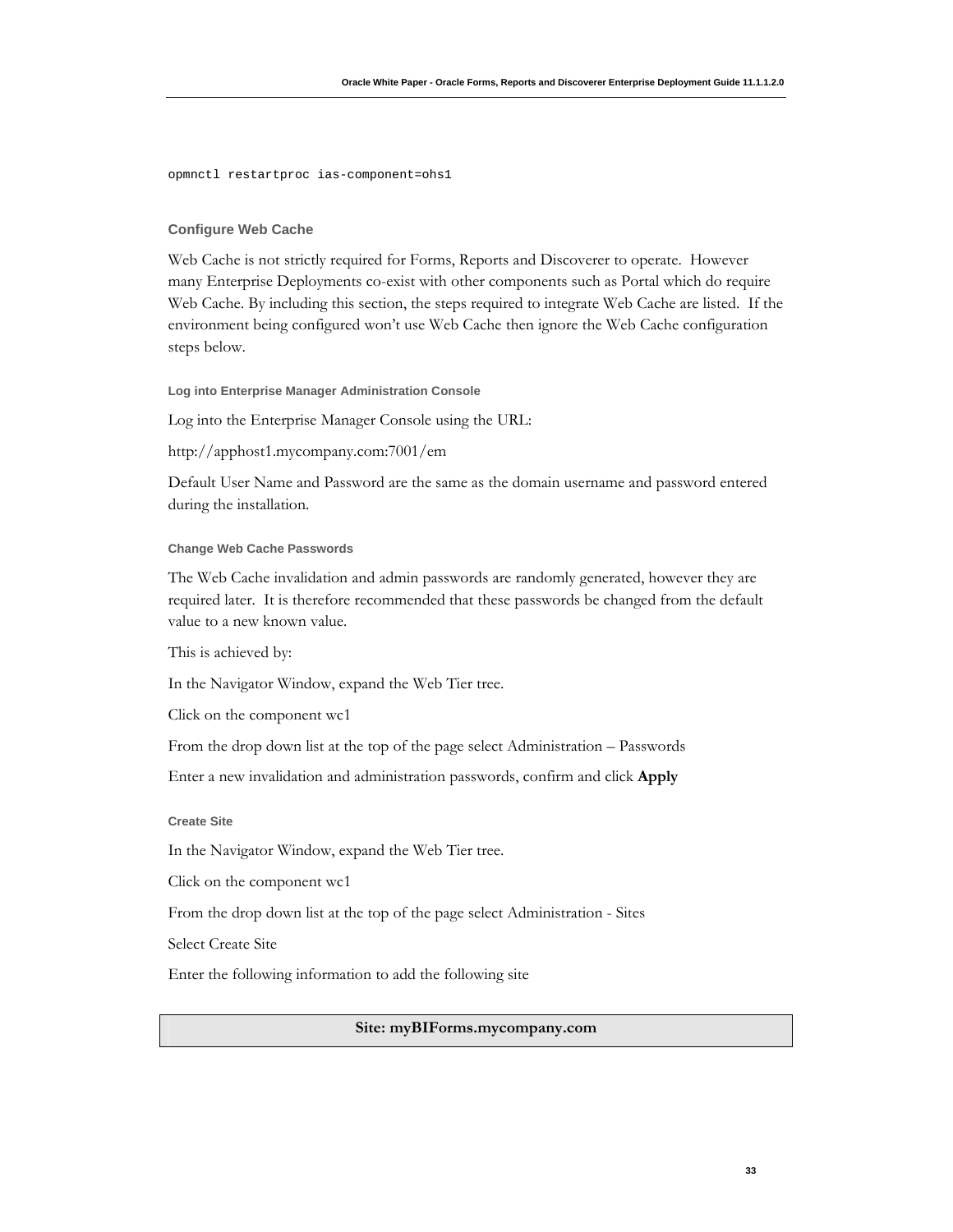```
opmnctl restartproc ias-component=ohs1
```

### Configure Web Cache

Web Cache is not strictly required for Forms, Reports and Discoverer to operate. However many Enterprise Deployments co-exist with other components such as Portal which do require Web Cache. By including this section, the steps required to integrate Web Cache are listed. If the environment being configured won't use Web Cache then ignore the Web Cache configuration steps below.

#### Log into Enterprise Manager Administration Console

Log into the Enterprise Manager Console using the URL:

http://apphost1.mycompany.com:7001/em

Default User Name and Password are the same as the domain username and password entered during the installation.

#### Change Web Cache Passwords

The Web Cache invalidation and admin passwords are randomly generated, however they are required later. It is therefore recommended that these passwords be changed from the default value to a new known value.

This is achieved by:

In the Navigator Window, expand the Web Tier tree.

Click on the component wc1

From the drop down list at the top of the page select Administration – Passwords

Enter a new invalidation and administration passwords, confirm and click **Apply**

#### Create Site

In the Navigator Window, expand the Web Tier tree.

Click on the component wc1

From the drop down list at the top of the page select Administration - Sites

Select Create Site

Enter the following information to add the following site

| **Site: myBIForms.mycompany.com** |
| --- |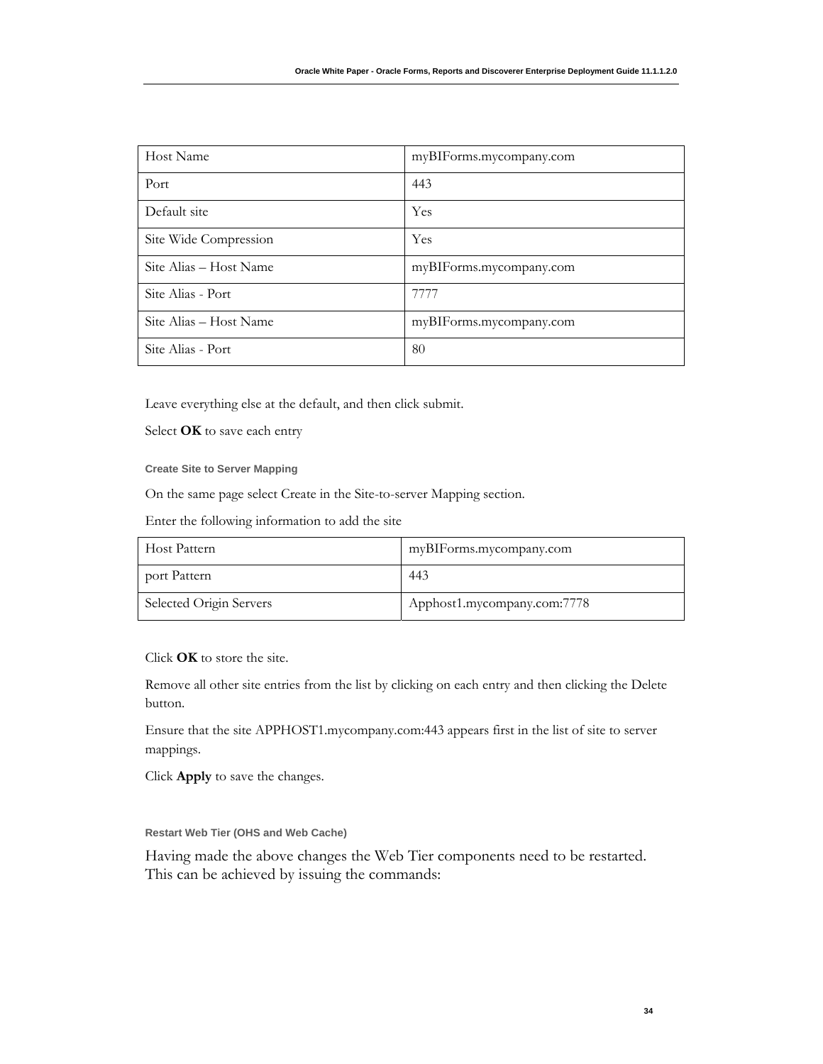| Host Name | myBIForms.mycompany.com |
|---|---|
| Port | 443 |
| Default site | Yes |
| Site Wide Compression | Yes |
| Site Alias – Host Name | myBIForms.mycompany.com |
| Site Alias - Port | 7777 |
| Site Alias – Host Name | myBIForms.mycompany.com |
| Site Alias - Port | 80 |

Leave everything else at the default, and then click submit.

Select **OK** to save each entry

#### Create Site to Server Mapping

On the same page select Create in the Site-to-server Mapping section.

Enter the following information to add the site

| Host Pattern | myBIForms.mycompany.com |
|---|---|
| port Pattern | 443 |
| Selected Origin Servers | Apphost1.mycompany.com:7778 |

Click **OK** to store the site.

Remove all other site entries from the list by clicking on each entry and then clicking the Delete button.

Ensure that the site APPHOST1.mycompany.com:443 appears first in the list of site to server mappings.

Click **Apply** to save the changes.

#### Restart Web Tier (OHS and Web Cache)

Having made the above changes the Web Tier components need to be restarted. This can be achieved by issuing the commands: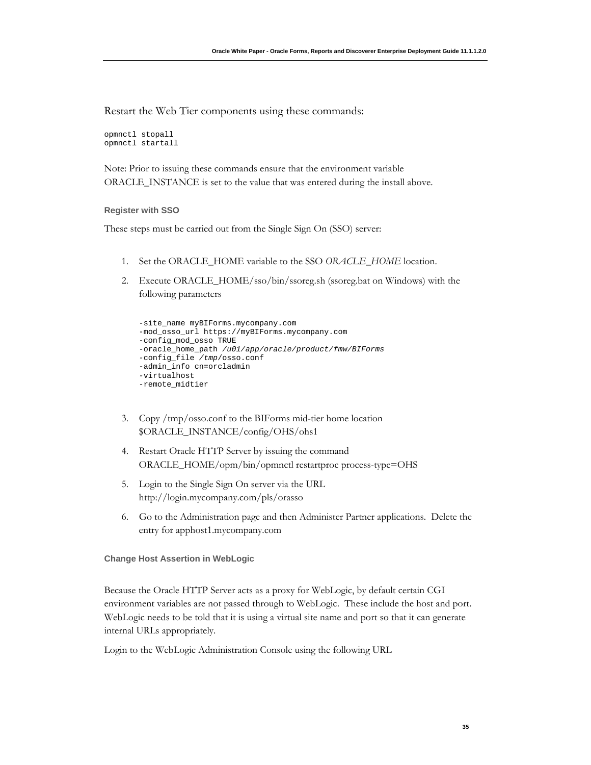Restart the Web Tier components using these commands:

```
opmnctl stopall
opmnctl startall
```

Note: Prior to issuing these commands ensure that the environment variable ORACLE_INSTANCE is set to the value that was entered during the install above.

### Register with SSO

These steps must be carried out from the Single Sign On (SSO) server:

1. Set the ORACLE_HOME variable to the SSO *ORACLE_HOME* location.
2. Execute ORACLE_HOME/sso/bin/ssoreg.sh (ssoreg.bat on Windows) with the following parameters

   ```
   -site_name myBIForms.mycompany.com
   -mod_osso_url https://myBIForms.mycompany.com
   -config_mod_osso TRUE
   -oracle_home_path /u01/app/oracle/product/fmw/BIForms
   -config_file /tmp/osso.conf
   -admin_info cn=orcladmin
   -virtualhost
   -remote_midtier
   ```

3. Copy /tmp/osso.conf to the BIForms mid-tier home location $ORACLE_INSTANCE/config/OHS/ohs1
4. Restart Oracle HTTP Server by issuing the command ORACLE_HOME/opm/bin/opmnctl restartproc process-type=OHS
5. Login to the Single Sign On server via the URL http://login.mycompany.com/pls/orasso
6. Go to the Administration page and then Administer Partner applications. Delete the entry for apphost1.mycompany.com

### Change Host Assertion in WebLogic

Because the Oracle HTTP Server acts as a proxy for WebLogic, by default certain CGI environment variables are not passed through to WebLogic. These include the host and port. WebLogic needs to be told that it is using a virtual site name and port so that it can generate internal URLs appropriately.

Login to the WebLogic Administration Console using the following URL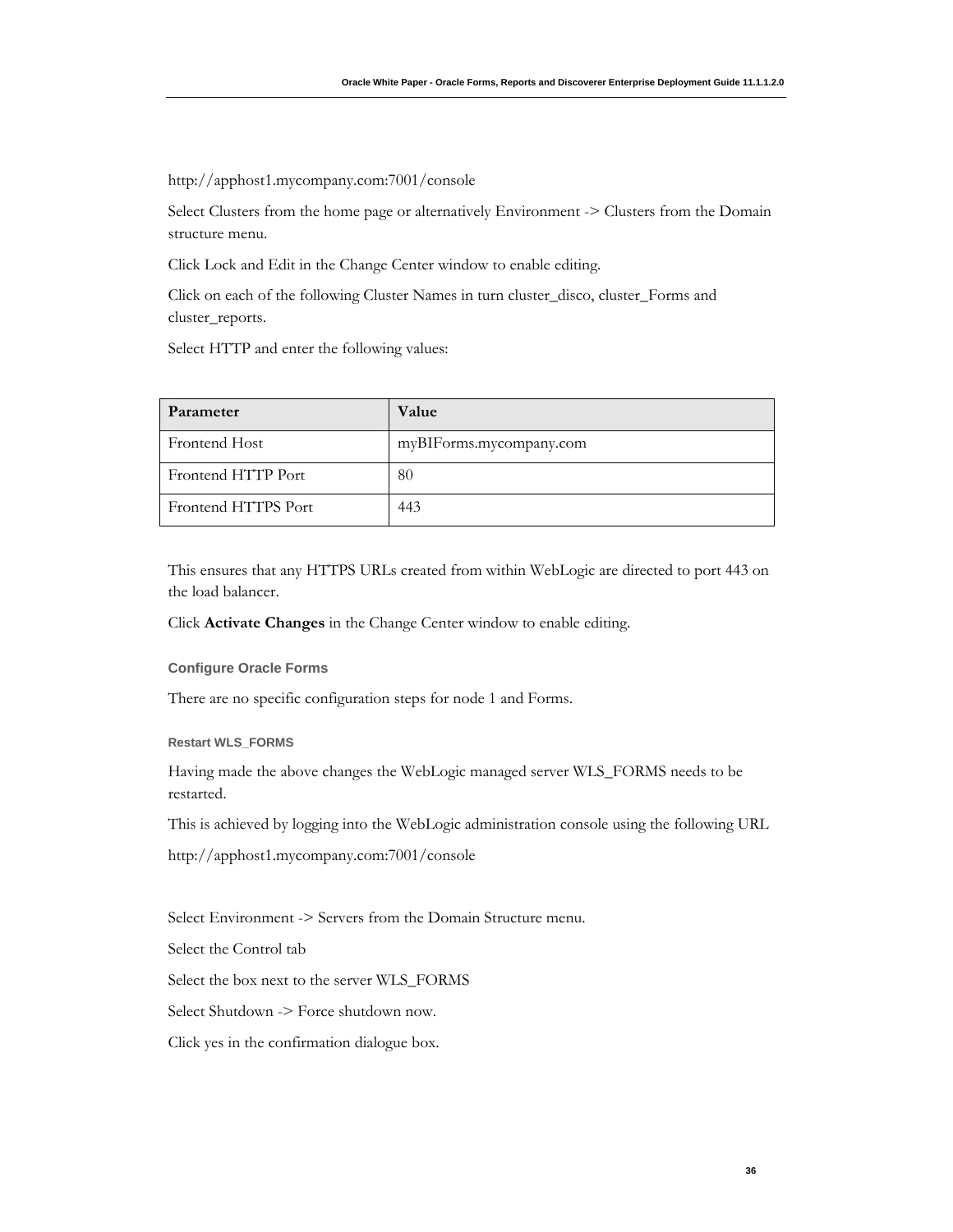http://apphost1.mycompany.com:7001/console

Select Clusters from the home page or alternatively Environment -> Clusters from the Domain structure menu.

Click Lock and Edit in the Change Center window to enable editing.

Click on each of the following Cluster Names in turn cluster_disco, cluster_Forms and cluster_reports.

Select HTTP and enter the following values:

| Parameter | Value |
| --- | --- |
| Frontend Host | myBIForms.mycompany.com |
| Frontend HTTP Port | 80 |
| Frontend HTTPS Port | 443 |

This ensures that any HTTPS URLs created from within WebLogic are directed to port 443 on the load balancer.

Click **Activate Changes** in the Change Center window to enable editing.

### Configure Oracle Forms

There are no specific configuration steps for node 1 and Forms.

#### Restart WLS_FORMS

Having made the above changes the WebLogic managed server WLS_FORMS needs to be restarted.

This is achieved by logging into the WebLogic administration console using the following URL

http://apphost1.mycompany.com:7001/console

Select Environment -> Servers from the Domain Structure menu.

Select the Control tab

Select the box next to the server WLS_FORMS

Select Shutdown -> Force shutdown now.

Click yes in the confirmation dialogue box.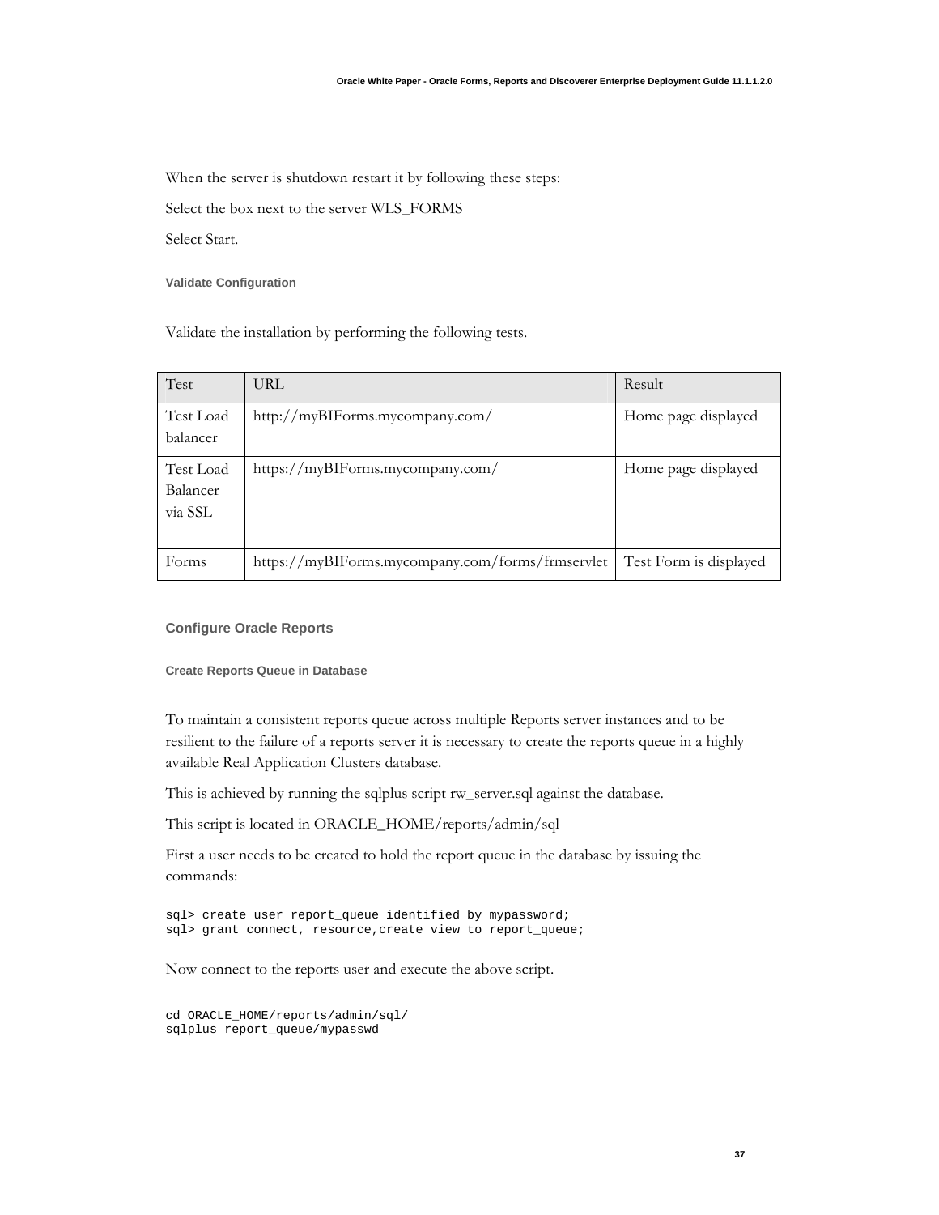When the server is shutdown restart it by following these steps:

Select the box next to the server WLS_FORMS

Select Start.

#### Validate Configuration

Validate the installation by performing the following tests.

| Test | URL | Result |
| --- | --- | --- |
| Test Load balancer | http://myBIForms.mycompany.com/ | Home page displayed |
| Test Load Balancer via SSL | https://myBIForms.mycompany.com/ | Home page displayed |
| Forms | https://myBIForms.mycompany.com/forms/frmservlet | Test Form is displayed |

### Configure Oracle Reports

#### Create Reports Queue in Database

To maintain a consistent reports queue across multiple Reports server instances and to be resilient to the failure of a reports server it is necessary to create the reports queue in a highly available Real Application Clusters database.

This is achieved by running the sqlplus script rw_server.sql against the database.

This script is located in ORACLE_HOME/reports/admin/sql

First a user needs to be created to hold the report queue in the database by issuing the commands:

```
sql> create user report_queue identified by mypassword;
sql> grant connect, resource,create view to report_queue;
```

Now connect to the reports user and execute the above script.

```
cd ORACLE_HOME/reports/admin/sql/
sqlplus report_queue/mypasswd
```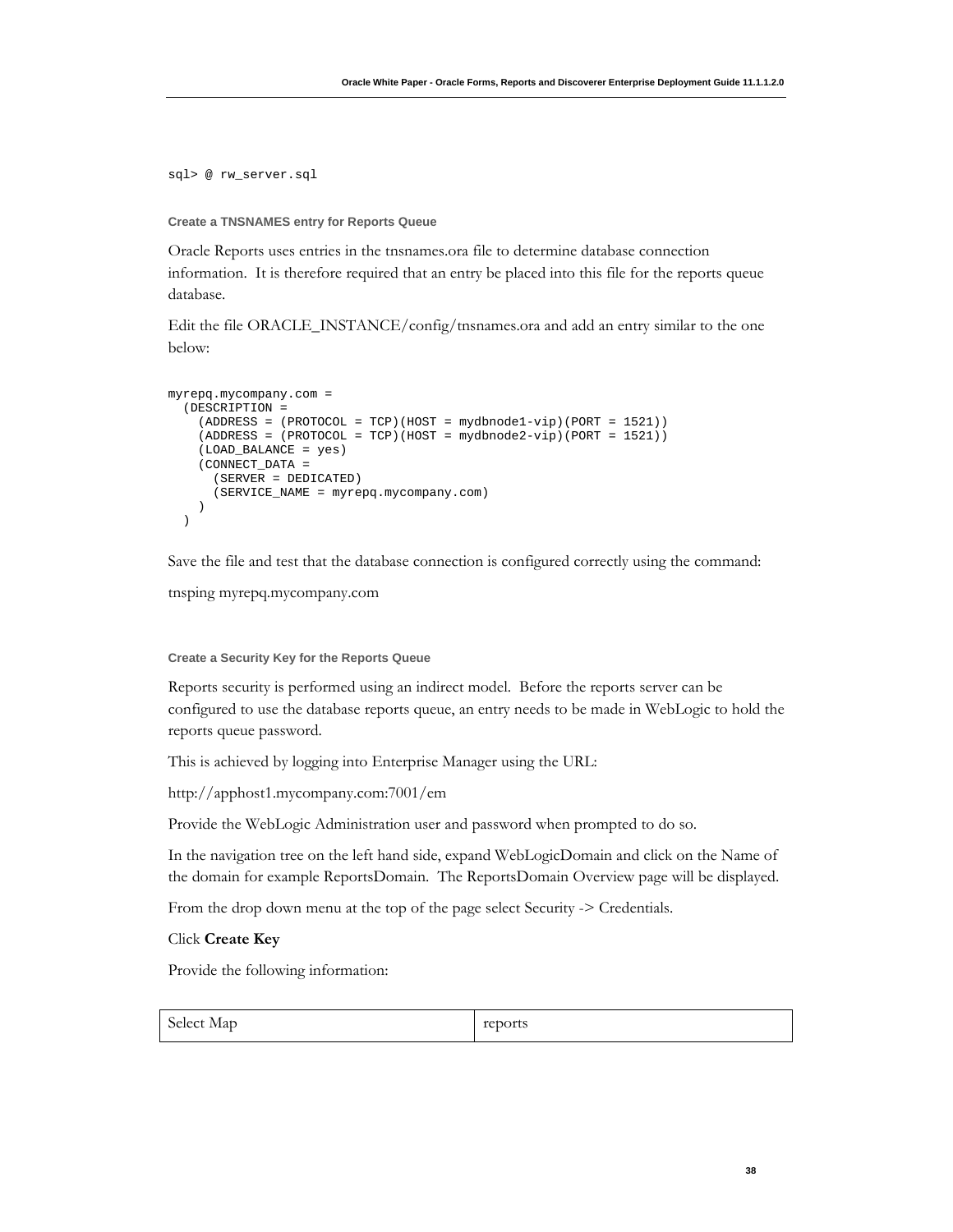```
sql> @ rw_server.sql
```

### Create a TNSNAMES entry for Reports Queue

Oracle Reports uses entries in the tnsnames.ora file to determine database connection information. It is therefore required that an entry be placed into this file for the reports queue database.

Edit the file ORACLE_INSTANCE/config/tnsnames.ora and add an entry similar to the one below:

```
myrepq.mycompany.com =
  (DESCRIPTION =
    (ADDRESS = (PROTOCOL = TCP)(HOST = mydbnode1-vip)(PORT = 1521))
    (ADDRESS = (PROTOCOL = TCP)(HOST = mydbnode2-vip)(PORT = 1521))
    (LOAD_BALANCE = yes)
    (CONNECT_DATA =
      (SERVER = DEDICATED)
      (SERVICE_NAME = myrepq.mycompany.com)
    )
  )
```

Save the file and test that the database connection is configured correctly using the command:

tnsping myrepq.mycompany.com

### Create a Security Key for the Reports Queue

Reports security is performed using an indirect model. Before the reports server can be configured to use the database reports queue, an entry needs to be made in WebLogic to hold the reports queue password.

This is achieved by logging into Enterprise Manager using the URL:

http://apphost1.mycompany.com:7001/em

Provide the WebLogic Administration user and password when prompted to do so.

In the navigation tree on the left hand side, expand WebLogicDomain and click on the Name of the domain for example ReportsDomain. The ReportsDomain Overview page will be displayed.

From the drop down menu at the top of the page select Security -> Credentials.

Click **Create Key**

Provide the following information:

| Select Map | reports |
|---|---|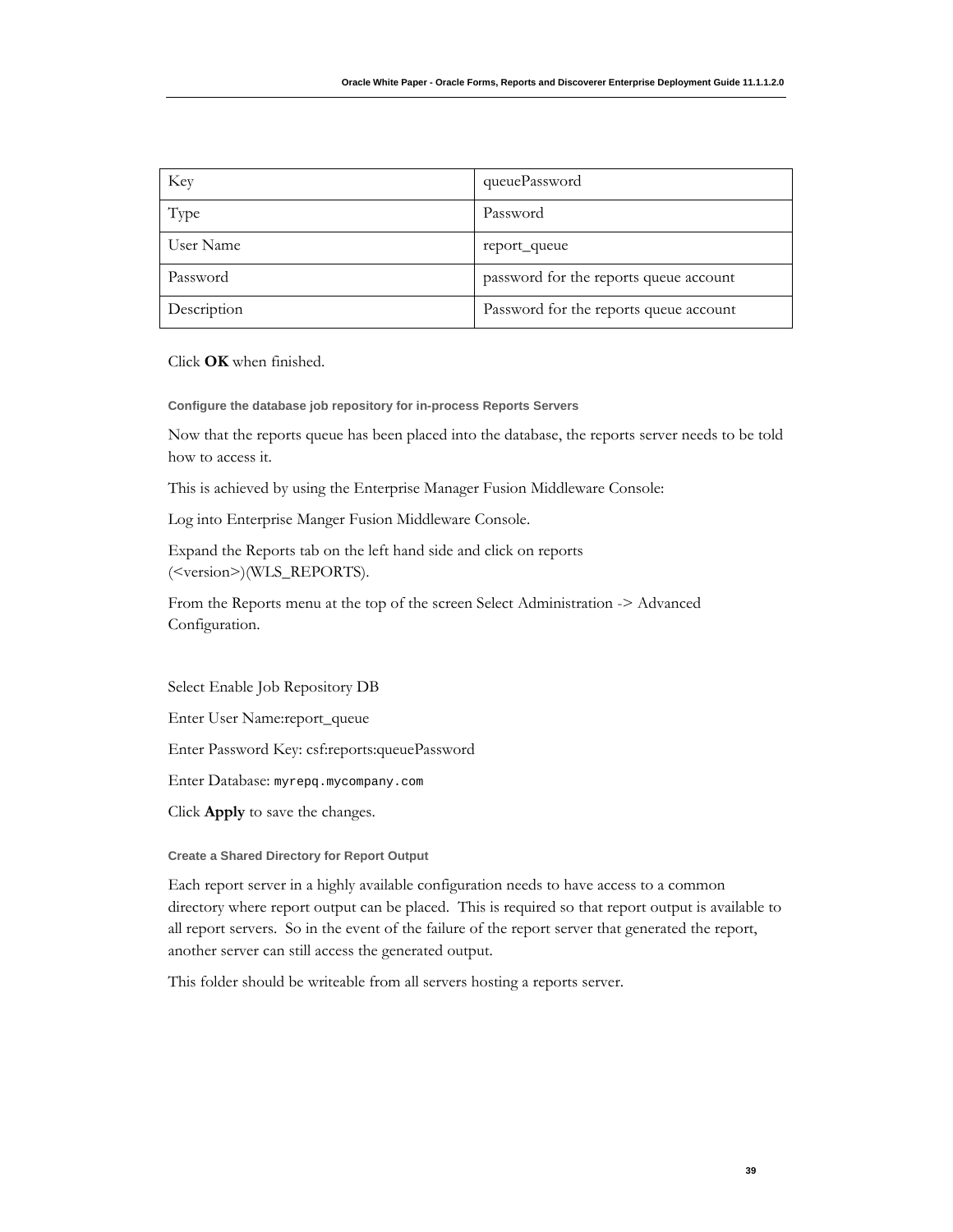| Key | queuePassword |
|---|---|
| Type | Password |
| User Name | report_queue |
| Password | password for the reports queue account |
| Description | Password for the reports queue account |

Click **OK** when finished.

### Configure the database job repository for in-process Reports Servers

Now that the reports queue has been placed into the database, the reports server needs to be told how to access it.

This is achieved by using the Enterprise Manager Fusion Middleware Console:

Log into Enterprise Manger Fusion Middleware Console.

Expand the Reports tab on the left hand side and click on reports (<version>)(WLS_REPORTS).

From the Reports menu at the top of the screen Select Administration -> Advanced Configuration.

Select Enable Job Repository DB

Enter User Name:report_queue

Enter Password Key: csf:reports:queuePassword

Enter Database: `myrepq.mycompany.com`

Click **Apply** to save the changes.

### Create a Shared Directory for Report Output

Each report server in a highly available configuration needs to have access to a common directory where report output can be placed. This is required so that report output is available to all report servers. So in the event of the failure of the report server that generated the report, another server can still access the generated output.

This folder should be writeable from all servers hosting a reports server.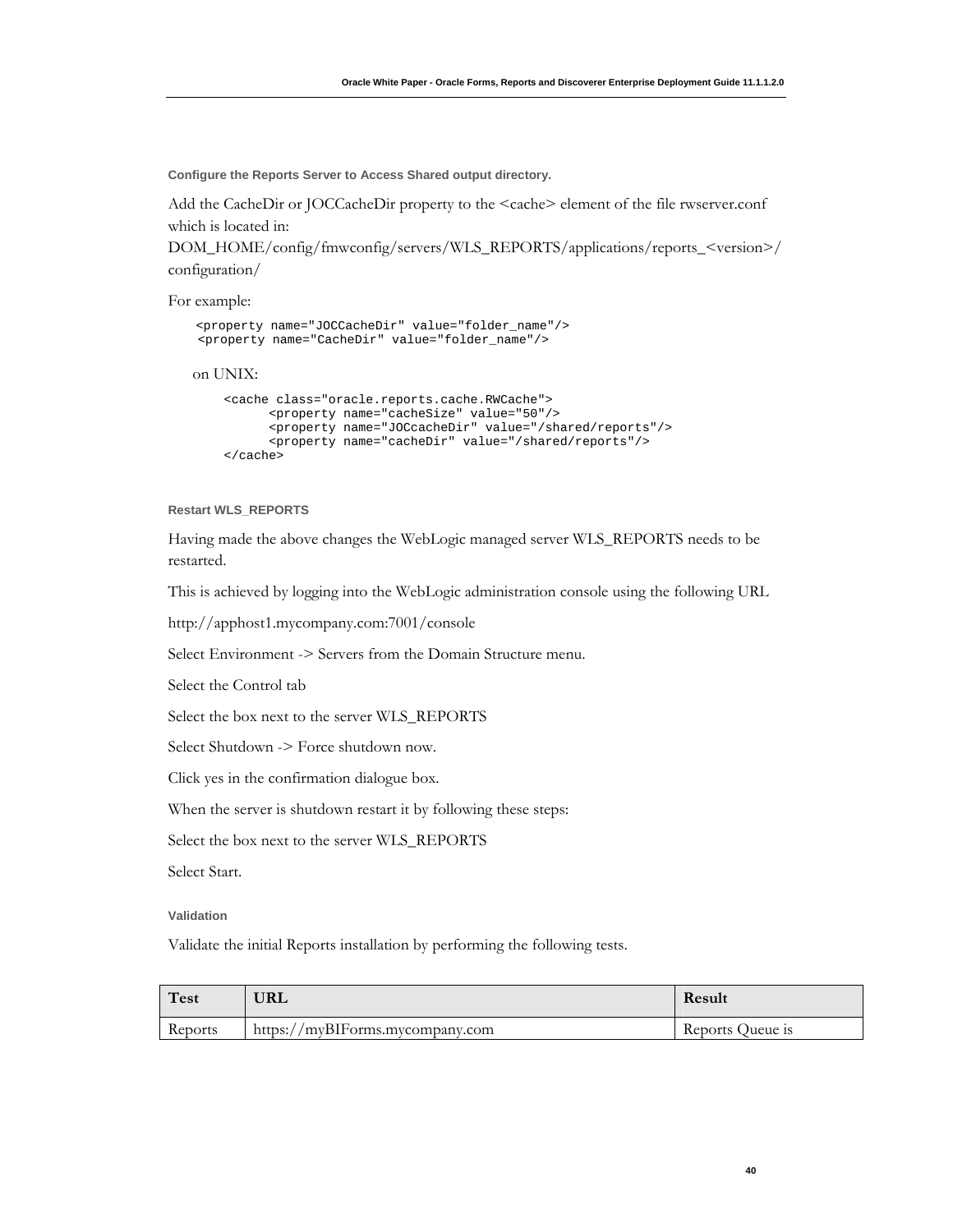### Configure the Reports Server to Access Shared output directory.

Add the CacheDir or JOCCacheDir property to the <cache> element of the file rwserver.conf which is located in:
DOM_HOME/config/fmwconfig/servers/WLS_REPORTS/applications/reports_<version>/configuration/

For example:

```
<property name="JOCCacheDir" value="folder_name"/>
<property name="CacheDir" value="folder_name"/>
```

on UNIX:

```
<cache class="oracle.reports.cache.RWCache">
      <property name="cacheSize" value="50"/>
      <property name="JOCcacheDir" value="/shared/reports"/>
      <property name="cacheDir" value="/shared/reports"/>
</cache>
```

### Restart WLS_REPORTS

Having made the above changes the WebLogic managed server WLS_REPORTS needs to be restarted.

This is achieved by logging into the WebLogic administration console using the following URL

http://apphost1.mycompany.com:7001/console

Select Environment -> Servers from the Domain Structure menu.

Select the Control tab

Select the box next to the server WLS_REPORTS

Select Shutdown -> Force shutdown now.

Click yes in the confirmation dialogue box.

When the server is shutdown restart it by following these steps:

Select the box next to the server WLS_REPORTS

Select Start.

### Validation

Validate the initial Reports installation by performing the following tests.

| Test | URL | Result |
|---|---|---|
| Reports | https://myBIForms.mycompany.com | Reports Queue is |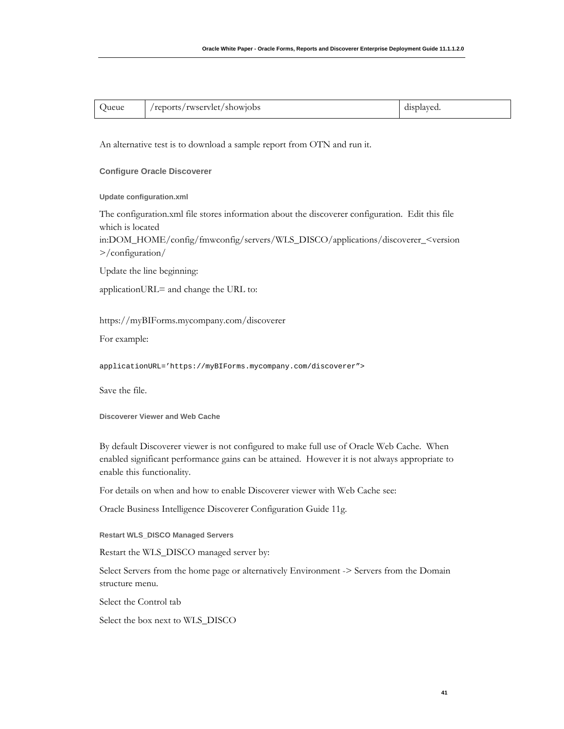| Queue | /reports/rwservlet/showjobs | displayed. |
|---|---|---|

An alternative test is to download a sample report from OTN and run it.

### Configure Oracle Discoverer

#### Update configuration.xml

The configuration.xml file stores information about the discoverer configuration. Edit this file which is located in:DOM_HOME/config/fmwconfig/servers/WLS_DISCO/applications/discoverer_<version>/configuration/

Update the line beginning:

applicationURL= and change the URL to:

https://myBIForms.mycompany.com/discoverer

For example:

```
applicationURL='https://myBIForms.mycompany.com/discoverer">
```

Save the file.

#### Discoverer Viewer and Web Cache

By default Discoverer viewer is not configured to make full use of Oracle Web Cache. When enabled significant performance gains can be attained. However it is not always appropriate to enable this functionality.

For details on when and how to enable Discoverer viewer with Web Cache see:

Oracle Business Intelligence Discoverer Configuration Guide 11g.

#### Restart WLS_DISCO Managed Servers

Restart the WLS_DISCO managed server by:

Select Servers from the home page or alternatively Environment -> Servers from the Domain structure menu.

Select the Control tab

Select the box next to WLS_DISCO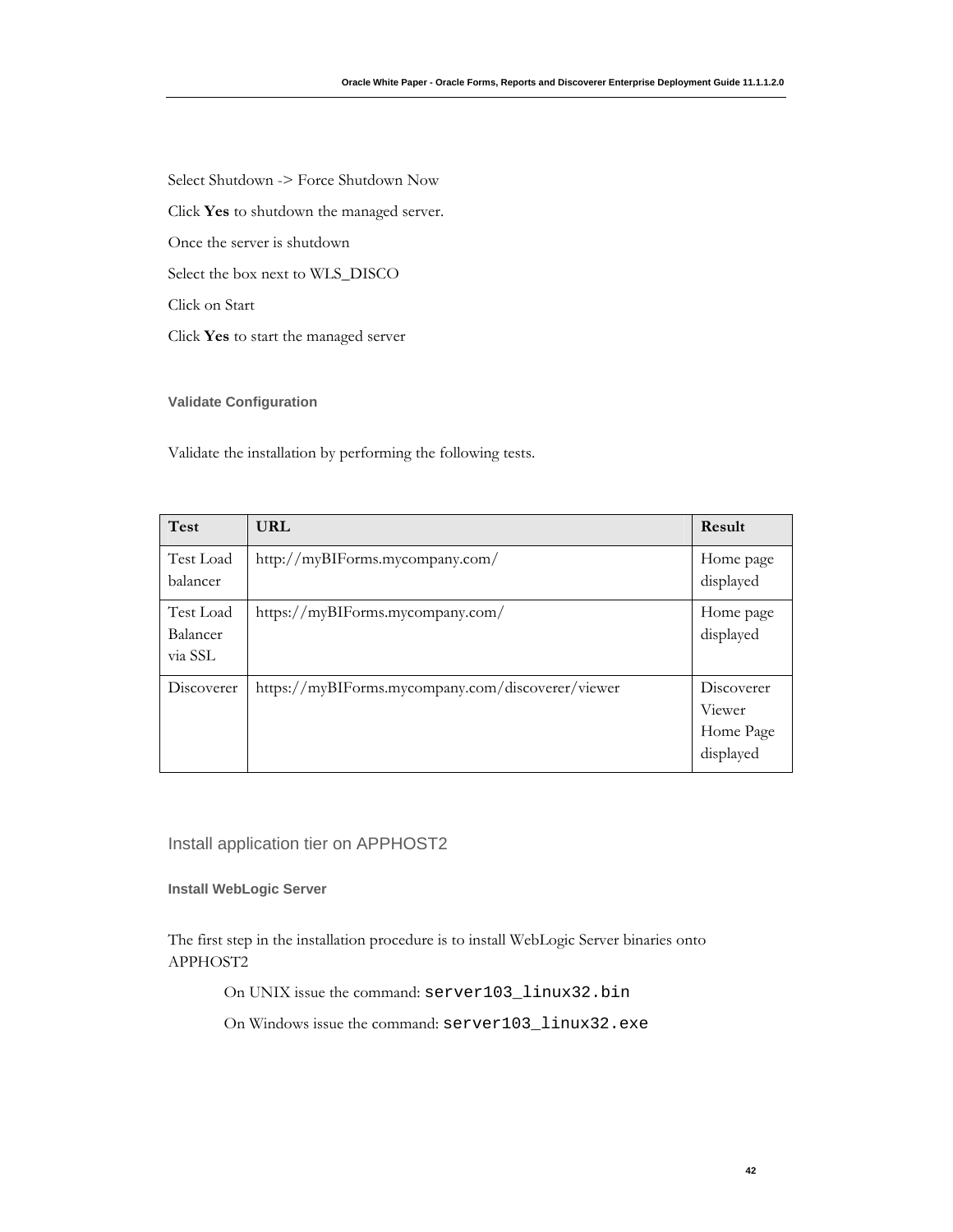Select Shutdown -> Force Shutdown Now

Click **Yes** to shutdown the managed server.

Once the server is shutdown

Select the box next to WLS_DISCO

Click on Start

Click **Yes** to start the managed server

#### Validate Configuration

Validate the installation by performing the following tests.

| Test | URL | Result |
| --- | --- | --- |
| Test Load balancer | http://myBIForms.mycompany.com/ | Home page displayed |
| Test Load Balancer via SSL | https://myBIForms.mycompany.com/ | Home page displayed |
| Discoverer | https://myBIForms.mycompany.com/discoverer/viewer | Discoverer Viewer Home Page displayed |

### Install application tier on APPHOST2

#### Install WebLogic Server

The first step in the installation procedure is to install WebLogic Server binaries onto APPHOST2

On UNIX issue the command: `server103_linux32.bin`

On Windows issue the command: `server103_linux32.exe`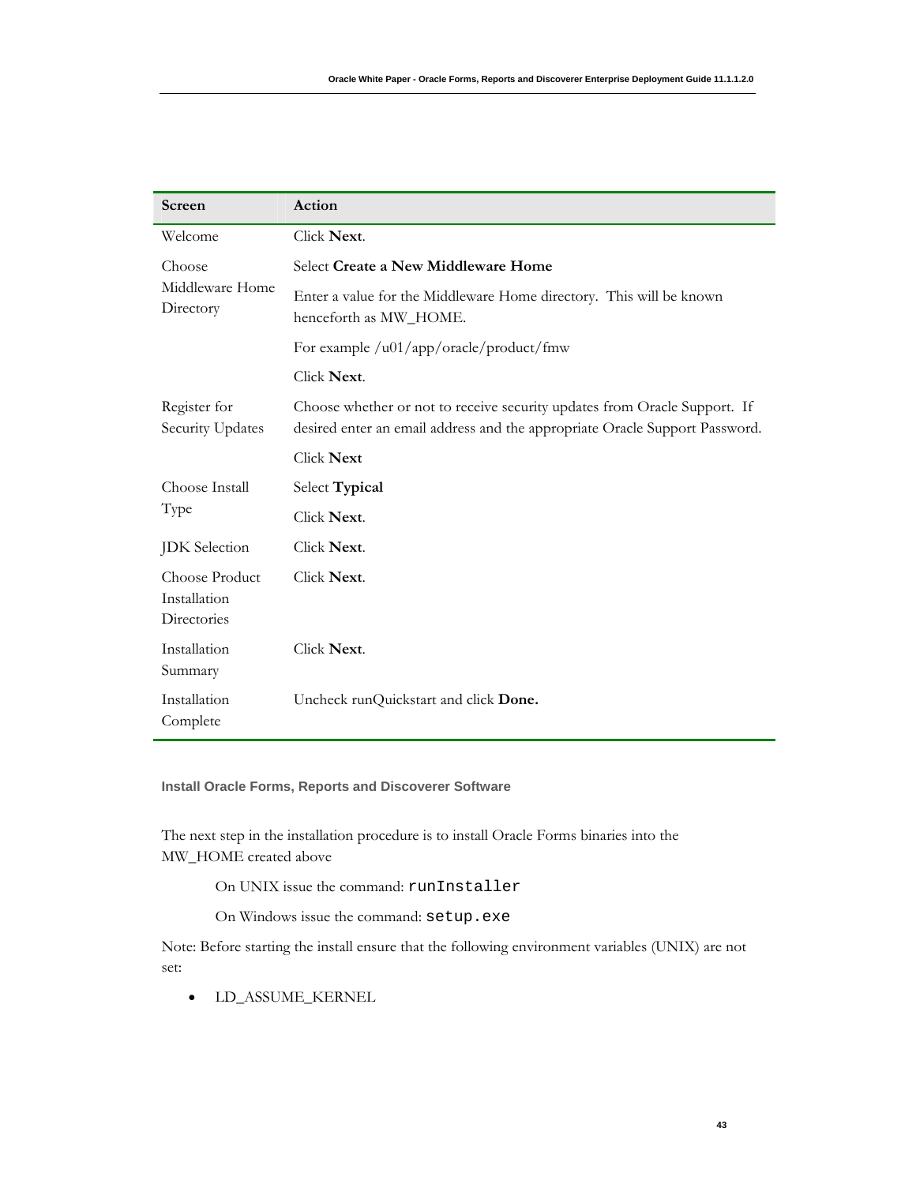| Screen | Action |
| --- | --- |
| Welcome | Click **Next**. |
| Choose Middleware Home Directory | Select **Create a New Middleware Home** |
| | Enter a value for the Middleware Home directory. This will be known henceforth as MW_HOME. |
| | For example /u01/app/oracle/product/fmw |
| | Click **Next**. |
| Register for Security Updates | Choose whether or not to receive security updates from Oracle Support. If desired enter an email address and the appropriate Oracle Support Password. |
| | Click **Next** |
| Choose Install Type | Select **Typical** |
| | Click **Next**. |
| JDK Selection | Click **Next**. |
| Choose Product Installation Directories | Click **Next**. |
| Installation Summary | Click **Next**. |
| Installation Complete | Uncheck runQuickstart and click **Done.** |

### Install Oracle Forms, Reports and Discoverer Software

The next step in the installation procedure is to install Oracle Forms binaries into the MW_HOME created above

On UNIX issue the command: `runInstaller`

On Windows issue the command: `setup.exe`

Note: Before starting the install ensure that the following environment variables (UNIX) are not set:

- LD_ASSUME_KERNEL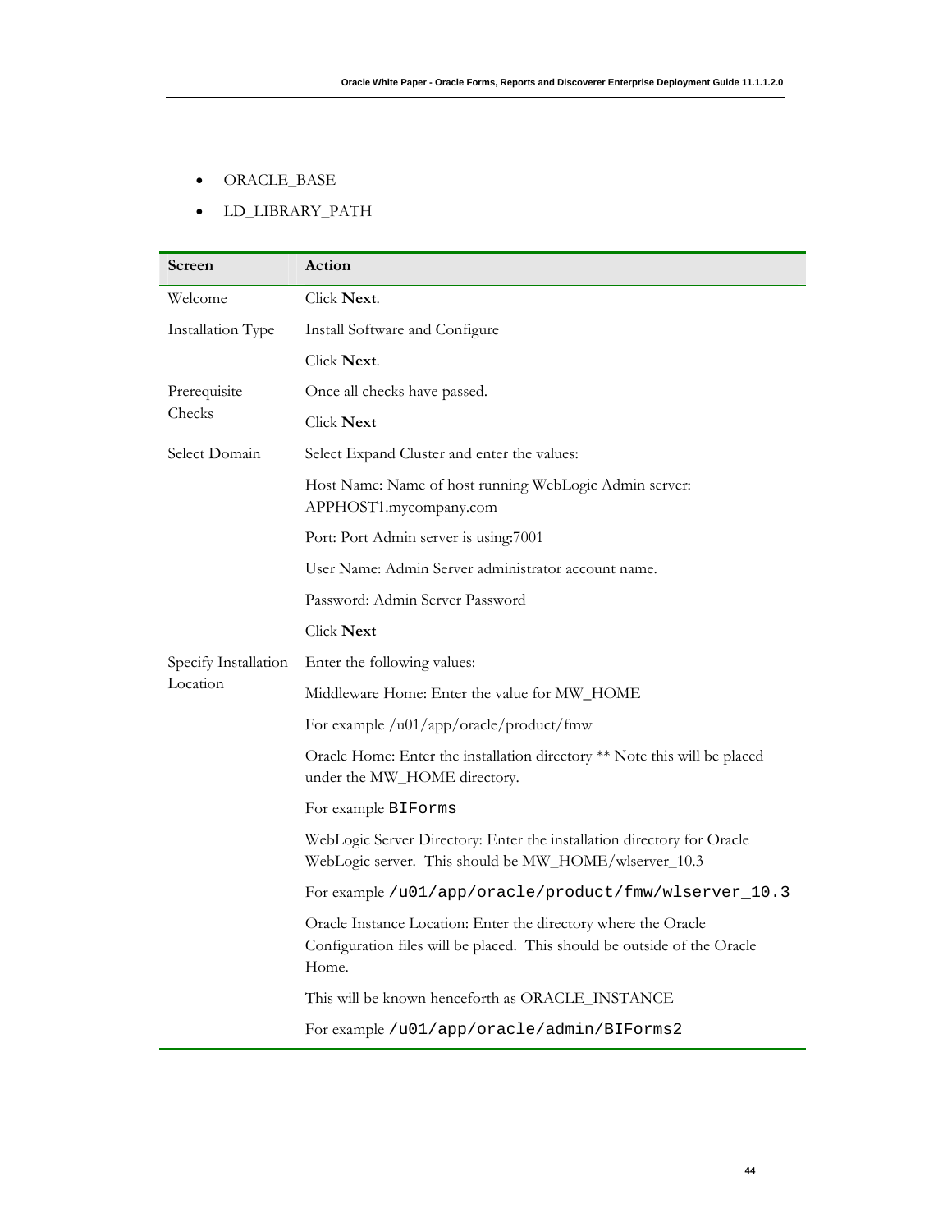- ORACLE_BASE
- LD_LIBRARY_PATH

| Screen | Action |
|---|---|
| Welcome | Click **Next**. |
| Installation Type | Install Software and Configure |
| | Click **Next**. |
| Prerequisite Checks | Once all checks have passed. |
| | Click **Next** |
| Select Domain | Select Expand Cluster and enter the values: |
| | Host Name: Name of host running WebLogic Admin server: APPHOST1.mycompany.com |
| | Port: Port Admin server is using:7001 |
| | User Name: Admin Server administrator account name. |
| | Password: Admin Server Password |
| | Click **Next** |
| Specify Installation Location | Enter the following values: |
| | Middleware Home: Enter the value for MW_HOME |
| | For example /u01/app/oracle/product/fmw |
| | Oracle Home: Enter the installation directory ** Note this will be placed under the MW_HOME directory. |
| | For example `BIForms` |
| | WebLogic Server Directory: Enter the installation directory for Oracle WebLogic server. This should be MW_HOME/wlserver_10.3 |
| | For example `/u01/app/oracle/product/fmw/wlserver_10.3` |
| | Oracle Instance Location: Enter the directory where the Oracle Configuration files will be placed. This should be outside of the Oracle Home. |
| | This will be known henceforth as ORACLE_INSTANCE |
| | For example `/u01/app/oracle/admin/BIForms2` |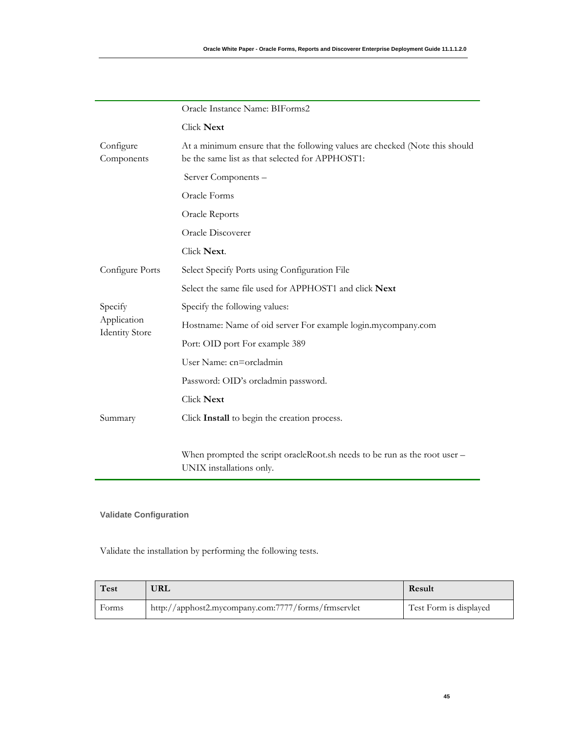| | |
|---|---|
| | Oracle Instance Name: BIForms2 |
| | Click **Next** |
| Configure Components | At a minimum ensure that the following values are checked (Note this should be the same list as that selected for APPHOST1: |
| | Server Components – |
| | Oracle Forms |
| | Oracle Reports |
| | Oracle Discoverer |
| | Click **Next**. |
| Configure Ports | Select Specify Ports using Configuration File |
| | Select the same file used for APPHOST1 and click **Next** |
| Specify Application Identity Store | Specify the following values: |
| | Hostname: Name of oid server For example login.mycompany.com |
| | Port: OID port For example 389 |
| | User Name: cn=orcladmin |
| | Password: OID's orcladmin password. |
| | Click **Next** |
| Summary | Click **Install** to begin the creation process. |
| | When prompted the script oracleRoot.sh needs to be run as the root user – UNIX installations only. |

### Validate Configuration

Validate the installation by performing the following tests.

| Test | URL | Result |
|---|---|---|
| Forms | http://apphost2.mycompany.com:7777/forms/frmservlet | Test Form is displayed |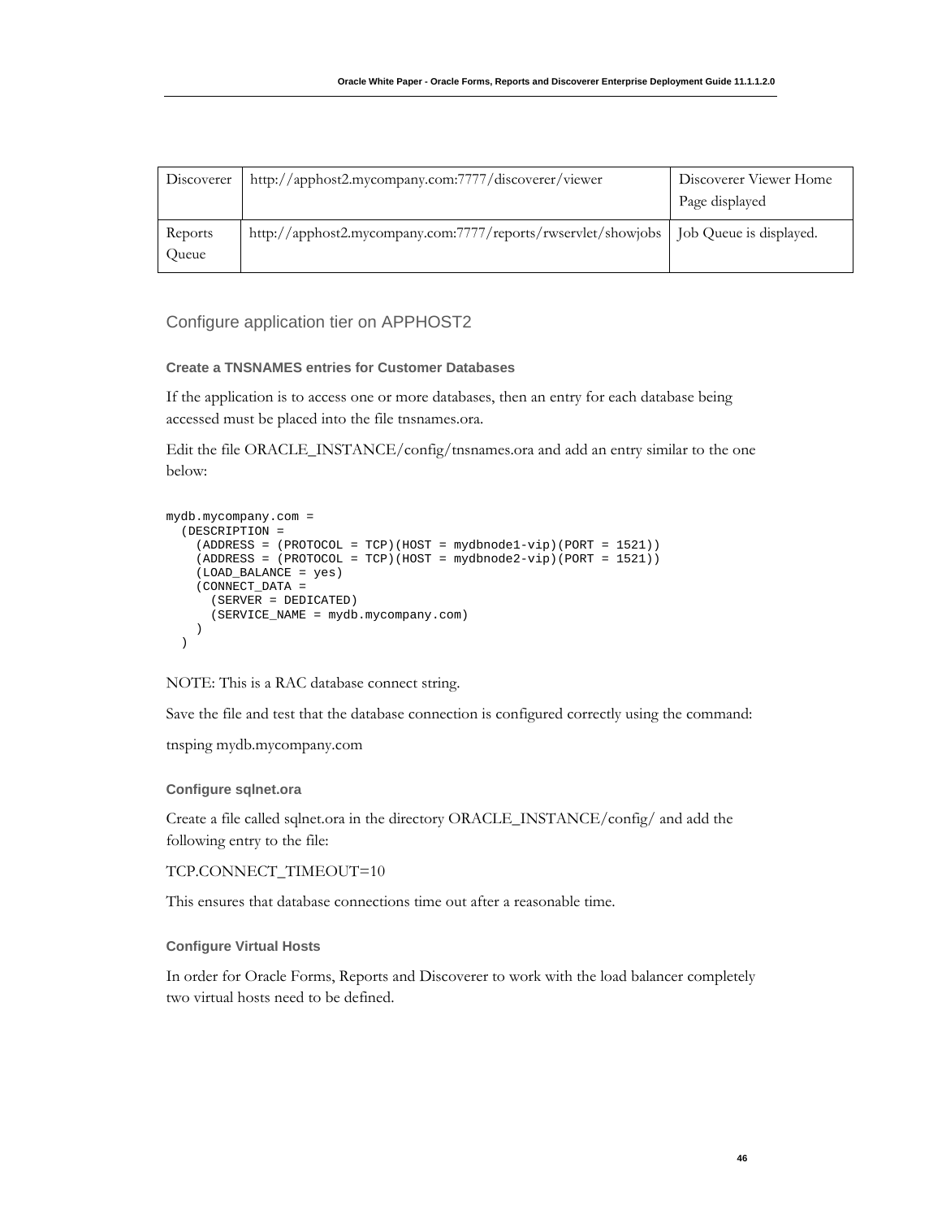| Discoverer | http://apphost2.mycompany.com:7777/discoverer/viewer | Discoverer Viewer Home Page displayed |
| --- | --- | --- |
| Reports Queue | http://apphost2.mycompany.com:7777/reports/rwservlet/showjobs | Job Queue is displayed. |

## Configure application tier on APPHOST2

### Create a TNSNAMES entries for Customer Databases

If the application is to access one or more databases, then an entry for each database being accessed must be placed into the file tnsnames.ora.

Edit the file ORACLE_INSTANCE/config/tnsnames.ora and add an entry similar to the one below:

```
mydb.mycompany.com =
  (DESCRIPTION =
    (ADDRESS = (PROTOCOL = TCP)(HOST = mydbnode1-vip)(PORT = 1521))
    (ADDRESS = (PROTOCOL = TCP)(HOST = mydbnode2-vip)(PORT = 1521))
    (LOAD_BALANCE = yes)
    (CONNECT_DATA =
      (SERVER = DEDICATED)
      (SERVICE_NAME = mydb.mycompany.com)
    )
  )
```

NOTE: This is a RAC database connect string.

Save the file and test that the database connection is configured correctly using the command:

tnsping mydb.mycompany.com

### Configure sqlnet.ora

Create a file called sqlnet.ora in the directory ORACLE_INSTANCE/config/ and add the following entry to the file:

TCP.CONNECT_TIMEOUT=10

This ensures that database connections time out after a reasonable time.

### Configure Virtual Hosts

In order for Oracle Forms, Reports and Discoverer to work with the load balancer completely two virtual hosts need to be defined.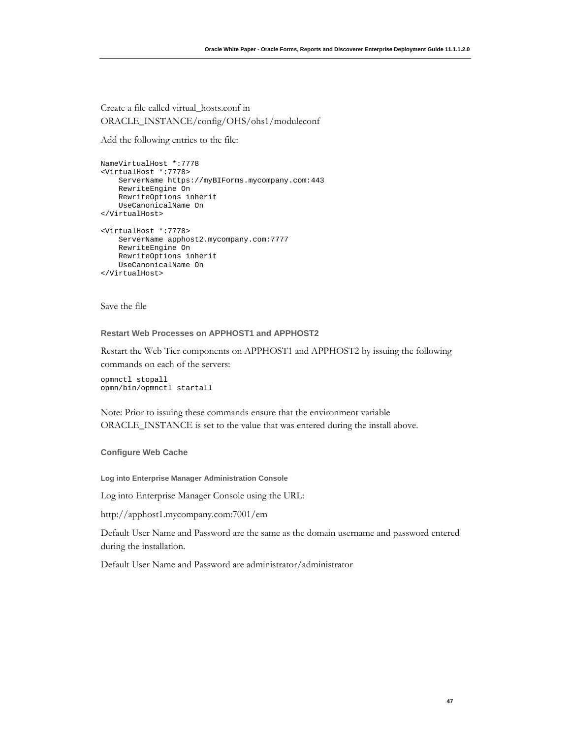Create a file called virtual_hosts.conf in ORACLE_INSTANCE/config/OHS/ohs1/moduleconf

Add the following entries to the file:

```
NameVirtualHost *:7778
<VirtualHost *:7778>
    ServerName https://myBIForms.mycompany.com:443
    RewriteEngine On
    RewriteOptions inherit
    UseCanonicalName On
</VirtualHost>

<VirtualHost *:7778>
    ServerName apphost2.mycompany.com:7777
    RewriteEngine On
    RewriteOptions inherit
    UseCanonicalName On
</VirtualHost>
```

Save the file

### Restart Web Processes on APPHOST1 and APPHOST2

Restart the Web Tier components on APPHOST1 and APPHOST2 by issuing the following commands on each of the servers:

```
opmnctl stopall
opmn/bin/opmnctl startall
```

Note: Prior to issuing these commands ensure that the environment variable ORACLE_INSTANCE is set to the value that was entered during the install above.

### Configure Web Cache

#### Log into Enterprise Manager Administration Console

Log into Enterprise Manager Console using the URL:

http://apphost1.mycompany.com:7001/em

Default User Name and Password are the same as the domain username and password entered during the installation.

Default User Name and Password are administrator/administrator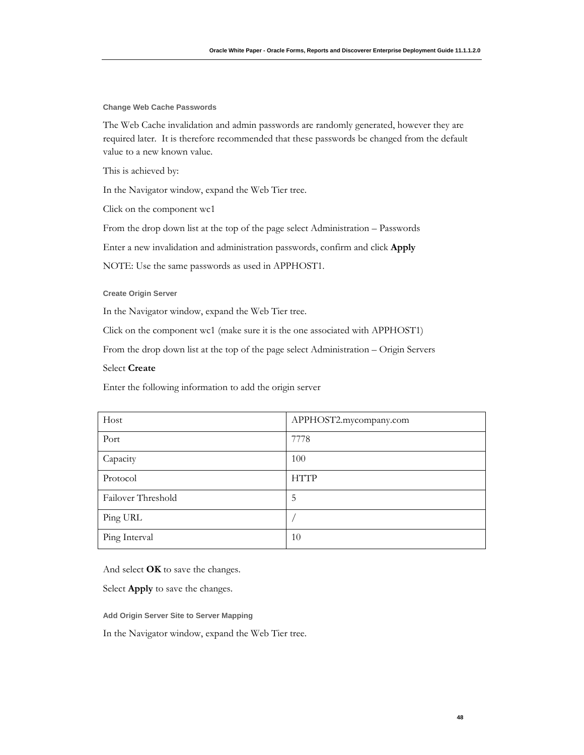#### Change Web Cache Passwords

The Web Cache invalidation and admin passwords are randomly generated, however they are required later. It is therefore recommended that these passwords be changed from the default value to a new known value.

This is achieved by:

In the Navigator window, expand the Web Tier tree.

Click on the component wc1

From the drop down list at the top of the page select Administration – Passwords

Enter a new invalidation and administration passwords, confirm and click **Apply**

NOTE: Use the same passwords as used in APPHOST1.

#### Create Origin Server

In the Navigator window, expand the Web Tier tree.

Click on the component wc1 (make sure it is the one associated with APPHOST1)

From the drop down list at the top of the page select Administration – Origin Servers

Select **Create**

Enter the following information to add the origin server

| Host | APPHOST2.mycompany.com |
|---|---|
| Port | 7778 |
| Capacity | 100 |
| Protocol | HTTP |
| Failover Threshold | 5 |
| Ping URL | / |
| Ping Interval | 10 |

And select **OK** to save the changes.

Select **Apply** to save the changes.

#### Add Origin Server Site to Server Mapping

In the Navigator window, expand the Web Tier tree.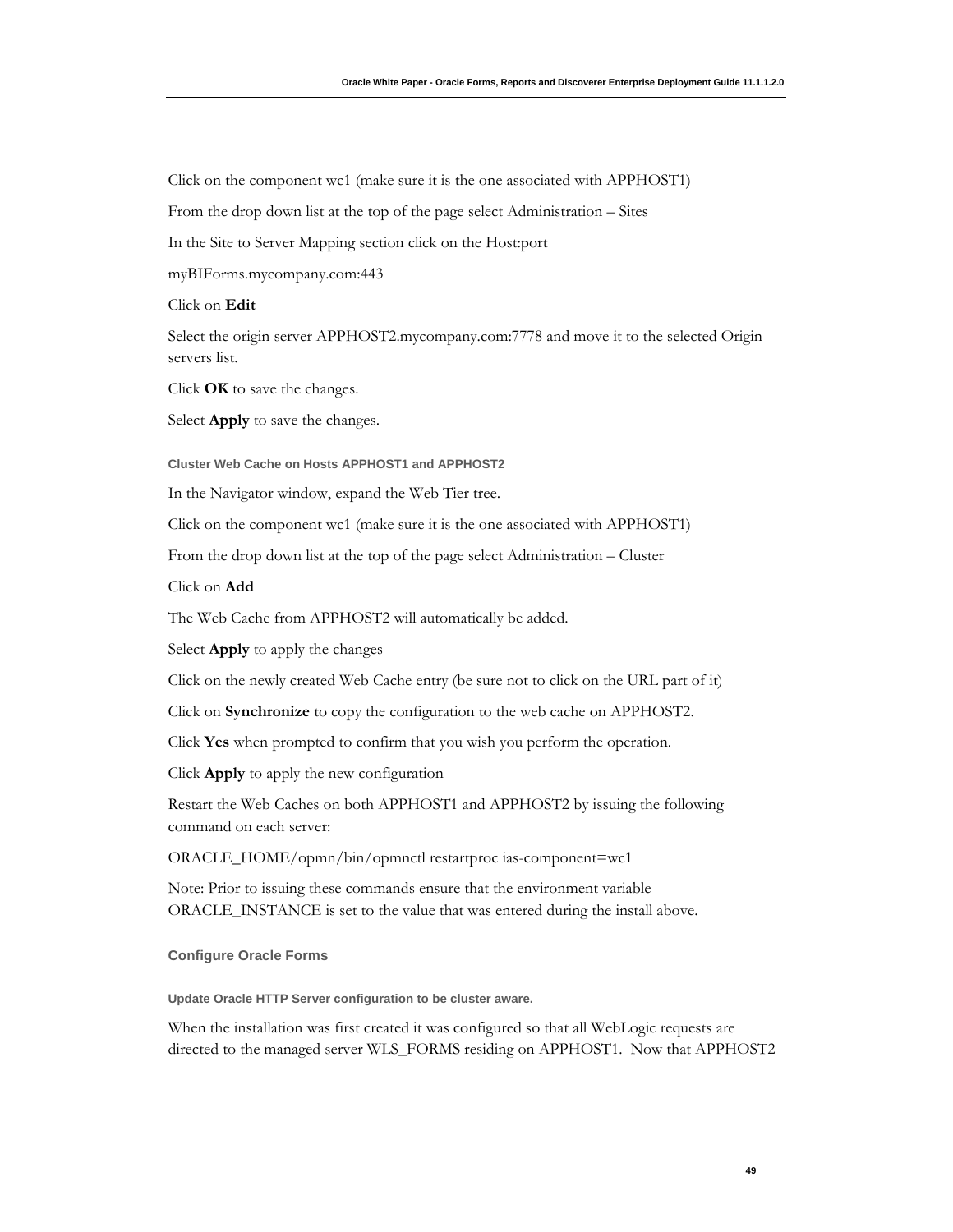Click on the component wc1 (make sure it is the one associated with APPHOST1)

From the drop down list at the top of the page select Administration – Sites

In the Site to Server Mapping section click on the Host:port

myBIForms.mycompany.com:443

Click on **Edit**

Select the origin server APPHOST2.mycompany.com:7778 and move it to the selected Origin servers list.

Click **OK** to save the changes.

Select **Apply** to save the changes.

#### Cluster Web Cache on Hosts APPHOST1 and APPHOST2

In the Navigator window, expand the Web Tier tree.

Click on the component wc1 (make sure it is the one associated with APPHOST1)

From the drop down list at the top of the page select Administration – Cluster

Click on **Add**

The Web Cache from APPHOST2 will automatically be added.

Select **Apply** to apply the changes

Click on the newly created Web Cache entry (be sure not to click on the URL part of it)

Click on **Synchronize** to copy the configuration to the web cache on APPHOST2.

Click **Yes** when prompted to confirm that you wish you perform the operation.

Click **Apply** to apply the new configuration

Restart the Web Caches on both APPHOST1 and APPHOST2 by issuing the following command on each server:

ORACLE_HOME/opmn/bin/opmnctl restartproc ias-component=wc1

Note: Prior to issuing these commands ensure that the environment variable ORACLE_INSTANCE is set to the value that was entered during the install above.

### Configure Oracle Forms

#### Update Oracle HTTP Server configuration to be cluster aware.

When the installation was first created it was configured so that all WebLogic requests are directed to the managed server WLS_FORMS residing on APPHOST1. Now that APPHOST2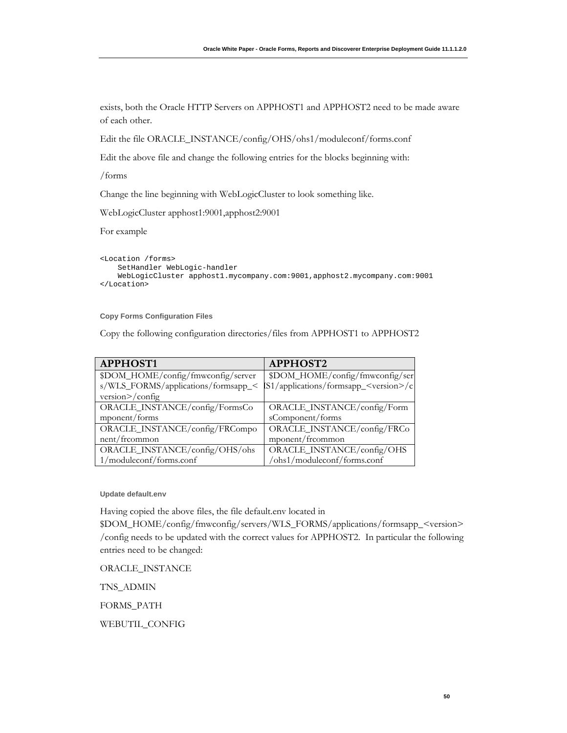exists, both the Oracle HTTP Servers on APPHOST1 and APPHOST2 need to be made aware of each other.

Edit the file ORACLE_INSTANCE/config/OHS/ohs1/moduleconf/forms.conf

Edit the above file and change the following entries for the blocks beginning with:

/forms

Change the line beginning with WebLogicCluster to look something like.

WebLogicCluster apphost1:9001,apphost2:9001

For example

```
<Location /forms>
    SetHandler WebLogic-handler
    WebLogicCluster apphost1.mycompany.com:9001,apphost2.mycompany.com:9001
</Location>
```

### Copy Forms Configuration Files

Copy the following configuration directories/files from APPHOST1 to APPHOST2

| APPHOST1 | APPHOST2 |
|---|---|
| $DOM_HOME/config/fmwconfig/servers/WLS_FORMS/applications/formsapp_<version>/config | $DOM_HOME/config/fmwconfig/serS1/applications/formsapp_<version>/c |
| ORACLE_INSTANCE/config/FormsComponent/forms | ORACLE_INSTANCE/config/FormsComponent/forms |
| ORACLE_INSTANCE/config/FRComponent/frcommon | ORACLE_INSTANCE/config/FRComponent/frcommon |
| ORACLE_INSTANCE/config/OHS/ohs1/moduleconf/forms.conf | ORACLE_INSTANCE/config/OHS/ohs1/moduleconf/forms.conf |

### Update default.env

Having copied the above files, the file default.env located in $DOM_HOME/config/fmwconfig/servers/WLS_FORMS/applications/formsapp_<version>/config needs to be updated with the correct values for APPHOST2. In particular the following entries need to be changed:

ORACLE_INSTANCE

TNS_ADMIN

FORMS_PATH

WEBUTIL_CONFIG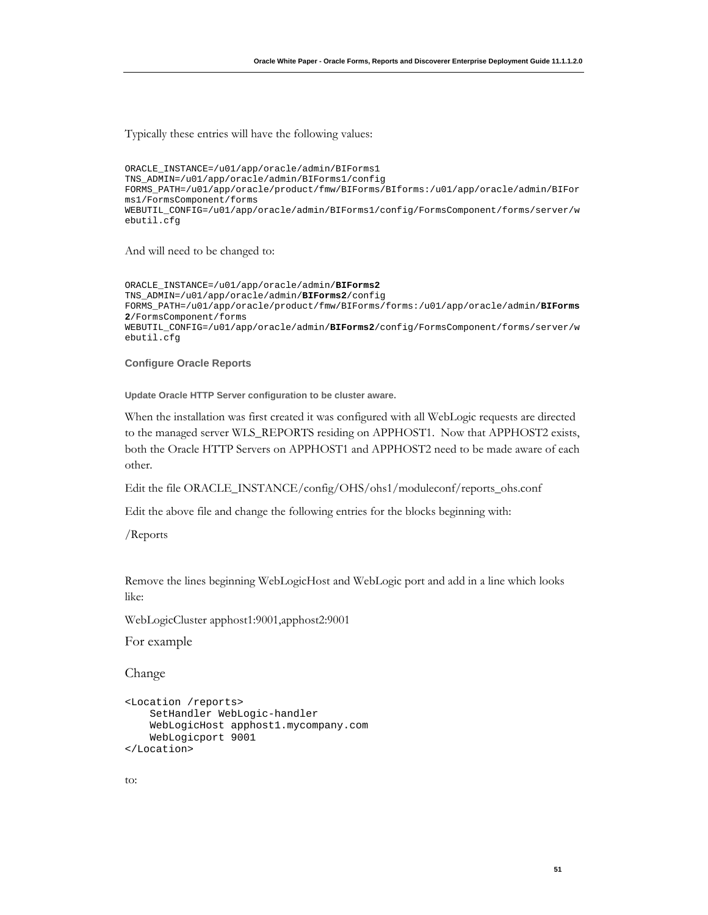Typically these entries will have the following values:

```
ORACLE_INSTANCE=/u01/app/oracle/admin/BIForms1
TNS_ADMIN=/u01/app/oracle/admin/BIForms1/config
FORMS_PATH=/u01/app/oracle/product/fmw/BIForms/BIforms:/u01/app/oracle/admin/BIFor
ms1/FormsComponent/forms
WEBUTIL_CONFIG=/u01/app/oracle/admin/BIForms1/config/FormsComponent/forms/server/w
ebutil.cfg
```

And will need to be changed to:

```
ORACLE_INSTANCE=/u01/app/oracle/admin/BIForms2
TNS_ADMIN=/u01/app/oracle/admin/BIForms2/config
FORMS_PATH=/u01/app/oracle/product/fmw/BIForms/forms:/u01/app/oracle/admin/BIForms
2/FormsComponent/forms
WEBUTIL_CONFIG=/u01/app/oracle/admin/BIForms2/config/FormsComponent/forms/server/w
ebutil.cfg
```

### Configure Oracle Reports

#### Update Oracle HTTP Server configuration to be cluster aware.

When the installation was first created it was configured with all WebLogic requests directed to the managed server WLS_REPORTS residing on APPHOST1. Now that APPHOST2 exists, both the Oracle HTTP Servers on APPHOST1 and APPHOST2 need to be made aware of each other.

Edit the file ORACLE_INSTANCE/config/OHS/ohs1/moduleconf/reports_ohs.conf

Edit the above file and change the following entries for the blocks beginning with:

/Reports

Remove the lines beginning WebLogicHost and WebLogic port and add in a line which looks like:

WebLogicCluster apphost1:9001,apphost2:9001

For example

Change

```
<Location /reports>
    SetHandler WebLogic-handler
    WebLogicHost apphost1.mycompany.com
    WebLogicport 9001
</Location>
```

to: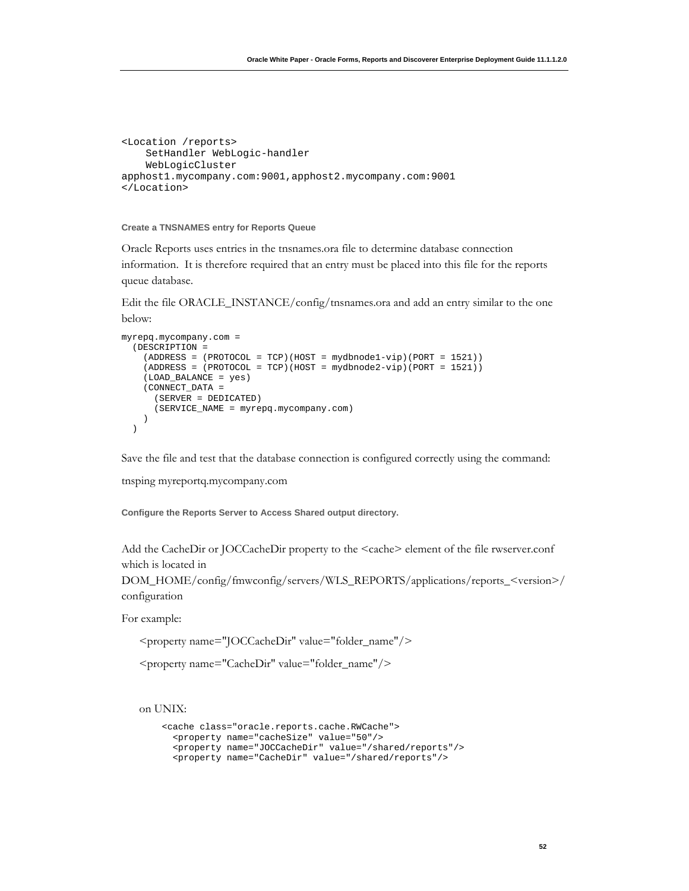```
<Location /reports>
    SetHandler WebLogic-handler
    WebLogicCluster
apphost1.mycompany.com:9001,apphost2.mycompany.com:9001
</Location>
```

### Create a TNSNAMES entry for Reports Queue

Oracle Reports uses entries in the tnsnames.ora file to determine database connection information. It is therefore required that an entry must be placed into this file for the reports queue database.

Edit the file ORACLE_INSTANCE/config/tnsnames.ora and add an entry similar to the one below:

```
myrepq.mycompany.com =
  (DESCRIPTION =
    (ADDRESS = (PROTOCOL = TCP)(HOST = mydbnode1-vip)(PORT = 1521))
    (ADDRESS = (PROTOCOL = TCP)(HOST = mydbnode2-vip)(PORT = 1521))
    (LOAD_BALANCE = yes)
    (CONNECT_DATA =
      (SERVER = DEDICATED)
      (SERVICE_NAME = myrepq.mycompany.com)
    )
  )
```

Save the file and test that the database connection is configured correctly using the command:

tnsping myreportq.mycompany.com

### Configure the Reports Server to Access Shared output directory.

Add the CacheDir or JOCCacheDir property to the <cache> element of the file rwserver.conf which is located in DOM_HOME/config/fmwconfig/servers/WLS_REPORTS/applications/reports_<version>/configuration

For example:

<property name="JOCCacheDir" value="folder_name"/>

<property name="CacheDir" value="folder_name"/>

on UNIX:

```
<cache class="oracle.reports.cache.RWCache">
  <property name="cacheSize" value="50"/>
  <property name="JOCCacheDir" value="/shared/reports"/>
  <property name="CacheDir" value="/shared/reports"/>
```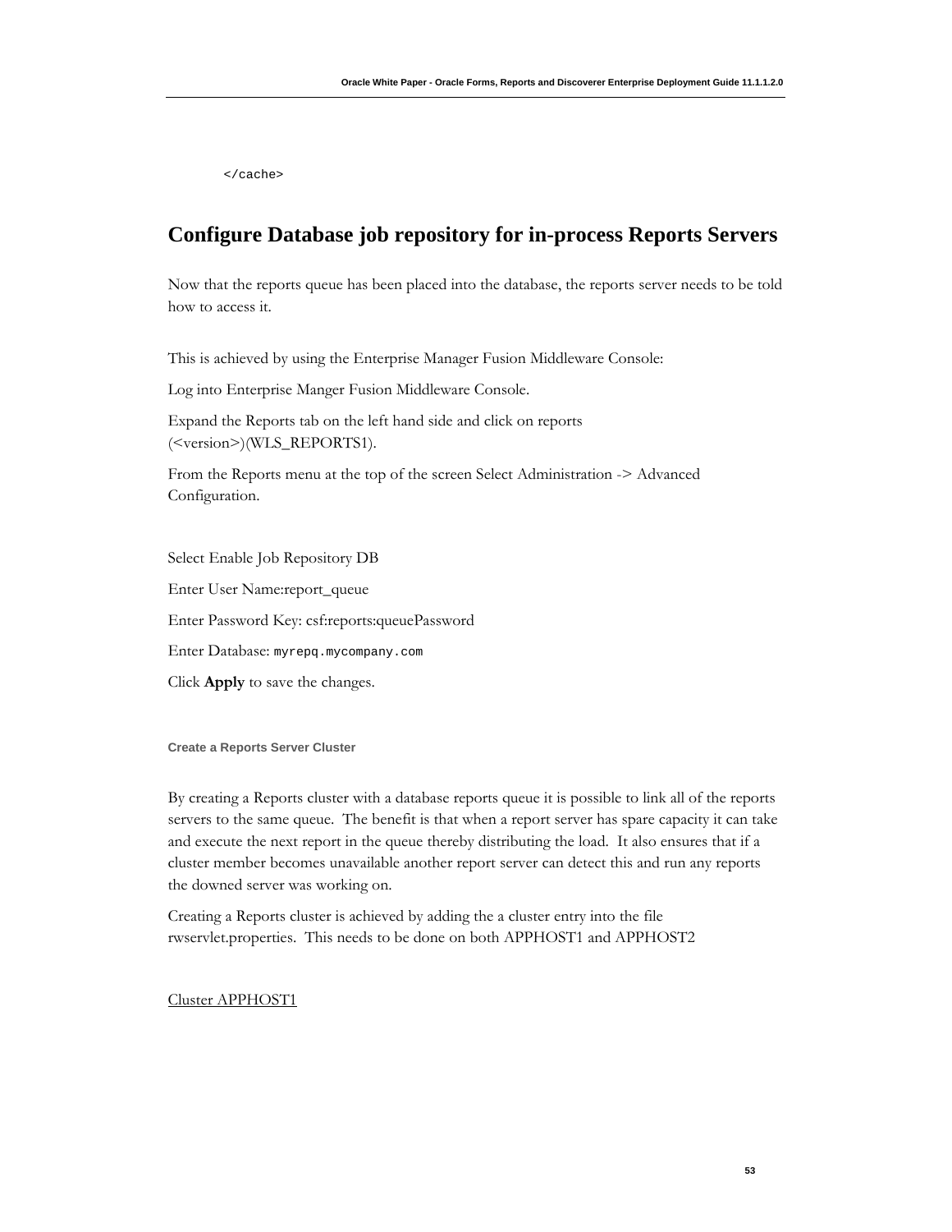```
</cache>
```

## Configure Database job repository for in-process Reports Servers

Now that the reports queue has been placed into the database, the reports server needs to be told how to access it.

This is achieved by using the Enterprise Manager Fusion Middleware Console:

Log into Enterprise Manger Fusion Middleware Console.

Expand the Reports tab on the left hand side and click on reports (<version>)(WLS_REPORTS1).

From the Reports menu at the top of the screen Select Administration -> Advanced Configuration.

Select Enable Job Repository DB

Enter User Name:report_queue

Enter Password Key: csf:reports:queuePassword

Enter Database: `myrepq.mycompany.com`

Click **Apply** to save the changes.

#### Create a Reports Server Cluster

By creating a Reports cluster with a database reports queue it is possible to link all of the reports servers to the same queue. The benefit is that when a report server has spare capacity it can take and execute the next report in the queue thereby distributing the load. It also ensures that if a cluster member becomes unavailable another report server can detect this and run any reports the downed server was working on.

Creating a Reports cluster is achieved by adding the a cluster entry into the file rwservlet.properties. This needs to be done on both APPHOST1 and APPHOST2

<u>Cluster APPHOST1</u>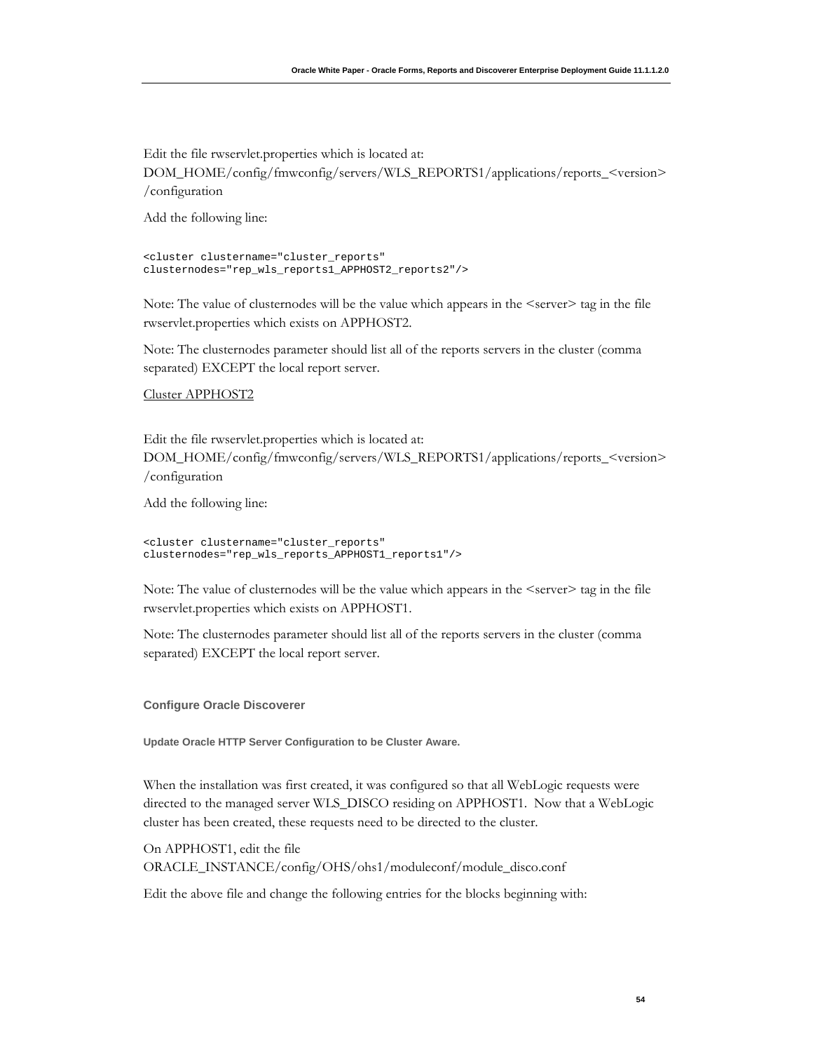Edit the file rwservlet.properties which is located at:
DOM_HOME/config/fmwconfig/servers/WLS_REPORTS1/applications/reports_<version>/configuration

Add the following line:

```
<cluster clustername="cluster_reports"
clusternodes="rep_wls_reports1_APPHOST2_reports2"/>
```

Note: The value of clusternodes will be the value which appears in the <server> tag in the file rwservlet.properties which exists on APPHOST2.

Note: The clusternodes parameter should list all of the reports servers in the cluster (comma separated) EXCEPT the local report server.

Cluster APPHOST2

Edit the file rwservlet.properties which is located at:
DOM_HOME/config/fmwconfig/servers/WLS_REPORTS1/applications/reports_<version>/configuration

Add the following line:

```
<cluster clustername="cluster_reports"
clusternodes="rep_wls_reports_APPHOST1_reports1"/>
```

Note: The value of clusternodes will be the value which appears in the <server> tag in the file rwservlet.properties which exists on APPHOST1.

Note: The clusternodes parameter should list all of the reports servers in the cluster (comma separated) EXCEPT the local report server.

### Configure Oracle Discoverer

#### Update Oracle HTTP Server Configuration to be Cluster Aware.

When the installation was first created, it was configured so that all WebLogic requests were directed to the managed server WLS_DISCO residing on APPHOST1. Now that a WebLogic cluster has been created, these requests need to be directed to the cluster.

On APPHOST1, edit the file
ORACLE_INSTANCE/config/OHS/ohs1/moduleconf/module_disco.conf

Edit the above file and change the following entries for the blocks beginning with: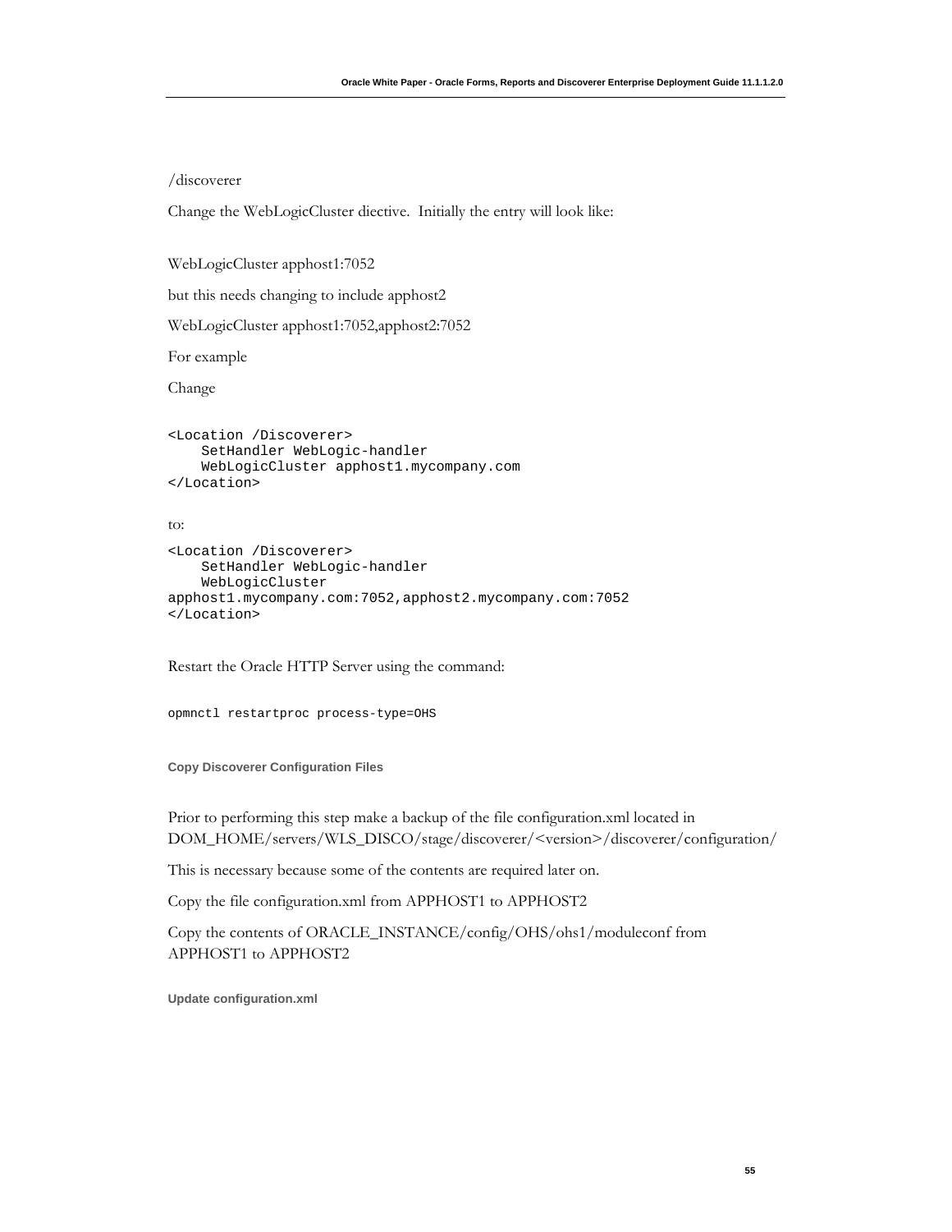/discoverer

Change the WebLogicCluster diective. Initially the entry will look like:

WebLogicCluster apphost1:7052

but this needs changing to include apphost2

WebLogicCluster apphost1:7052,apphost2:7052

For example

Change

```
<Location /Discoverer>
    SetHandler WebLogic-handler
    WebLogicCluster apphost1.mycompany.com
</Location>
```

to:

```
<Location /Discoverer>
    SetHandler WebLogic-handler
    WebLogicCluster
apphost1.mycompany.com:7052,apphost2.mycompany.com:7052
</Location>
```

Restart the Oracle HTTP Server using the command:

```
opmnctl restartproc process-type=OHS
```

#### Copy Discoverer Configuration Files

Prior to performing this step make a backup of the file configuration.xml located in DOM_HOME/servers/WLS_DISCO/stage/discoverer/<version>/discoverer/configuration/

This is necessary because some of the contents are required later on.

Copy the file configuration.xml from APPHOST1 to APPHOST2

Copy the contents of ORACLE_INSTANCE/config/OHS/ohs1/moduleconf from APPHOST1 to APPHOST2

#### Update configuration.xml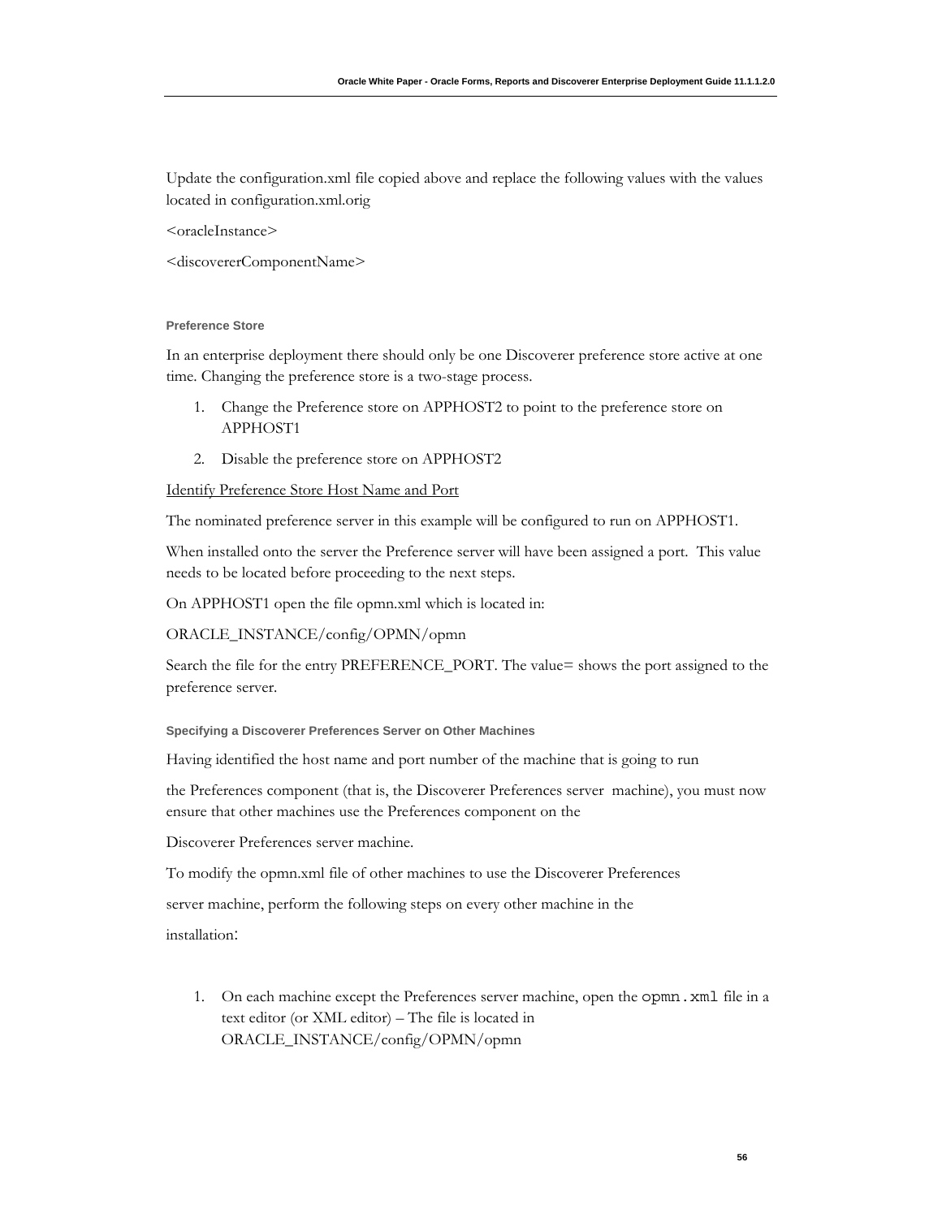Update the configuration.xml file copied above and replace the following values with the values located in configuration.xml.orig

<oracleInstance>

<discovererComponentName>

#### Preference Store

In an enterprise deployment there should only be one Discoverer preference store active at one time. Changing the preference store is a two-stage process.

1. Change the Preference store on APPHOST2 to point to the preference store on APPHOST1
2. Disable the preference store on APPHOST2

<u>Identify Preference Store Host Name and Port</u>

The nominated preference server in this example will be configured to run on APPHOST1.

When installed onto the server the Preference server will have been assigned a port. This value needs to be located before proceeding to the next steps.

On APPHOST1 open the file opmn.xml which is located in:

ORACLE_INSTANCE/config/OPMN/opmn

Search the file for the entry PREFERENCE_PORT. The value= shows the port assigned to the preference server.

#### Specifying a Discoverer Preferences Server on Other Machines

Having identified the host name and port number of the machine that is going to run

the Preferences component (that is, the Discoverer Preferences server machine), you must now ensure that other machines use the Preferences component on the

Discoverer Preferences server machine.

To modify the opmn.xml file of other machines to use the Discoverer Preferences

server machine, perform the following steps on every other machine in the

installation:

1. On each machine except the Preferences server machine, open the `opmn.xml` file in a text editor (or XML editor) – The file is located in ORACLE_INSTANCE/config/OPMN/opmn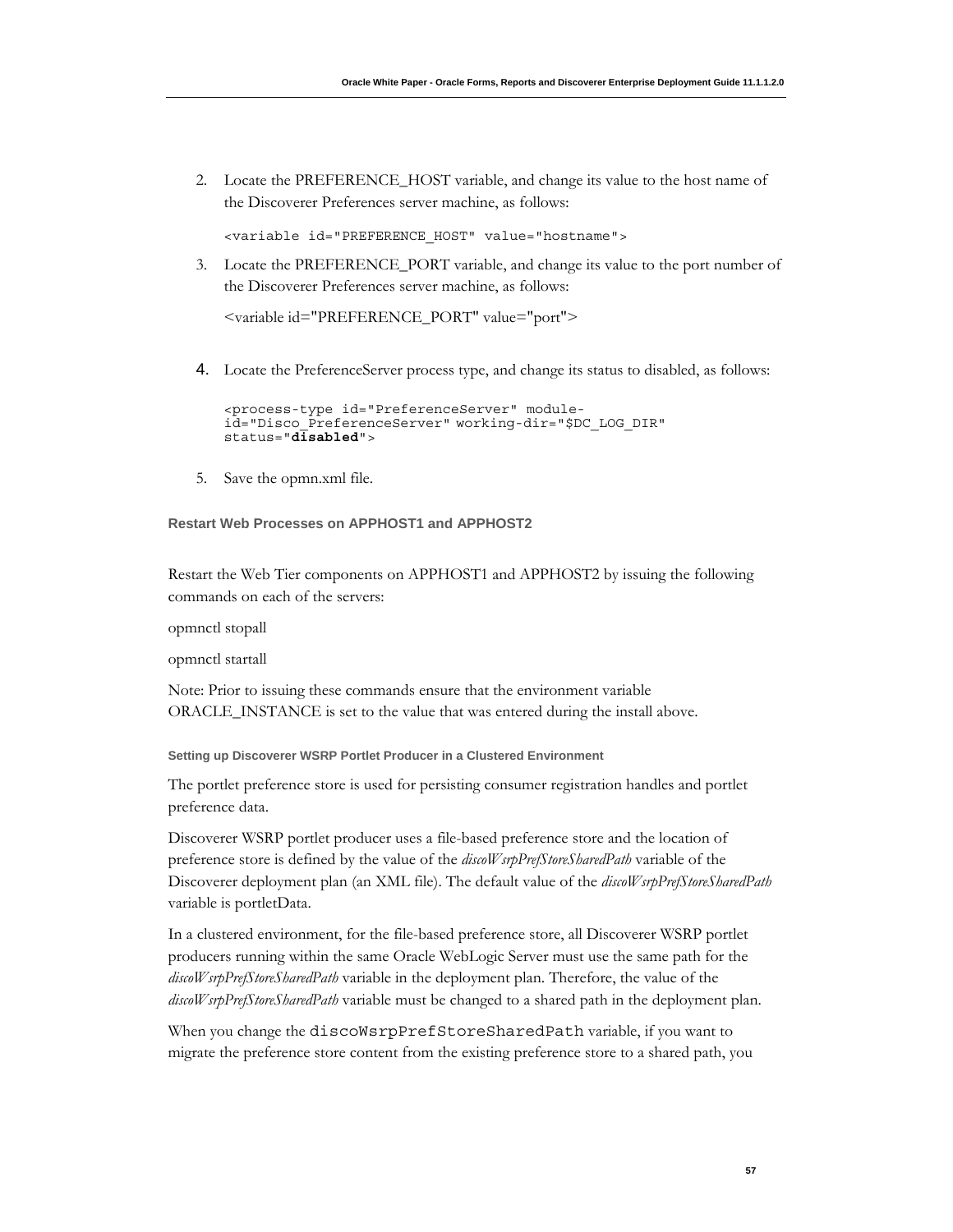2. Locate the PREFERENCE_HOST variable, and change its value to the host name of the Discoverer Preferences server machine, as follows:

   ```
   <variable id="PREFERENCE_HOST" value="hostname">
   ```

3. Locate the PREFERENCE_PORT variable, and change its value to the port number of the Discoverer Preferences server machine, as follows:

   <variable id="PREFERENCE_PORT" value="port">

4. Locate the PreferenceServer process type, and change its status to disabled, as follows:

   ```
   <process-type id="PreferenceServer" module-
   id="Disco_PreferenceServer" working-dir="$DC_LOG_DIR"
   status="disabled">
   ```

5. Save the opmn.xml file.

### Restart Web Processes on APPHOST1 and APPHOST2

Restart the Web Tier components on APPHOST1 and APPHOST2 by issuing the following commands on each of the servers:

opmnctl stopall

opmnctl startall

Note: Prior to issuing these commands ensure that the environment variable ORACLE_INSTANCE is set to the value that was entered during the install above.

#### Setting up Discoverer WSRP Portlet Producer in a Clustered Environment

The portlet preference store is used for persisting consumer registration handles and portlet preference data.

Discoverer WSRP portlet producer uses a file-based preference store and the location of preference store is defined by the value of the *discoWsrpPrefStoreSharedPath* variable of the Discoverer deployment plan (an XML file). The default value of the *discoWsrpPrefStoreSharedPath* variable is portletData.

In a clustered environment, for the file-based preference store, all Discoverer WSRP portlet producers running within the same Oracle WebLogic Server must use the same path for the *discoWsrpPrefStoreSharedPath* variable in the deployment plan. Therefore, the value of the *discoWsrpPrefStoreSharedPath* variable must be changed to a shared path in the deployment plan.

When you change the `discoWsrpPrefStoreSharedPath` variable, if you want to migrate the preference store content from the existing preference store to a shared path, you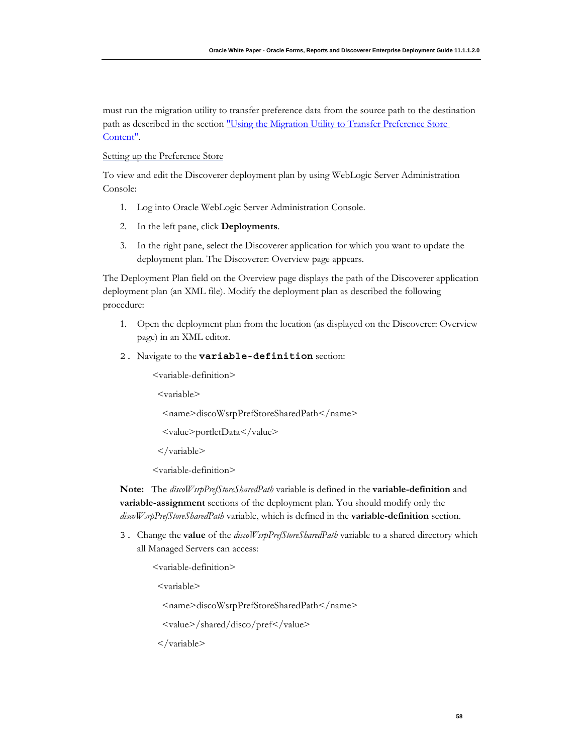must run the migration utility to transfer preference data from the source path to the destination path as described in the section "Using the Migration Utility to Transfer Preference Store Content".

Setting up the Preference Store

To view and edit the Discoverer deployment plan by using WebLogic Server Administration Console:

1. Log into Oracle WebLogic Server Administration Console.
2. In the left pane, click **Deployments**.
3. In the right pane, select the Discoverer application for which you want to update the deployment plan. The Discoverer: Overview page appears.

The Deployment Plan field on the Overview page displays the path of the Discoverer application deployment plan (an XML file). Modify the deployment plan as described the following procedure:

1. Open the deployment plan from the location (as displayed on the Discoverer: Overview page) in an XML editor.
2. Navigate to the **`variable-definition`** section:

```
<variable-definition>
  <variable>
    <name>discoWsrpPrefStoreSharedPath</name>
    <value>portletData</value>
  </variable>
<variable-definition>
```

**Note:** The *discoWsrpPrefStoreSharedPath* variable is defined in the **variable-definition** and **variable-assignment** sections of the deployment plan. You should modify only the *discoWsrpPrefStoreSharedPath* variable, which is defined in the **variable-definition** section.

3. Change the **value** of the *discoWsrpPrefStoreSharedPath* variable to a shared directory which all Managed Servers can access:

```
<variable-definition>
  <variable>
    <name>discoWsrpPrefStoreSharedPath</name>
    <value>/shared/disco/pref</value>
  </variable>
```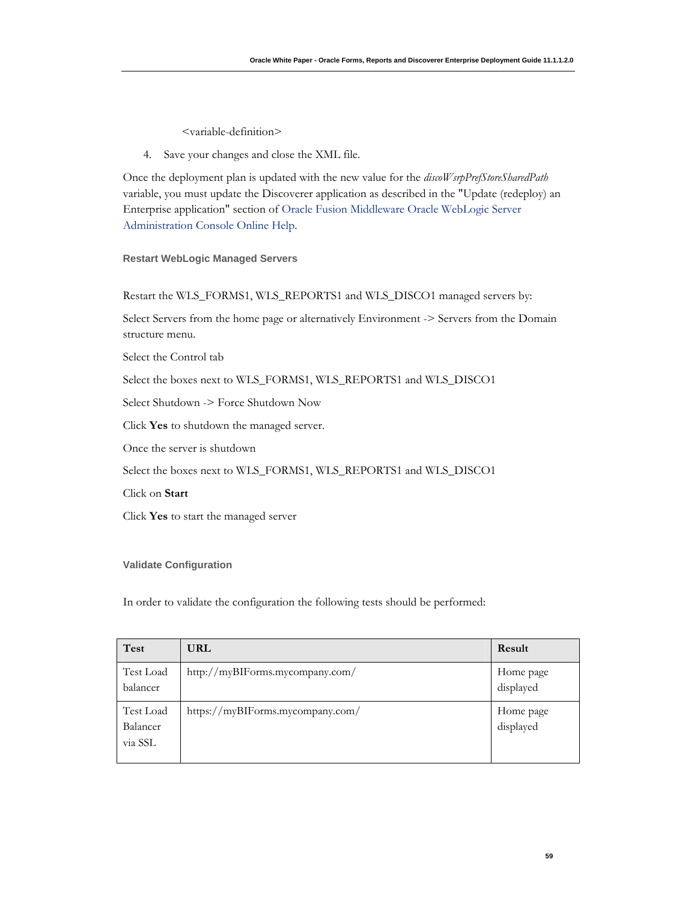<variable-definition>

4. Save your changes and close the XML file.

Once the deployment plan is updated with the new value for the *discoWsrpPrefStoreSharedPath* variable, you must update the Discoverer application as described in the "Update (redeploy) an Enterprise application" section of Oracle Fusion Middleware Oracle WebLogic Server Administration Console Online Help.

### Restart WebLogic Managed Servers

Restart the WLS_FORMS1, WLS_REPORTS1 and WLS_DISCO1 managed servers by:

Select Servers from the home page or alternatively Environment -> Servers from the Domain structure menu.

Select the Control tab

Select the boxes next to WLS_FORMS1, WLS_REPORTS1 and WLS_DISCO1

Select Shutdown -> Force Shutdown Now

Click **Yes** to shutdown the managed server.

Once the server is shutdown

Select the boxes next to WLS_FORMS1, WLS_REPORTS1 and WLS_DISCO1

Click on **Start**

Click **Yes** to start the managed server

### Validate Configuration

In order to validate the configuration the following tests should be performed:

| Test | URL | Result |
| --- | --- | --- |
| Test Load balancer | http://myBIForms.mycompany.com/ | Home page displayed |
| Test Load Balancer via SSL | https://myBIForms.mycompany.com/ | Home page displayed |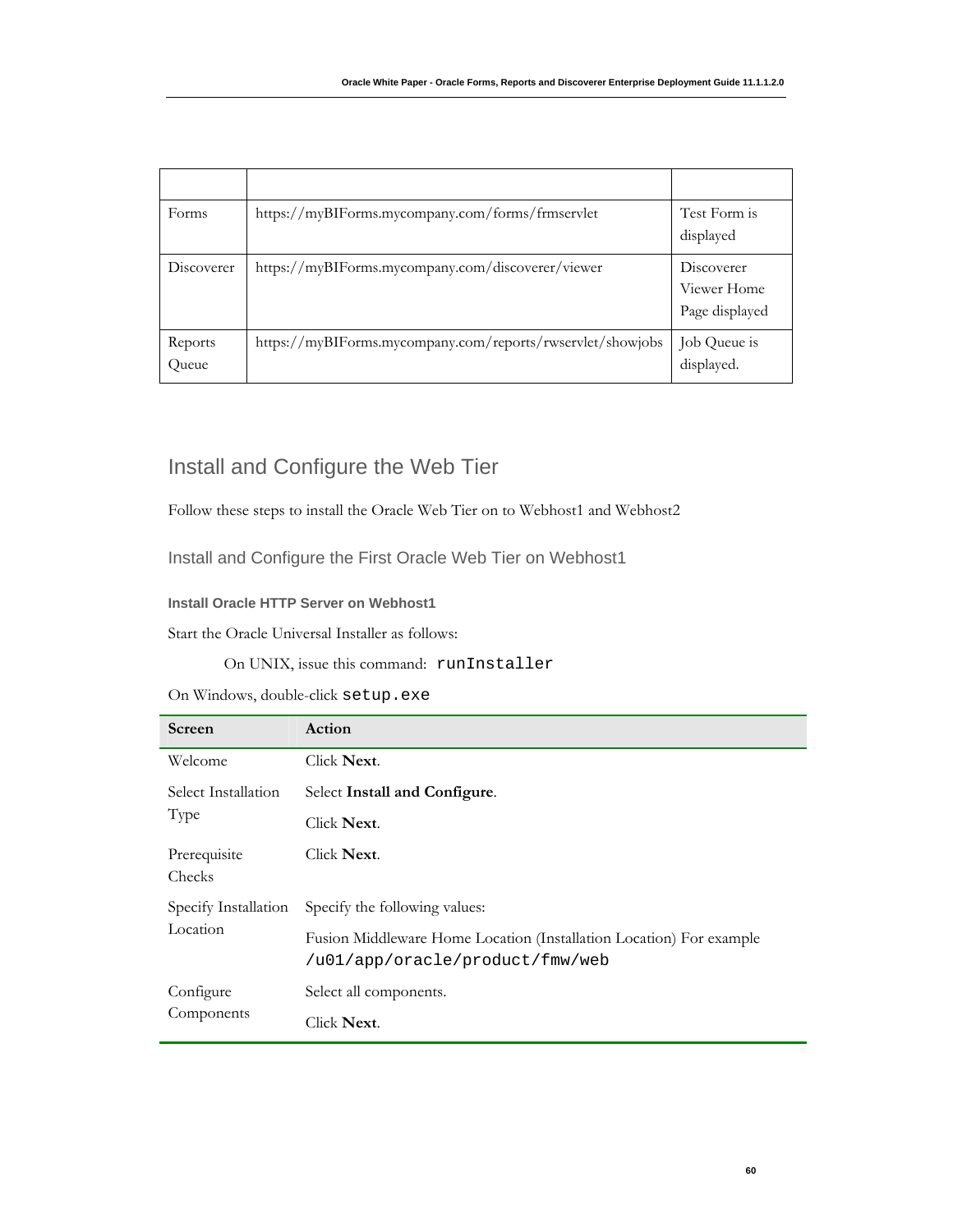| | | |
|---|---|---|
| Forms | https://myBIForms.mycompany.com/forms/frmservlet | Test Form is displayed |
| Discoverer | https://myBIForms.mycompany.com/discoverer/viewer | Discoverer Viewer Home Page displayed |
| Reports Queue | https://myBIForms.mycompany.com/reports/rwservlet/showjobs | Job Queue is displayed. |

## Install and Configure the Web Tier

Follow these steps to install the Oracle Web Tier on to Webhost1 and Webhost2

### Install and Configure the First Oracle Web Tier on Webhost1

#### Install Oracle HTTP Server on Webhost1

Start the Oracle Universal Installer as follows:

On UNIX, issue this command: `runInstaller`

On Windows, double-click `setup.exe`

| Screen | Action |
|---|---|
| Welcome | Click **Next**. |
| Select Installation Type | Select **Install and Configure**.<br>Click **Next**. |
| Prerequisite Checks | Click **Next**. |
| Specify Installation Location | Specify the following values:<br>Fusion Middleware Home Location (Installation Location) For example `/u01/app/oracle/product/fmw/web` |
| Configure Components | Select all components.<br>Click **Next**. |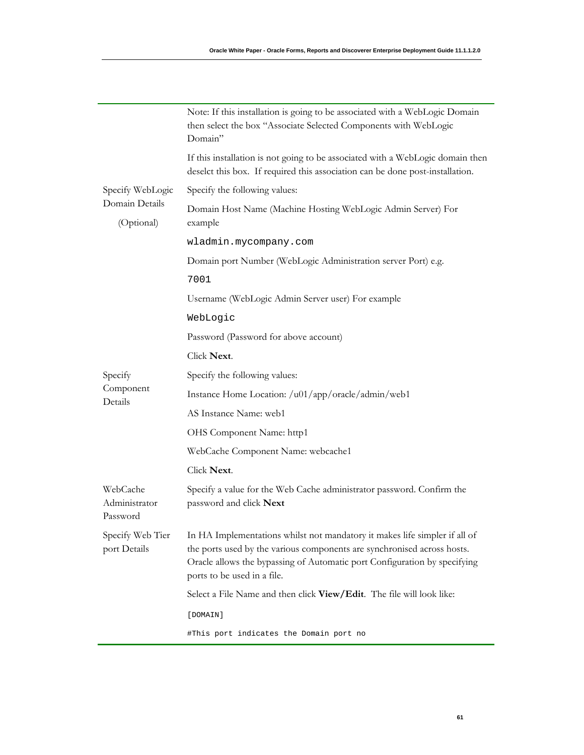| | |
|---|---|
| | Note: If this installation is going to be associated with a WebLogic Domain then select the box "Associate Selected Components with WebLogic Domain"<br><br>If this installation is not going to be associated with a WebLogic domain then deselct this box. If required this association can be done post-installation. |
| Specify WebLogic Domain Details<br><br>(Optional) | Specify the following values:<br><br>Domain Host Name (Machine Hosting WebLogic Admin Server) For example<br><br>`wladmin.mycompany.com`<br><br>Domain port Number (WebLogic Administration server Port) e.g.<br><br>`7001`<br><br>Username (WebLogic Admin Server user) For example<br><br>`WebLogic`<br><br>Password (Password for above account)<br><br>Click **Next**. |
| Specify Component Details | Specify the following values:<br><br>Instance Home Location: /u01/app/oracle/admin/web1<br><br>AS Instance Name: web1<br><br>OHS Component Name: http1<br><br>WebCache Component Name: webcache1<br><br>Click **Next**. |
| WebCache Administrator Password | Specify a value for the Web Cache administrator password. Confirm the password and click **Next** |
| Specify Web Tier port Details | In HA Implementations whilst not mandatory it makes life simpler if all of the ports used by the various components are synchronised across hosts. Oracle allows the bypassing of Automatic port Configuration by specifying ports to be used in a file.<br><br>Select a File Name and then click **View/Edit**. The file will look like:<br><br>`[DOMAIN]`<br><br>`#This port indicates the Domain port no` |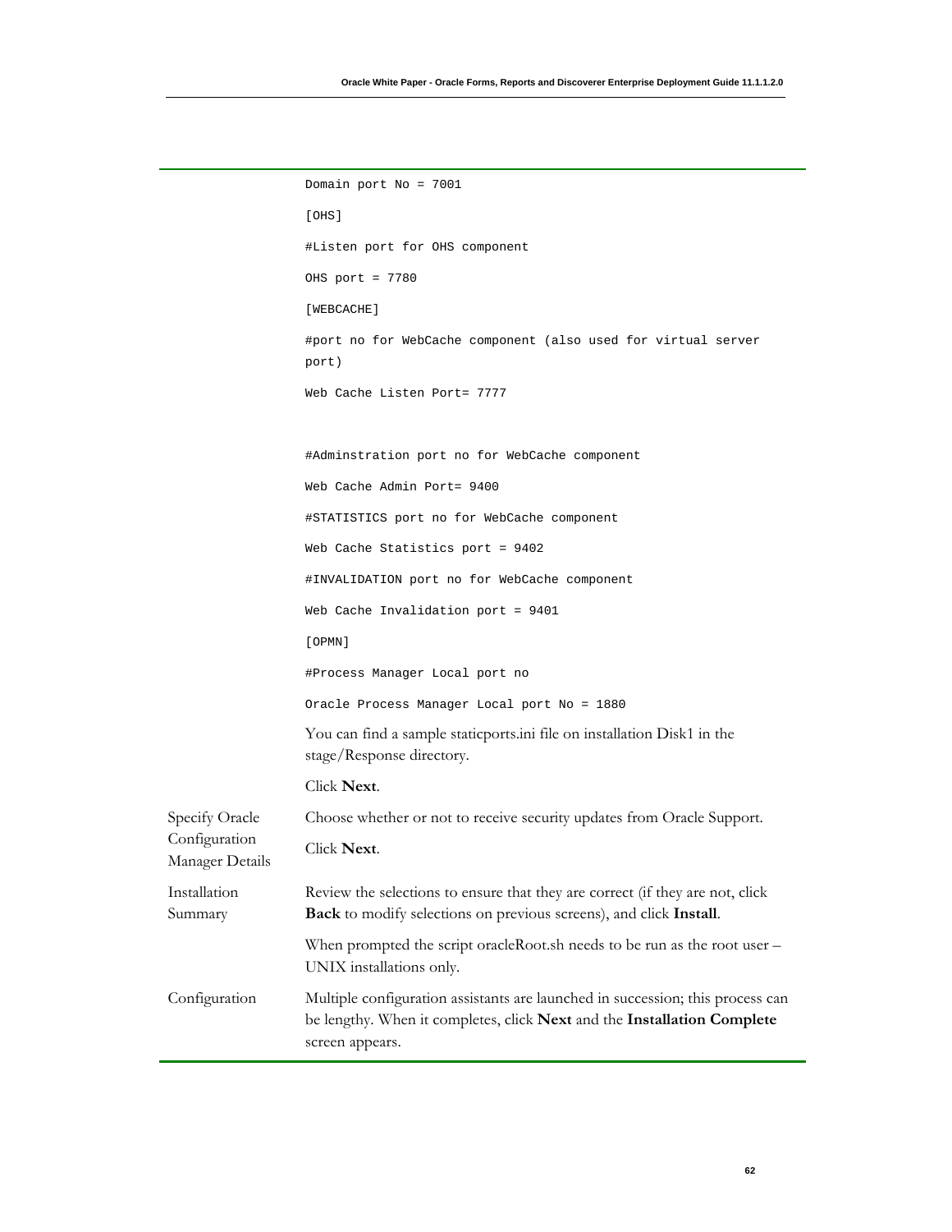| | |
|---|---|
| | `Domain port No = 7001`<br><br>`[OHS]`<br><br>`#Listen port for OHS component`<br><br>`OHS port = 7780`<br><br>`[WEBCACHE]`<br><br>`#port no for WebCache component (also used for virtual server port)`<br><br>`Web Cache Listen Port= 7777`<br><br><br>`#Adminstration port no for WebCache component`<br><br>`Web Cache Admin Port= 9400`<br><br>`#STATISTICS port no for WebCache component`<br><br>`Web Cache Statistics port = 9402`<br><br>`#INVALIDATION port no for WebCache component`<br><br>`Web Cache Invalidation port = 9401`<br><br>`[OPMN]`<br><br>`#Process Manager Local port no`<br><br>`Oracle Process Manager Local port No = 1880`<br><br>You can find a sample staticports.ini file on installation Disk1 in the stage/Response directory.<br><br>Click **Next**. |
| Specify Oracle Configuration Manager Details | Choose whether or not to receive security updates from Oracle Support.<br><br>Click **Next**. |
| Installation Summary | Review the selections to ensure that they are correct (if they are not, click **Back** to modify selections on previous screens), and click **Install**.<br><br>When prompted the script oracleRoot.sh needs to be run as the root user – UNIX installations only. |
| Configuration | Multiple configuration assistants are launched in succession; this process can be lengthy. When it completes, click **Next** and the **Installation Complete** screen appears. |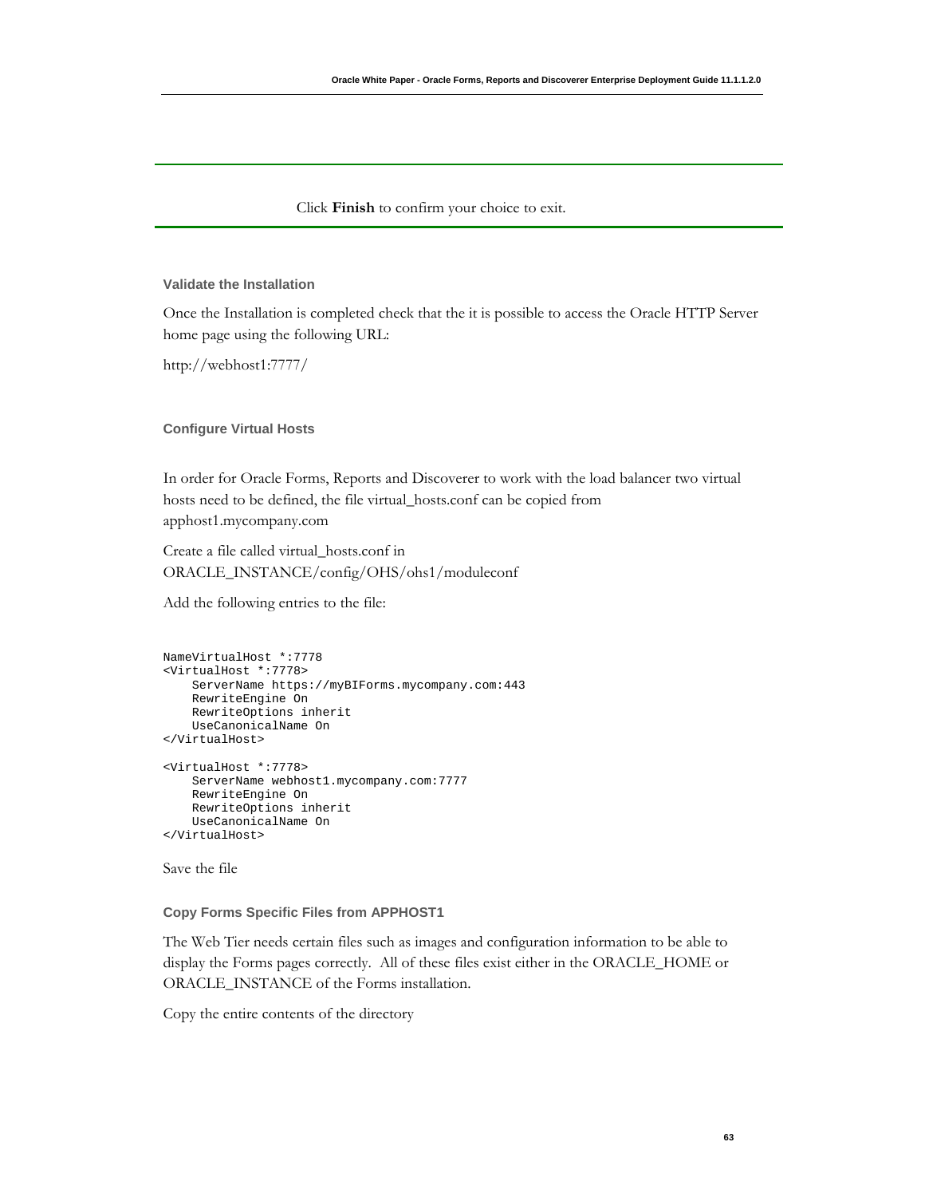Click **Finish** to confirm your choice to exit.

### Validate the Installation

Once the Installation is completed check that the it is possible to access the Oracle HTTP Server home page using the following URL:

http://webhost1:7777/

### Configure Virtual Hosts

In order for Oracle Forms, Reports and Discoverer to work with the load balancer two virtual hosts need to be defined, the file virtual_hosts.conf can be copied from apphost1.mycompany.com

Create a file called virtual_hosts.conf in ORACLE_INSTANCE/config/OHS/ohs1/moduleconf

Add the following entries to the file:

```
NameVirtualHost *:7778
<VirtualHost *:7778>
    ServerName https://myBIForms.mycompany.com:443
    RewriteEngine On
    RewriteOptions inherit
    UseCanonicalName On
</VirtualHost>

<VirtualHost *:7778>
    ServerName webhost1.mycompany.com:7777
    RewriteEngine On
    RewriteOptions inherit
    UseCanonicalName On
</VirtualHost>
```

Save the file

### Copy Forms Specific Files from APPHOST1

The Web Tier needs certain files such as images and configuration information to be able to display the Forms pages correctly. All of these files exist either in the ORACLE_HOME or ORACLE_INSTANCE of the Forms installation.

Copy the entire contents of the directory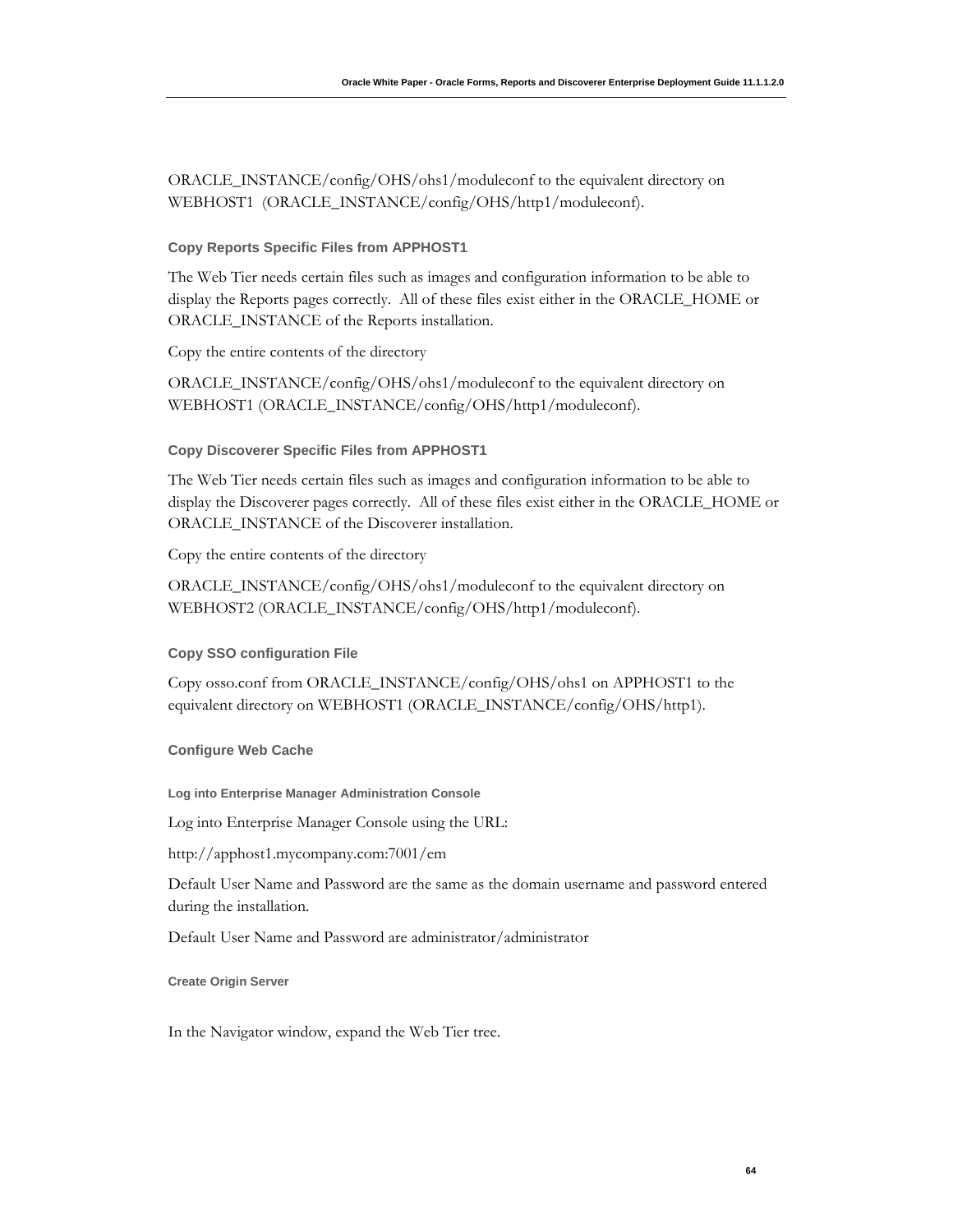ORACLE_INSTANCE/config/OHS/ohs1/moduleconf to the equivalent directory on WEBHOST1 (ORACLE_INSTANCE/config/OHS/http1/moduleconf).

### Copy Reports Specific Files from APPHOST1

The Web Tier needs certain files such as images and configuration information to be able to display the Reports pages correctly. All of these files exist either in the ORACLE_HOME or ORACLE_INSTANCE of the Reports installation.

Copy the entire contents of the directory

ORACLE_INSTANCE/config/OHS/ohs1/moduleconf to the equivalent directory on WEBHOST1 (ORACLE_INSTANCE/config/OHS/http1/moduleconf).

### Copy Discoverer Specific Files from APPHOST1

The Web Tier needs certain files such as images and configuration information to be able to display the Discoverer pages correctly. All of these files exist either in the ORACLE_HOME or ORACLE_INSTANCE of the Discoverer installation.

Copy the entire contents of the directory

ORACLE_INSTANCE/config/OHS/ohs1/moduleconf to the equivalent directory on WEBHOST2 (ORACLE_INSTANCE/config/OHS/http1/moduleconf).

### Copy SSO configuration File

Copy osso.conf from ORACLE_INSTANCE/config/OHS/ohs1 on APPHOST1 to the equivalent directory on WEBHOST1 (ORACLE_INSTANCE/config/OHS/http1).

### Configure Web Cache

#### Log into Enterprise Manager Administration Console

Log into Enterprise Manager Console using the URL:

http://apphost1.mycompany.com:7001/em

Default User Name and Password are the same as the domain username and password entered during the installation.

Default User Name and Password are administrator/administrator

#### Create Origin Server

In the Navigator window, expand the Web Tier tree.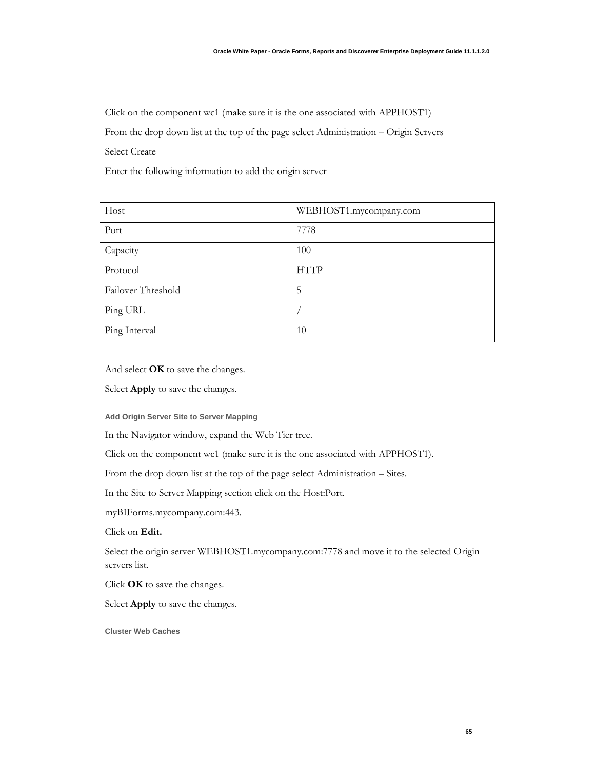Click on the component wc1 (make sure it is the one associated with APPHOST1)

From the drop down list at the top of the page select Administration – Origin Servers

Select Create

Enter the following information to add the origin server

| Host | WEBHOST1.mycompany.com |
|---|---|
| Port | 7778 |
| Capacity | 100 |
| Protocol | HTTP |
| Failover Threshold | 5 |
| Ping URL | / |
| Ping Interval | 10 |

And select **OK** to save the changes.

Select **Apply** to save the changes.

#### Add Origin Server Site to Server Mapping

In the Navigator window, expand the Web Tier tree.

Click on the component wc1 (make sure it is the one associated with APPHOST1).

From the drop down list at the top of the page select Administration – Sites.

In the Site to Server Mapping section click on the Host:Port.

myBIForms.mycompany.com:443.

Click on **Edit.**

Select the origin server WEBHOST1.mycompany.com:7778 and move it to the selected Origin servers list.

Click **OK** to save the changes.

Select **Apply** to save the changes.

#### Cluster Web Caches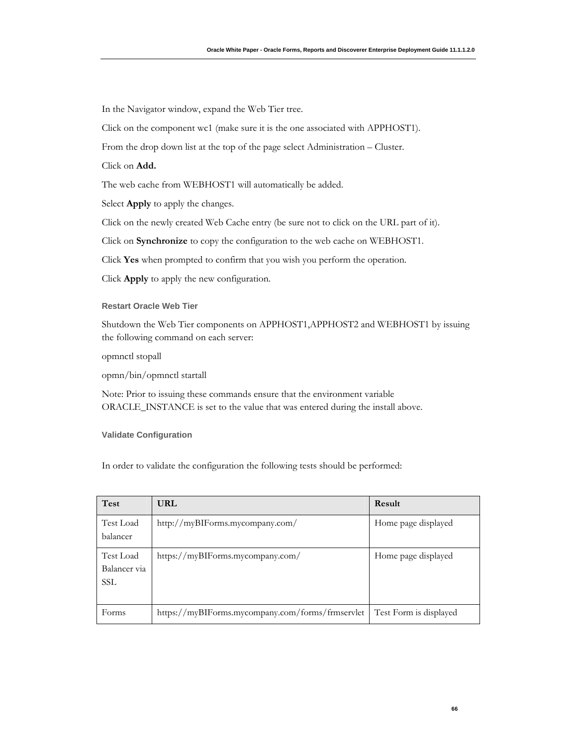In the Navigator window, expand the Web Tier tree.

Click on the component wc1 (make sure it is the one associated with APPHOST1).

From the drop down list at the top of the page select Administration – Cluster.

Click on **Add.**

The web cache from WEBHOST1 will automatically be added.

Select **Apply** to apply the changes.

Click on the newly created Web Cache entry (be sure not to click on the URL part of it).

Click on **Synchronize** to copy the configuration to the web cache on WEBHOST1.

Click **Yes** when prompted to confirm that you wish you perform the operation.

Click **Apply** to apply the new configuration.

### Restart Oracle Web Tier

Shutdown the Web Tier components on APPHOST1,APPHOST2 and WEBHOST1 by issuing the following command on each server:

opmnctl stopall

opmn/bin/opmnctl startall

Note: Prior to issuing these commands ensure that the environment variable ORACLE_INSTANCE is set to the value that was entered during the install above.

### Validate Configuration

In order to validate the configuration the following tests should be performed:

| Test | URL | Result |
| --- | --- | --- |
| Test Load balancer | http://myBIForms.mycompany.com/ | Home page displayed |
| Test Load Balancer via SSL | https://myBIForms.mycompany.com/ | Home page displayed |
| Forms | https://myBIForms.mycompany.com/forms/frmservlet | Test Form is displayed |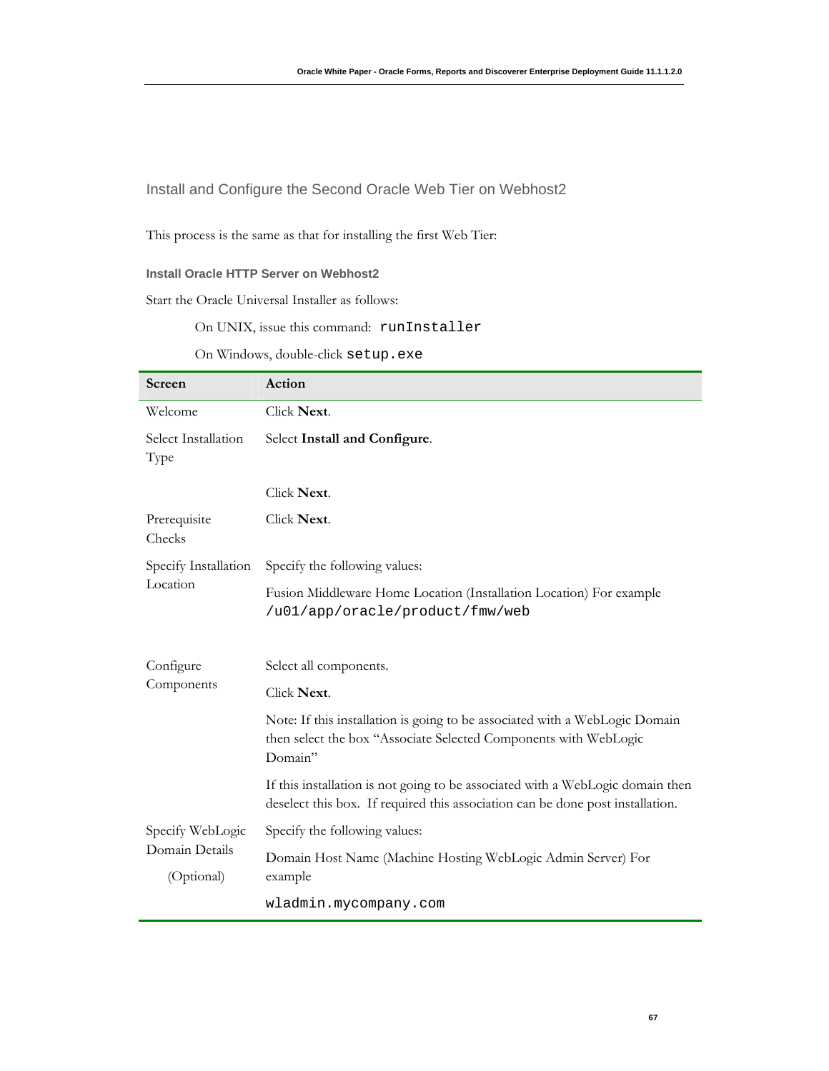## Install and Configure the Second Oracle Web Tier on Webhost2

This process is the same as that for installing the first Web Tier:

### Install Oracle HTTP Server on Webhost2

Start the Oracle Universal Installer as follows:

On UNIX, issue this command: `runInstaller`

On Windows, double-click `setup.exe`

| Screen | Action |
|---|---|
| Welcome | Click **Next**. |
| Select Installation Type | Select **Install and Configure**. |
| | Click **Next**. |
| Prerequisite Checks | Click **Next**. |
| Specify Installation Location | Specify the following values: |
| | Fusion Middleware Home Location (Installation Location) For example `/u01/app/oracle/product/fmw/web` |
| Configure Components | Select all components. |
| | Click **Next**. |
| | Note: If this installation is going to be associated with a WebLogic Domain then select the box "Associate Selected Components with WebLogic Domain" |
| | If this installation is not going to be associated with a WebLogic domain then deselect this box. If required this association can be done post installation. |
| Specify WebLogic Domain Details (Optional) | Specify the following values: |
| | Domain Host Name (Machine Hosting WebLogic Admin Server) For example |
| | `wladmin.mycompany.com` |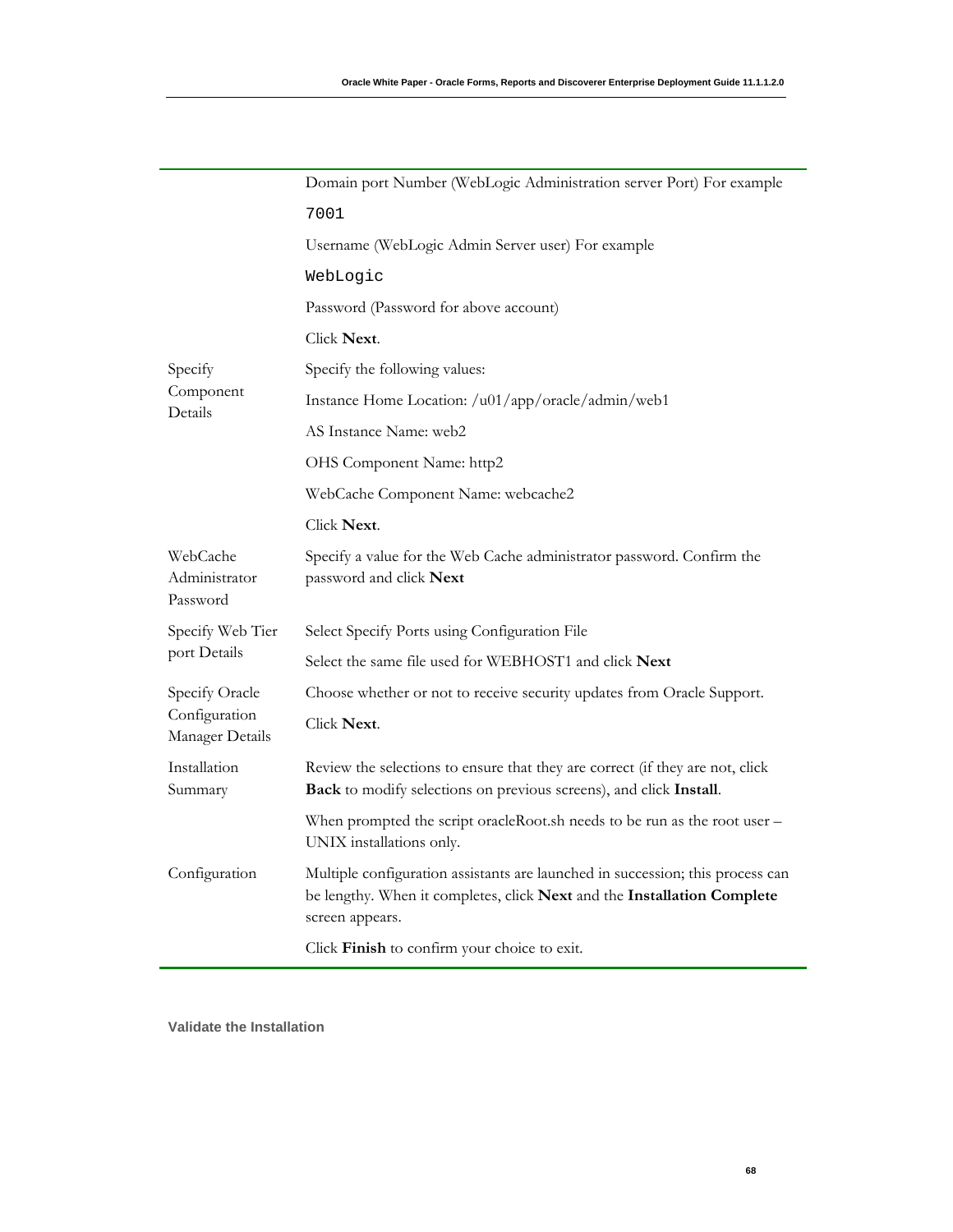| | |
|---|---|
| | Domain port Number (WebLogic Administration server Port) For example<br>`7001`<br>Username (WebLogic Admin Server user) For example<br>`WebLogic`<br>Password (Password for above account)<br>Click **Next**. |
| Specify Component Details | Specify the following values:<br>Instance Home Location: /u01/app/oracle/admin/web1<br>AS Instance Name: web2<br>OHS Component Name: http2<br>WebCache Component Name: webcache2<br>Click **Next**. |
| WebCache Administrator Password | Specify a value for the Web Cache administrator password. Confirm the password and click **Next** |
| Specify Web Tier port Details | Select Specify Ports using Configuration File<br>Select the same file used for WEBHOST1 and click **Next** |
| Specify Oracle Configuration Manager Details | Choose whether or not to receive security updates from Oracle Support.<br>Click **Next**. |
| Installation Summary | Review the selections to ensure that they are correct (if they are not, click **Back** to modify selections on previous screens), and click **Install**.<br>When prompted the script oracleRoot.sh needs to be run as the root user – UNIX installations only. |
| Configuration | Multiple configuration assistants are launched in succession; this process can be lengthy. When it completes, click **Next** and the **Installation Complete** screen appears.<br>Click **Finish** to confirm your choice to exit. |

#### Validate the Installation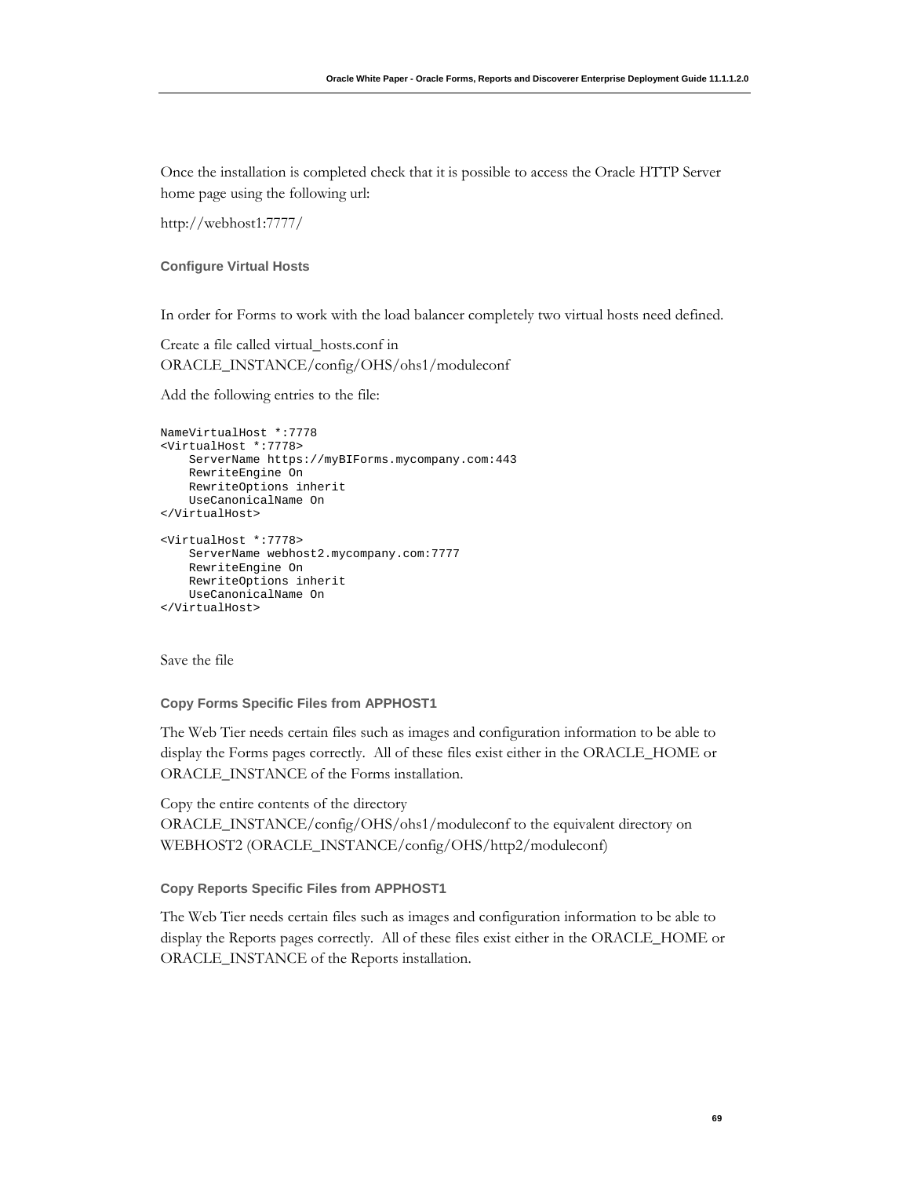Once the installation is completed check that it is possible to access the Oracle HTTP Server home page using the following url:

http://webhost1:7777/

### Configure Virtual Hosts

In order for Forms to work with the load balancer completely two virtual hosts need defined.

Create a file called virtual_hosts.conf in ORACLE_INSTANCE/config/OHS/ohs1/moduleconf

Add the following entries to the file:

```
NameVirtualHost *:7778
<VirtualHost *:7778>
    ServerName https://myBIForms.mycompany.com:443
    RewriteEngine On
    RewriteOptions inherit
    UseCanonicalName On
</VirtualHost>

<VirtualHost *:7778>
    ServerName webhost2.mycompany.com:7777
    RewriteEngine On
    RewriteOptions inherit
    UseCanonicalName On
</VirtualHost>
```

Save the file

### Copy Forms Specific Files from APPHOST1

The Web Tier needs certain files such as images and configuration information to be able to display the Forms pages correctly. All of these files exist either in the ORACLE_HOME or ORACLE_INSTANCE of the Forms installation.

Copy the entire contents of the directory ORACLE_INSTANCE/config/OHS/ohs1/moduleconf to the equivalent directory on WEBHOST2 (ORACLE_INSTANCE/config/OHS/http2/moduleconf)

### Copy Reports Specific Files from APPHOST1

The Web Tier needs certain files such as images and configuration information to be able to display the Reports pages correctly. All of these files exist either in the ORACLE_HOME or ORACLE_INSTANCE of the Reports installation.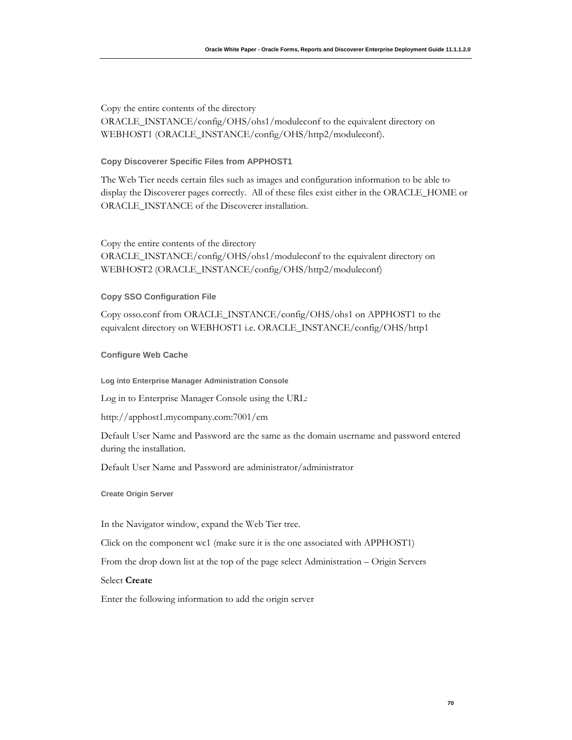Copy the entire contents of the directory ORACLE_INSTANCE/config/OHS/ohs1/moduleconf to the equivalent directory on WEBHOST1 (ORACLE_INSTANCE/config/OHS/http2/moduleconf).

### Copy Discoverer Specific Files from APPHOST1

The Web Tier needs certain files such as images and configuration information to be able to display the Discoverer pages correctly. All of these files exist either in the ORACLE_HOME or ORACLE_INSTANCE of the Discoverer installation.

Copy the entire contents of the directory ORACLE_INSTANCE/config/OHS/ohs1/moduleconf to the equivalent directory on WEBHOST2 (ORACLE_INSTANCE/config/OHS/http2/moduleconf)

### Copy SSO Configuration File

Copy osso.conf from ORACLE_INSTANCE/config/OHS/ohs1 on APPHOST1 to the equivalent directory on WEBHOST1 i.e. ORACLE_INSTANCE/config/OHS/http1

### Configure Web Cache

#### Log into Enterprise Manager Administration Console

Log in to Enterprise Manager Console using the URL:

http://apphost1.mycompany.com:7001/em

Default User Name and Password are the same as the domain username and password entered during the installation.

Default User Name and Password are administrator/administrator

#### Create Origin Server

In the Navigator window, expand the Web Tier tree.

Click on the component wc1 (make sure it is the one associated with APPHOST1)

From the drop down list at the top of the page select Administration – Origin Servers

Select **Create**

Enter the following information to add the origin server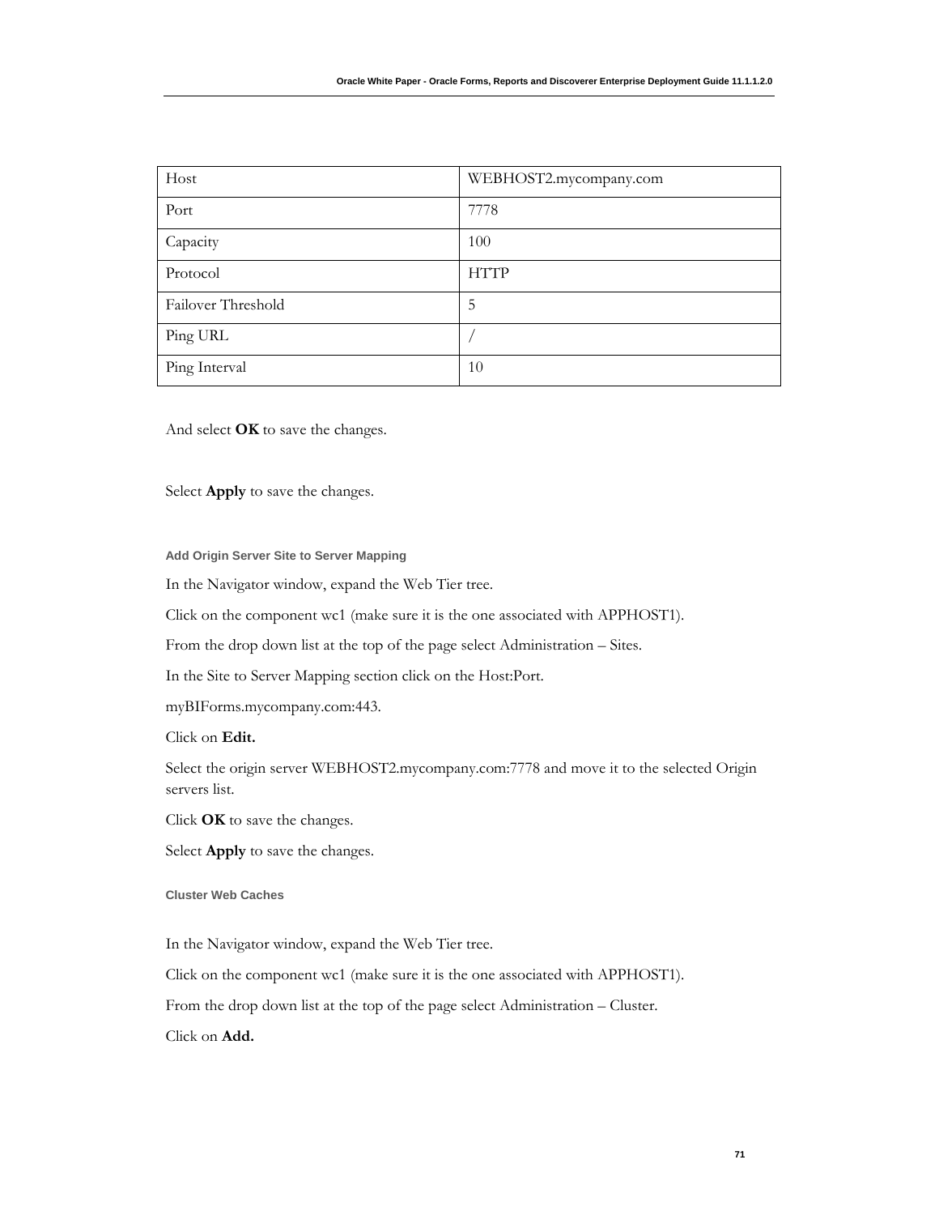| Host | WEBHOST2.mycompany.com |
| --- | --- |
| Port | 7778 |
| Capacity | 100 |
| Protocol | HTTP |
| Failover Threshold | 5 |
| Ping URL | / |
| Ping Interval | 10 |

And select **OK** to save the changes.

Select **Apply** to save the changes.

#### Add Origin Server Site to Server Mapping

In the Navigator window, expand the Web Tier tree.

Click on the component wc1 (make sure it is the one associated with APPHOST1).

From the drop down list at the top of the page select Administration – Sites.

In the Site to Server Mapping section click on the Host:Port.

myBIForms.mycompany.com:443.

Click on **Edit.**

Select the origin server WEBHOST2.mycompany.com:7778 and move it to the selected Origin servers list.

Click **OK** to save the changes.

Select **Apply** to save the changes.

#### Cluster Web Caches

In the Navigator window, expand the Web Tier tree.

Click on the component wc1 (make sure it is the one associated with APPHOST1).

From the drop down list at the top of the page select Administration – Cluster.

Click on **Add.**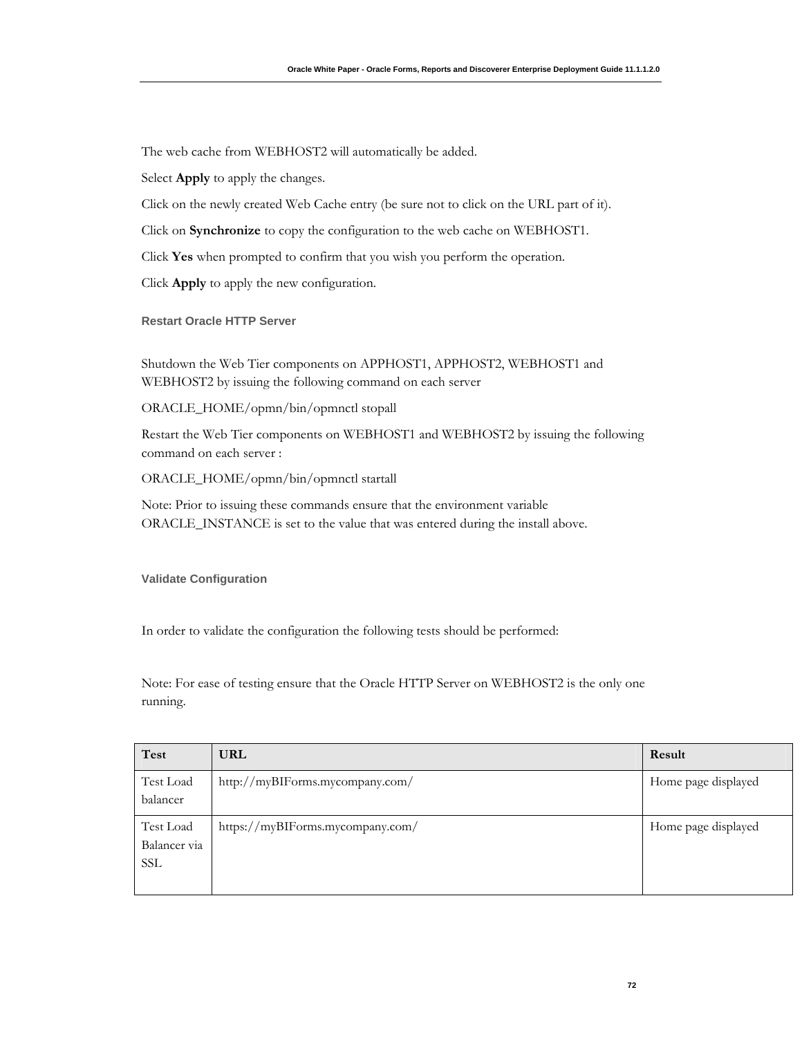The web cache from WEBHOST2 will automatically be added.

Select **Apply** to apply the changes.

Click on the newly created Web Cache entry (be sure not to click on the URL part of it).

Click on **Synchronize** to copy the configuration to the web cache on WEBHOST1.

Click **Yes** when prompted to confirm that you wish you perform the operation.

Click **Apply** to apply the new configuration.

### Restart Oracle HTTP Server

Shutdown the Web Tier components on APPHOST1, APPHOST2, WEBHOST1 and WEBHOST2 by issuing the following command on each server

ORACLE_HOME/opmn/bin/opmnctl stopall

Restart the Web Tier components on WEBHOST1 and WEBHOST2 by issuing the following command on each server :

ORACLE_HOME/opmn/bin/opmnctl startall

Note: Prior to issuing these commands ensure that the environment variable ORACLE_INSTANCE is set to the value that was entered during the install above.

### Validate Configuration

In order to validate the configuration the following tests should be performed:

Note: For ease of testing ensure that the Oracle HTTP Server on WEBHOST2 is the only one running.

| Test | URL | Result |
| --- | --- | --- |
| Test Load balancer | http://myBIForms.mycompany.com/ | Home page displayed |
| Test Load Balancer via SSL | https://myBIForms.mycompany.com/ | Home page displayed |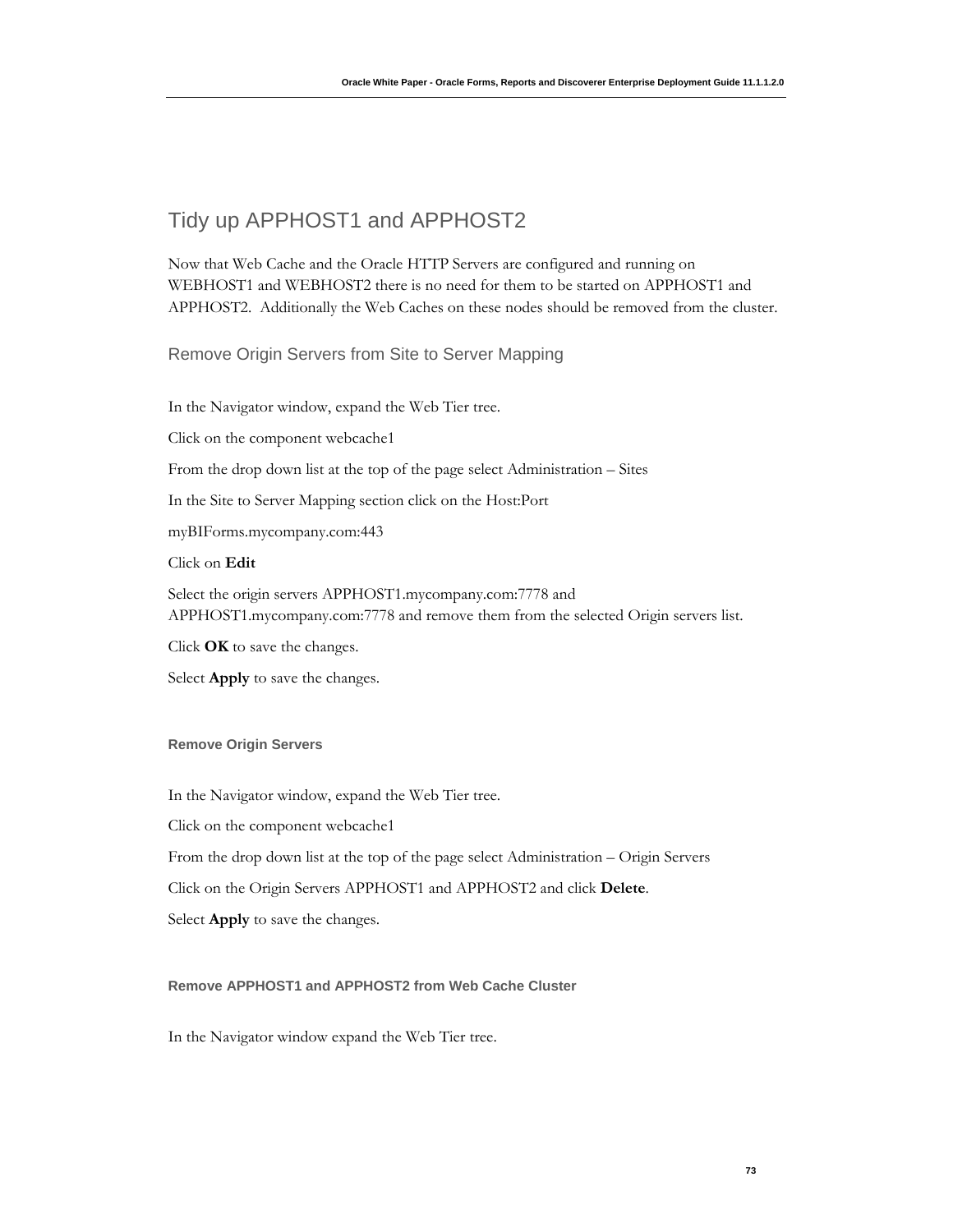## Tidy up APPHOST1 and APPHOST2

Now that Web Cache and the Oracle HTTP Servers are configured and running on WEBHOST1 and WEBHOST2 there is no need for them to be started on APPHOST1 and APPHOST2. Additionally the Web Caches on these nodes should be removed from the cluster.

### Remove Origin Servers from Site to Server Mapping

In the Navigator window, expand the Web Tier tree.

Click on the component webcache1

From the drop down list at the top of the page select Administration – Sites

In the Site to Server Mapping section click on the Host:Port

myBIForms.mycompany.com:443

Click on **Edit**

Select the origin servers APPHOST1.mycompany.com:7778 and APPHOST1.mycompany.com:7778 and remove them from the selected Origin servers list.

Click **OK** to save the changes.

Select **Apply** to save the changes.

#### Remove Origin Servers

In the Navigator window, expand the Web Tier tree.

Click on the component webcache1

From the drop down list at the top of the page select Administration – Origin Servers

Click on the Origin Servers APPHOST1 and APPHOST2 and click **Delete**.

Select **Apply** to save the changes.

#### Remove APPHOST1 and APPHOST2 from Web Cache Cluster

In the Navigator window expand the Web Tier tree.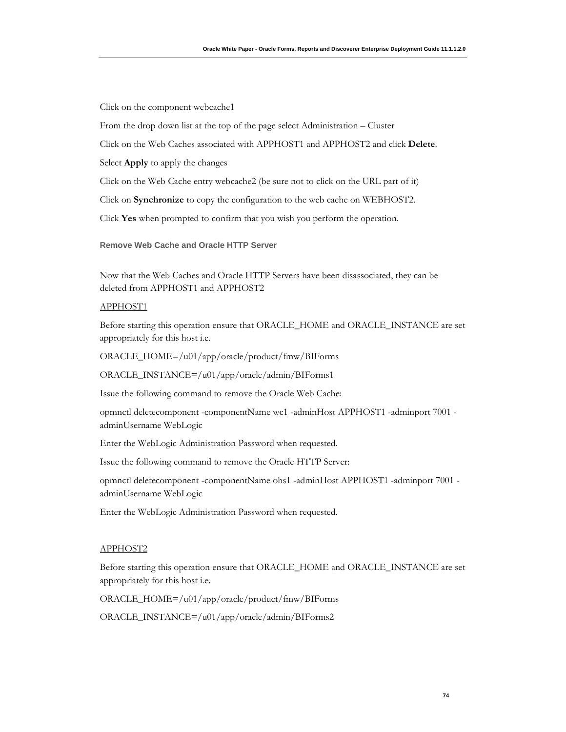Click on the component webcache1

From the drop down list at the top of the page select Administration – Cluster

Click on the Web Caches associated with APPHOST1 and APPHOST2 and click **Delete**.

Select **Apply** to apply the changes

Click on the Web Cache entry webcache2 (be sure not to click on the URL part of it)

Click on **Synchronize** to copy the configuration to the web cache on WEBHOST2.

Click **Yes** when prompted to confirm that you wish you perform the operation.

### Remove Web Cache and Oracle HTTP Server

Now that the Web Caches and Oracle HTTP Servers have been disassociated, they can be deleted from APPHOST1 and APPHOST2

<u>APPHOST1</u>

Before starting this operation ensure that ORACLE_HOME and ORACLE_INSTANCE are set appropriately for this host i.e.

ORACLE_HOME=/u01/app/oracle/product/fmw/BIForms

ORACLE_INSTANCE=/u01/app/oracle/admin/BIForms1

Issue the following command to remove the Oracle Web Cache:

opmnctl deletecomponent -componentName wc1 -adminHost APPHOST1 -adminport 7001 -adminUsername WebLogic

Enter the WebLogic Administration Password when requested.

Issue the following command to remove the Oracle HTTP Server:

opmnctl deletecomponent -componentName ohs1 -adminHost APPHOST1 -adminport 7001 -adminUsername WebLogic

Enter the WebLogic Administration Password when requested.

<u>APPHOST2</u>

Before starting this operation ensure that ORACLE_HOME and ORACLE_INSTANCE are set appropriately for this host i.e.

ORACLE_HOME=/u01/app/oracle/product/fmw/BIForms

ORACLE_INSTANCE=/u01/app/oracle/admin/BIForms2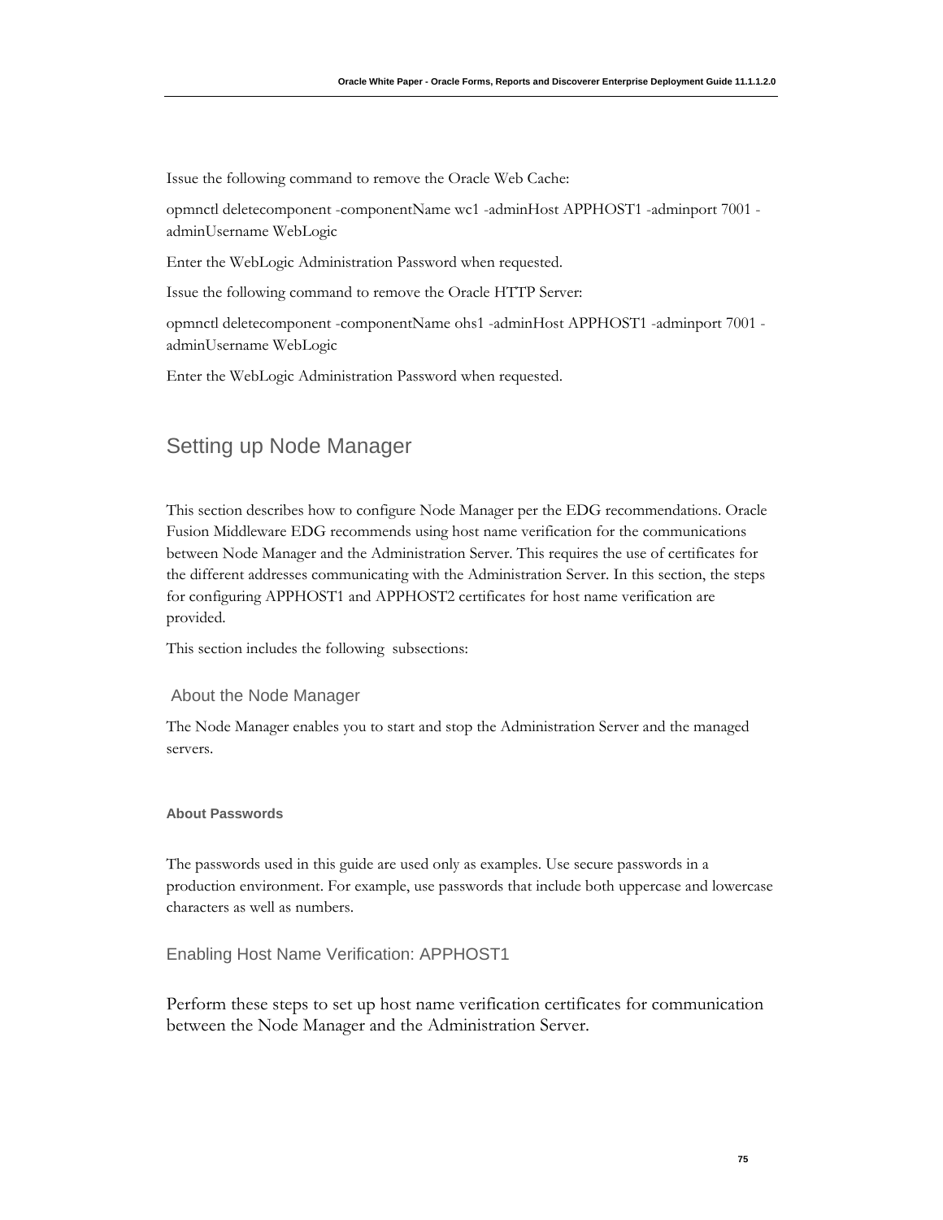Issue the following command to remove the Oracle Web Cache:

opmnctl deletecomponent -componentName wc1 -adminHost APPHOST1 -adminport 7001 -adminUsername WebLogic

Enter the WebLogic Administration Password when requested.

Issue the following command to remove the Oracle HTTP Server:

opmnctl deletecomponent -componentName ohs1 -adminHost APPHOST1 -adminport 7001 -adminUsername WebLogic

Enter the WebLogic Administration Password when requested.

## Setting up Node Manager

This section describes how to configure Node Manager per the EDG recommendations. Oracle Fusion Middleware EDG recommends using host name verification for the communications between Node Manager and the Administration Server. This requires the use of certificates for the different addresses communicating with the Administration Server. In this section, the steps for configuring APPHOST1 and APPHOST2 certificates for host name verification are provided.

This section includes the following subsections:

### About the Node Manager

The Node Manager enables you to start and stop the Administration Server and the managed servers.

#### About Passwords

The passwords used in this guide are used only as examples. Use secure passwords in a production environment. For example, use passwords that include both uppercase and lowercase characters as well as numbers.

### Enabling Host Name Verification: APPHOST1

Perform these steps to set up host name verification certificates for communication between the Node Manager and the Administration Server.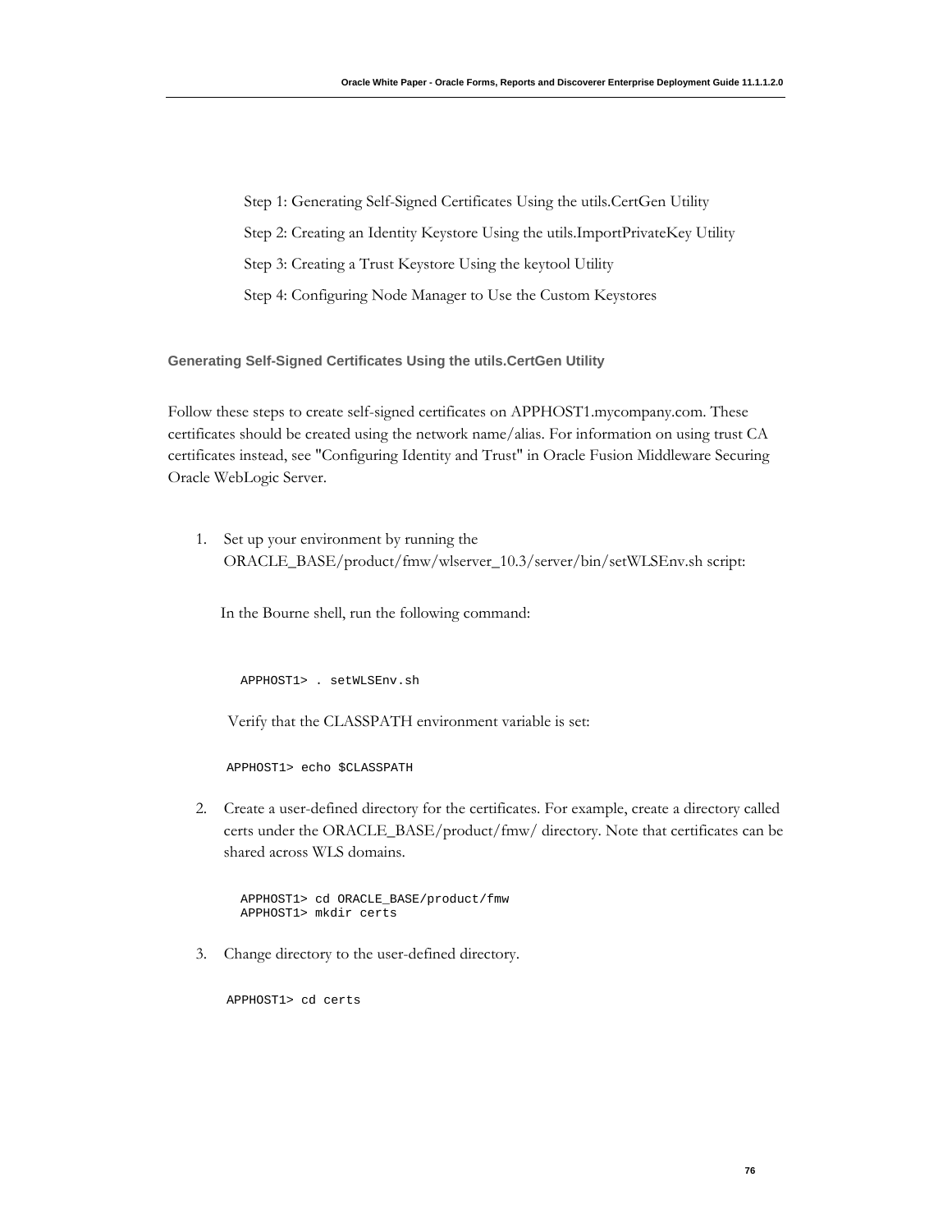Step 1: Generating Self-Signed Certificates Using the utils.CertGen Utility

Step 2: Creating an Identity Keystore Using the utils.ImportPrivateKey Utility

Step 3: Creating a Trust Keystore Using the keytool Utility

Step 4: Configuring Node Manager to Use the Custom Keystores

### Generating Self-Signed Certificates Using the utils.CertGen Utility

Follow these steps to create self-signed certificates on APPHOST1.mycompany.com. These certificates should be created using the network name/alias. For information on using trust CA certificates instead, see "Configuring Identity and Trust" in Oracle Fusion Middleware Securing Oracle WebLogic Server.

1. Set up your environment by running the ORACLE_BASE/product/fmw/wlserver_10.3/server/bin/setWLSEnv.sh script:

   In the Bourne shell, run the following command:

   ```
   APPHOST1> . setWLSEnv.sh
   ```

   Verify that the CLASSPATH environment variable is set:

   ```
   APPHOST1> echo $CLASSPATH
   ```

2. Create a user-defined directory for the certificates. For example, create a directory called certs under the ORACLE_BASE/product/fmw/ directory. Note that certificates can be shared across WLS domains.

   ```
   APPHOST1> cd ORACLE_BASE/product/fmw
   APPHOST1> mkdir certs
   ```

3. Change directory to the user-defined directory.

   ```
   APPHOST1> cd certs
   ```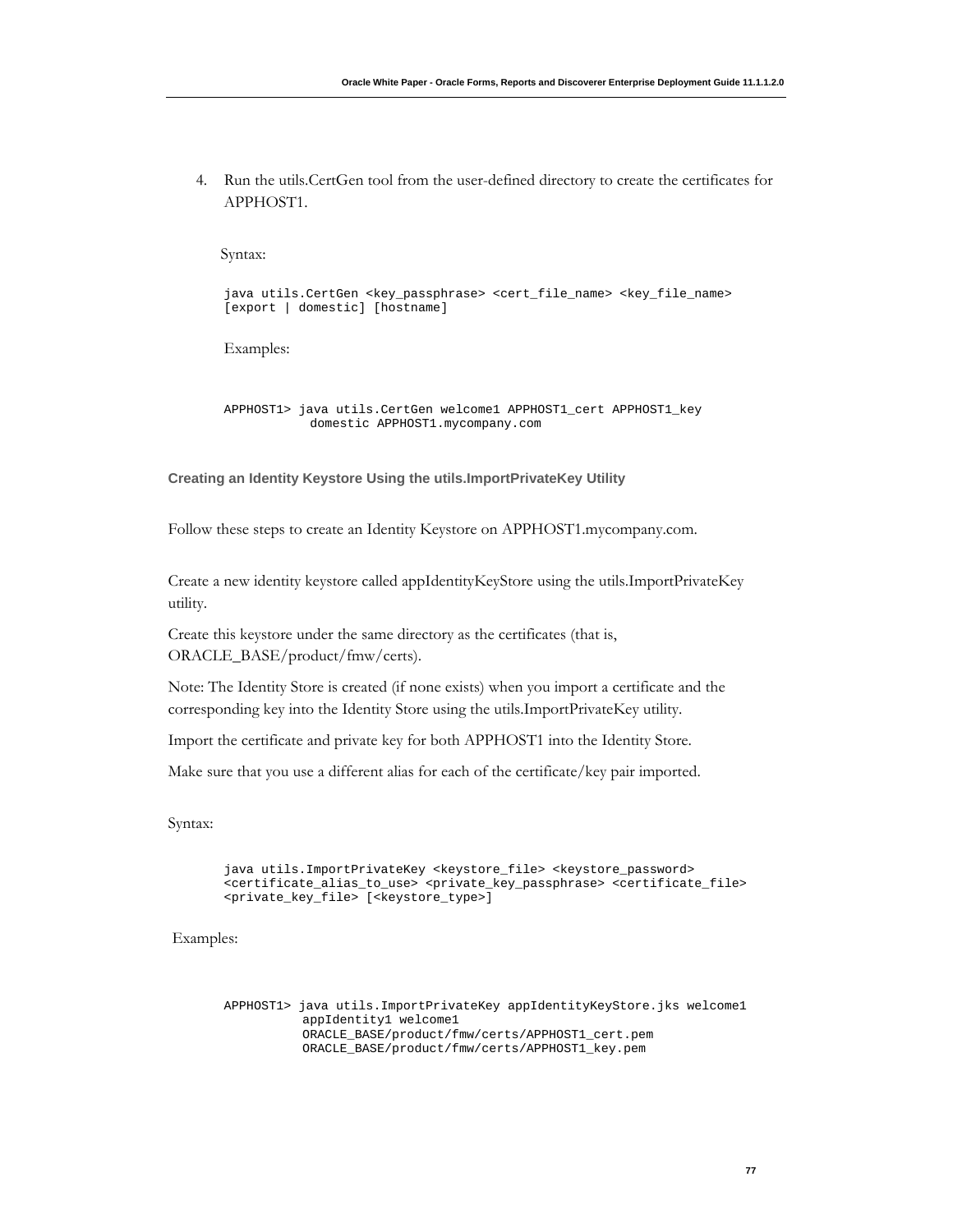4. Run the utils.CertGen tool from the user-defined directory to create the certificates for APPHOST1.

   Syntax:

   ```
   java utils.CertGen <key_passphrase> <cert_file_name> <key_file_name>
   [export | domestic] [hostname]
   ```

   Examples:

   ```
   APPHOST1> java utils.CertGen welcome1 APPHOST1_cert APPHOST1_key
              domestic APPHOST1.mycompany.com
   ```

### Creating an Identity Keystore Using the utils.ImportPrivateKey Utility

Follow these steps to create an Identity Keystore on APPHOST1.mycompany.com.

Create a new identity keystore called appIdentityKeyStore using the utils.ImportPrivateKey utility.

Create this keystore under the same directory as the certificates (that is, ORACLE_BASE/product/fmw/certs).

Note: The Identity Store is created (if none exists) when you import a certificate and the corresponding key into the Identity Store using the utils.ImportPrivateKey utility.

Import the certificate and private key for both APPHOST1 into the Identity Store.

Make sure that you use a different alias for each of the certificate/key pair imported.

Syntax:

```
java utils.ImportPrivateKey <keystore_file> <keystore_password>
<certificate_alias_to_use> <private_key_passphrase> <certificate_file>
<private_key_file> [<keystore_type>]
```

Examples:

```
APPHOST1> java utils.ImportPrivateKey appIdentityKeyStore.jks welcome1
          appIdentity1 welcome1
          ORACLE_BASE/product/fmw/certs/APPHOST1_cert.pem
          ORACLE_BASE/product/fmw/certs/APPHOST1_key.pem
```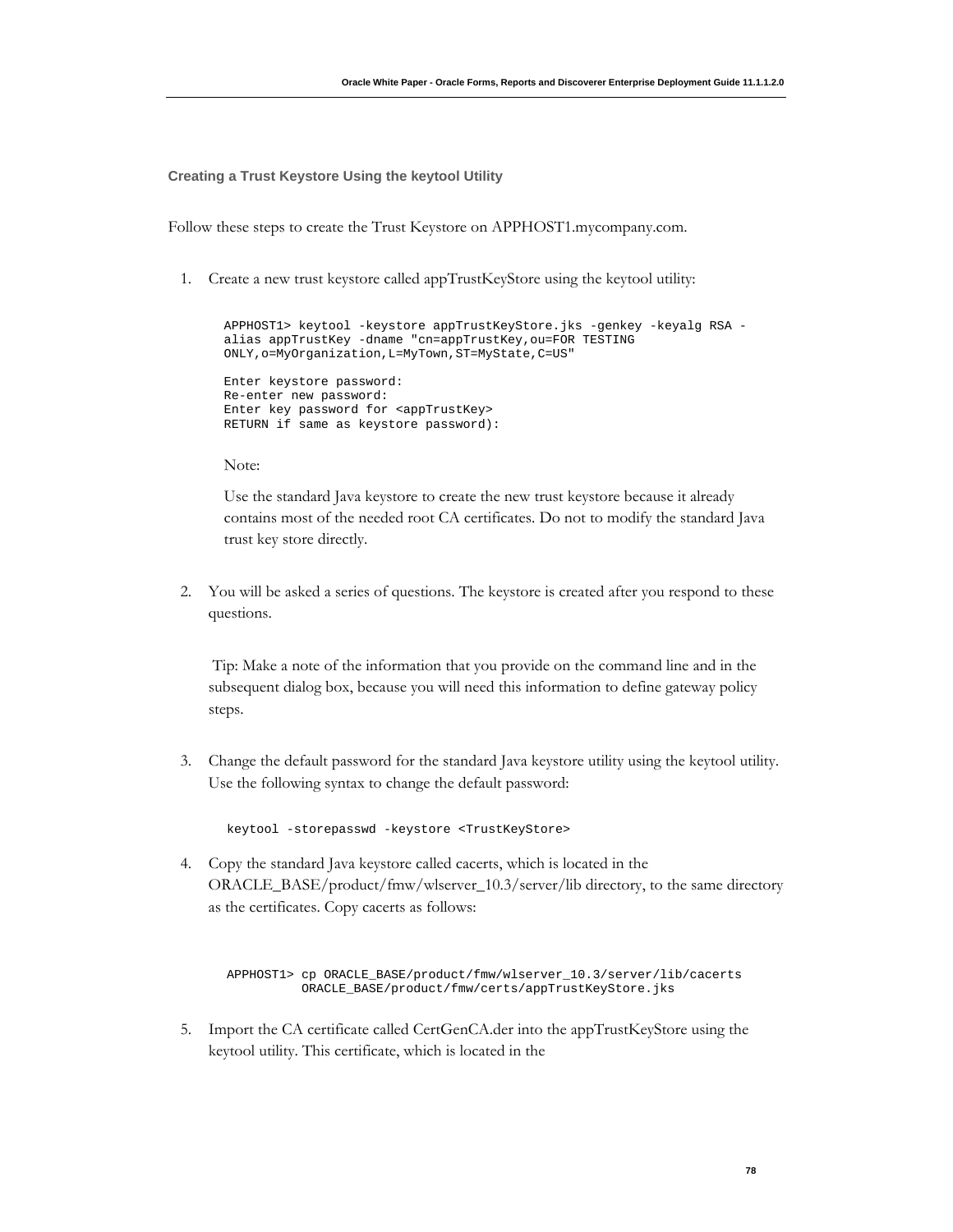### Creating a Trust Keystore Using the keytool Utility

Follow these steps to create the Trust Keystore on APPHOST1.mycompany.com.

1. Create a new trust keystore called appTrustKeyStore using the keytool utility:

   ```
   APPHOST1> keytool -keystore appTrustKeyStore.jks -genkey -keyalg RSA -
   alias appTrustKey -dname "cn=appTrustKey,ou=FOR TESTING
   ONLY,o=MyOrganization,L=MyTown,ST=MyState,C=US"

   Enter keystore password:
   Re-enter new password:
   Enter key password for <appTrustKey>
   RETURN if same as keystore password):
   ```

   Note:

   Use the standard Java keystore to create the new trust keystore because it already contains most of the needed root CA certificates. Do not to modify the standard Java trust key store directly.

2. You will be asked a series of questions. The keystore is created after you respond to these questions.

   Tip: Make a note of the information that you provide on the command line and in the subsequent dialog box, because you will need this information to define gateway policy steps.

3. Change the default password for the standard Java keystore utility using the keytool utility. Use the following syntax to change the default password:

   ```
   keytool -storepasswd -keystore <TrustKeyStore>
   ```

4. Copy the standard Java keystore called cacerts, which is located in the ORACLE_BASE/product/fmw/wlserver_10.3/server/lib directory, to the same directory as the certificates. Copy cacerts as follows:

   ```
   APPHOST1> cp ORACLE_BASE/product/fmw/wlserver_10.3/server/lib/cacerts
             ORACLE_BASE/product/fmw/certs/appTrustKeyStore.jks
   ```

5. Import the CA certificate called CertGenCA.der into the appTrustKeyStore using the keytool utility. This certificate, which is located in the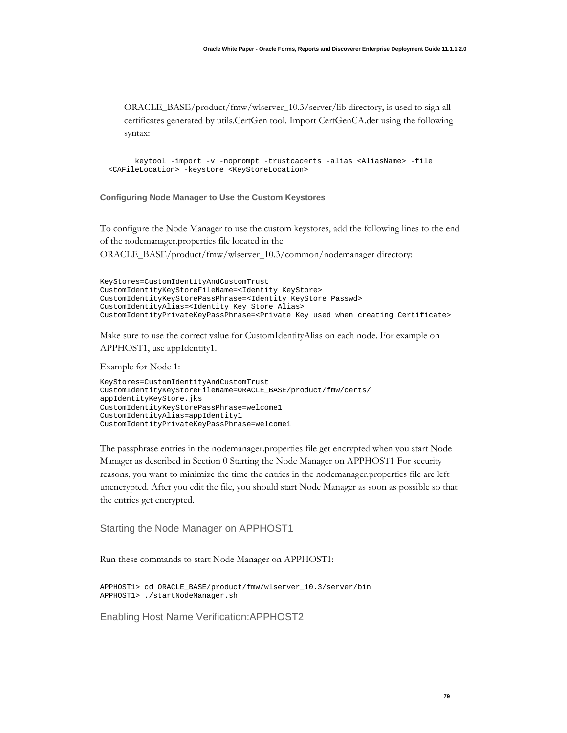ORACLE_BASE/product/fmw/wlserver_10.3/server/lib directory, is used to sign all certificates generated by utils.CertGen tool. Import CertGenCA.der using the following syntax:

```
      keytool -import -v -noprompt -trustcacerts -alias <AliasName> -file
<CAFileLocation> -keystore <KeyStoreLocation>
```

### Configuring Node Manager to Use the Custom Keystores

To configure the Node Manager to use the custom keystores, add the following lines to the end of the nodemanager.properties file located in the ORACLE_BASE/product/fmw/wlserver_10.3/common/nodemanager directory:

```
KeyStores=CustomIdentityAndCustomTrust
CustomIdentityKeyStoreFileName=<Identity KeyStore>
CustomIdentityKeyStorePassPhrase=<Identity KeyStore Passwd>
CustomIdentityAlias=<Identity Key Store Alias>
CustomIdentityPrivateKeyPassPhrase=<Private Key used when creating Certificate>
```

Make sure to use the correct value for CustomIdentityAlias on each node. For example on APPHOST1, use appIdentity1.

Example for Node 1:

```
KeyStores=CustomIdentityAndCustomTrust
CustomIdentityKeyStoreFileName=ORACLE_BASE/product/fmw/certs/
appIdentityKeyStore.jks
CustomIdentityKeyStorePassPhrase=welcome1
CustomIdentityAlias=appIdentity1
CustomIdentityPrivateKeyPassPhrase=welcome1
```

The passphrase entries in the nodemanager.properties file get encrypted when you start Node Manager as described in Section 0 Starting the Node Manager on APPHOST1 For security reasons, you want to minimize the time the entries in the nodemanager.properties file are left unencrypted. After you edit the file, you should start Node Manager as soon as possible so that the entries get encrypted.

## Starting the Node Manager on APPHOST1

Run these commands to start Node Manager on APPHOST1:

```
APPHOST1> cd ORACLE_BASE/product/fmw/wlserver_10.3/server/bin
APPHOST1> ./startNodeManager.sh
```

## Enabling Host Name Verification:APPHOST2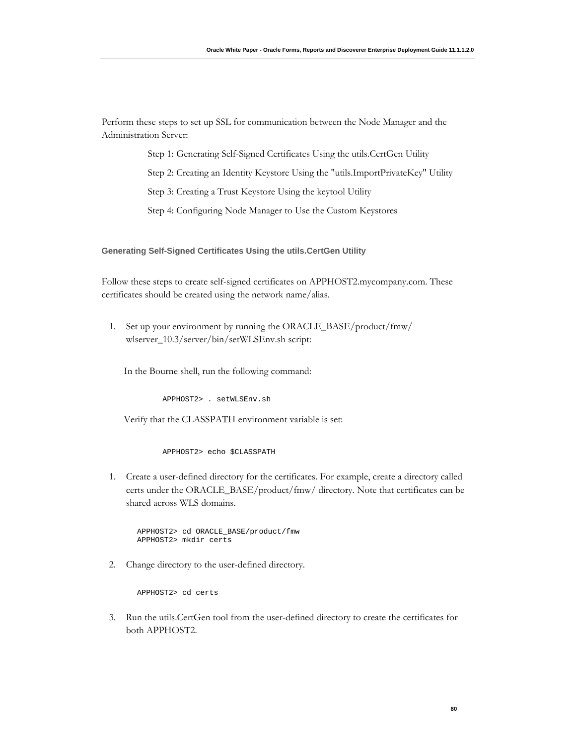Perform these steps to set up SSL for communication between the Node Manager and the Administration Server:

Step 1: Generating Self-Signed Certificates Using the utils.CertGen Utility

Step 2: Creating an Identity Keystore Using the "utils.ImportPrivateKey" Utility

Step 3: Creating a Trust Keystore Using the keytool Utility

Step 4: Configuring Node Manager to Use the Custom Keystores

### Generating Self-Signed Certificates Using the utils.CertGen Utility

Follow these steps to create self-signed certificates on APPHOST2.mycompany.com. These certificates should be created using the network name/alias.

1. Set up your environment by running the ORACLE_BASE/product/fmw/ wlserver_10.3/server/bin/setWLSEnv.sh script:

   In the Bourne shell, run the following command:

   ```
   APPHOST2> . setWLSEnv.sh
   ```

   Verify that the CLASSPATH environment variable is set:

   ```
   APPHOST2> echo $CLASSPATH
   ```

1. Create a user-defined directory for the certificates. For example, create a directory called certs under the ORACLE_BASE/product/fmw/ directory. Note that certificates can be shared across WLS domains.

   ```
   APPHOST2> cd ORACLE_BASE/product/fmw
   APPHOST2> mkdir certs
   ```

2. Change directory to the user-defined directory.

   ```
   APPHOST2> cd certs
   ```

3. Run the utils.CertGen tool from the user-defined directory to create the certificates for both APPHOST2.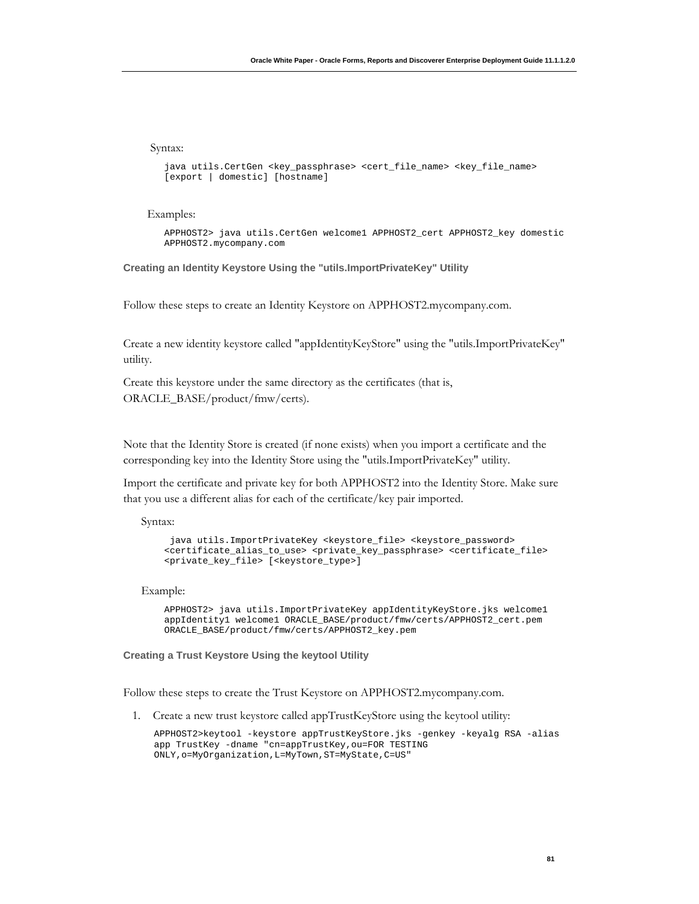Syntax:

```
java utils.CertGen <key_passphrase> <cert_file_name> <key_file_name>
[export | domestic] [hostname]
```

Examples:

```
APPHOST2> java utils.CertGen welcome1 APPHOST2_cert APPHOST2_key domestic
APPHOST2.mycompany.com
```

### Creating an Identity Keystore Using the "utils.ImportPrivateKey" Utility

Follow these steps to create an Identity Keystore on APPHOST2.mycompany.com.

Create a new identity keystore called "appIdentityKeyStore" using the "utils.ImportPrivateKey" utility.

Create this keystore under the same directory as the certificates (that is, ORACLE_BASE/product/fmw/certs).

Note that the Identity Store is created (if none exists) when you import a certificate and the corresponding key into the Identity Store using the "utils.ImportPrivateKey" utility.

Import the certificate and private key for both APPHOST2 into the Identity Store. Make sure that you use a different alias for each of the certificate/key pair imported.

Syntax:

```
 java utils.ImportPrivateKey <keystore_file> <keystore_password>
<certificate_alias_to_use> <private_key_passphrase> <certificate_file>
<private_key_file> [<keystore_type>]
```

Example:

```
APPHOST2> java utils.ImportPrivateKey appIdentityKeyStore.jks welcome1
appIdentity1 welcome1 ORACLE_BASE/product/fmw/certs/APPHOST2_cert.pem
ORACLE_BASE/product/fmw/certs/APPHOST2_key.pem
```

### Creating a Trust Keystore Using the keytool Utility

Follow these steps to create the Trust Keystore on APPHOST2.mycompany.com.

1. Create a new trust keystore called appTrustKeyStore using the keytool utility:

```
APPHOST2>keytool -keystore appTrustKeyStore.jks -genkey -keyalg RSA -alias
app TrustKey -dname "cn=appTrustKey,ou=FOR TESTING
ONLY,o=MyOrganization,L=MyTown,ST=MyState,C=US"
```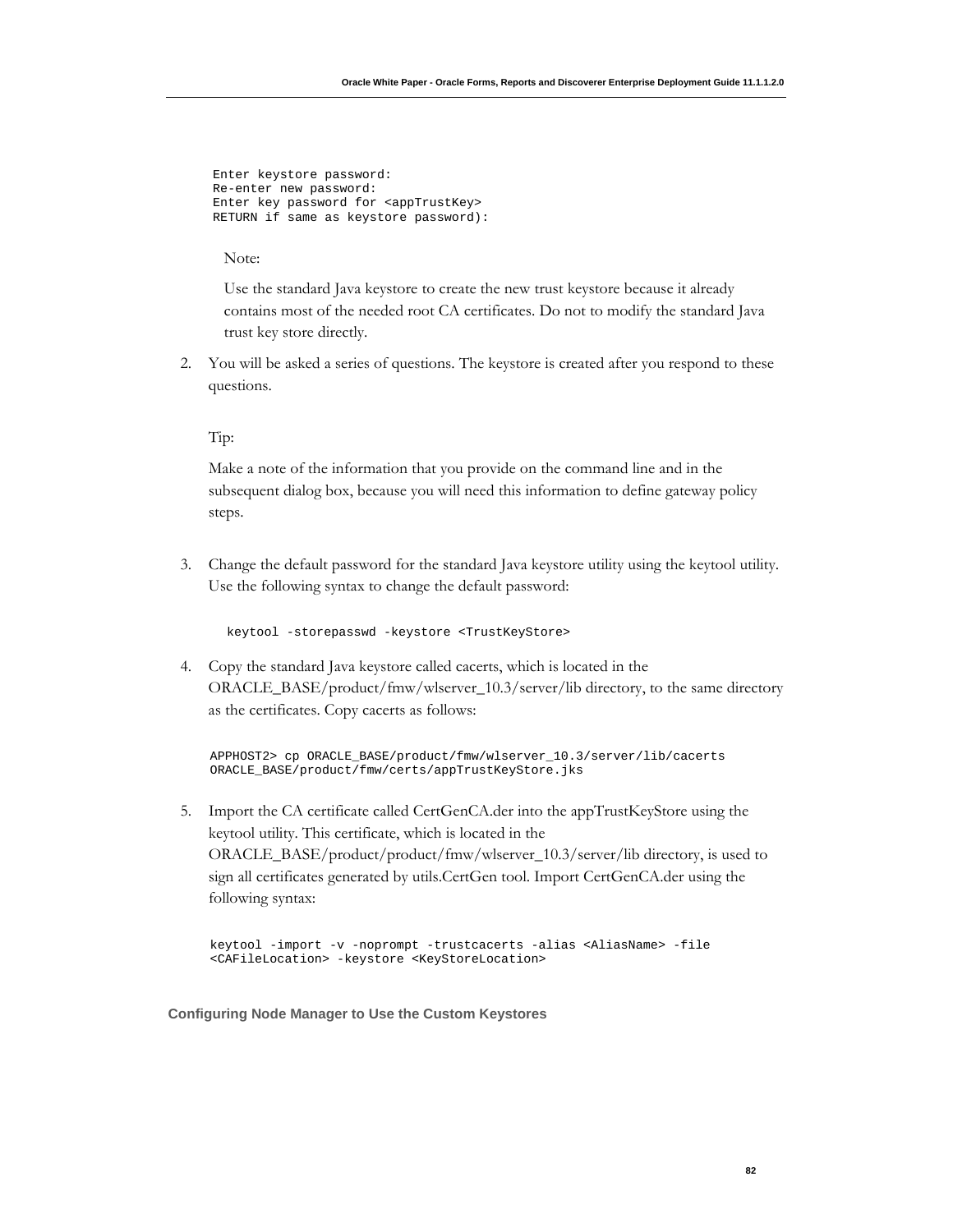```
Enter keystore password:
Re-enter new password:
Enter key password for <appTrustKey>
RETURN if same as keystore password):
```

Note:

Use the standard Java keystore to create the new trust keystore because it already contains most of the needed root CA certificates. Do not to modify the standard Java trust key store directly.

2. You will be asked a series of questions. The keystore is created after you respond to these questions.

   Tip:

   Make a note of the information that you provide on the command line and in the subsequent dialog box, because you will need this information to define gateway policy steps.

3. Change the default password for the standard Java keystore utility using the keytool utility. Use the following syntax to change the default password:

   ```
   keytool -storepasswd -keystore <TrustKeyStore>
   ```

4. Copy the standard Java keystore called cacerts, which is located in the ORACLE_BASE/product/fmw/wlserver_10.3/server/lib directory, to the same directory as the certificates. Copy cacerts as follows:

   ```
   APPHOST2> cp ORACLE_BASE/product/fmw/wlserver_10.3/server/lib/cacerts
   ORACLE_BASE/product/fmw/certs/appTrustKeyStore.jks
   ```

5. Import the CA certificate called CertGenCA.der into the appTrustKeyStore using the keytool utility. This certificate, which is located in the ORACLE_BASE/product/product/fmw/wlserver_10.3/server/lib directory, is used to sign all certificates generated by utils.CertGen tool. Import CertGenCA.der using the following syntax:

   ```
   keytool -import -v -noprompt -trustcacerts -alias <AliasName> -file
   <CAFileLocation> -keystore <KeyStoreLocation>
   ```

### Configuring Node Manager to Use the Custom Keystores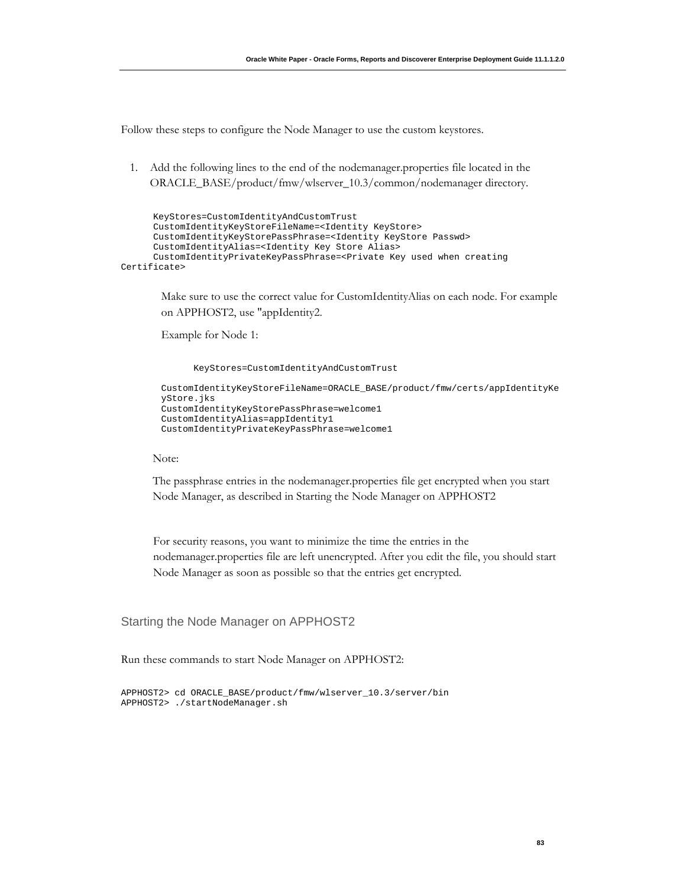Follow these steps to configure the Node Manager to use the custom keystores.

1. Add the following lines to the end of the nodemanager.properties file located in the ORACLE_BASE/product/fmw/wlserver_10.3/common/nodemanager directory.

```
      KeyStores=CustomIdentityAndCustomTrust
      CustomIdentityKeyStoreFileName=<Identity KeyStore>
      CustomIdentityKeyStorePassPhrase=<Identity KeyStore Passwd>
      CustomIdentityAlias=<Identity Key Store Alias>
      CustomIdentityPrivateKeyPassPhrase=<Private Key used when creating
Certificate>
```

   Make sure to use the correct value for CustomIdentityAlias on each node. For example on APPHOST2, use "appIdentity2.

   Example for Node 1:

```
      KeyStores=CustomIdentityAndCustomTrust

CustomIdentityKeyStoreFileName=ORACLE_BASE/product/fmw/certs/appIdentityKe
yStore.jks
CustomIdentityKeyStorePassPhrase=welcome1
CustomIdentityAlias=appIdentity1
CustomIdentityPrivateKeyPassPhrase=welcome1
```

   Note:

   The passphrase entries in the nodemanager.properties file get encrypted when you start Node Manager, as described in Starting the Node Manager on APPHOST2

   For security reasons, you want to minimize the time the entries in the nodemanager.properties file are left unencrypted. After you edit the file, you should start Node Manager as soon as possible so that the entries get encrypted.

## Starting the Node Manager on APPHOST2

Run these commands to start Node Manager on APPHOST2:

```
APPHOST2> cd ORACLE_BASE/product/fmw/wlserver_10.3/server/bin
APPHOST2> ./startNodeManager.sh
```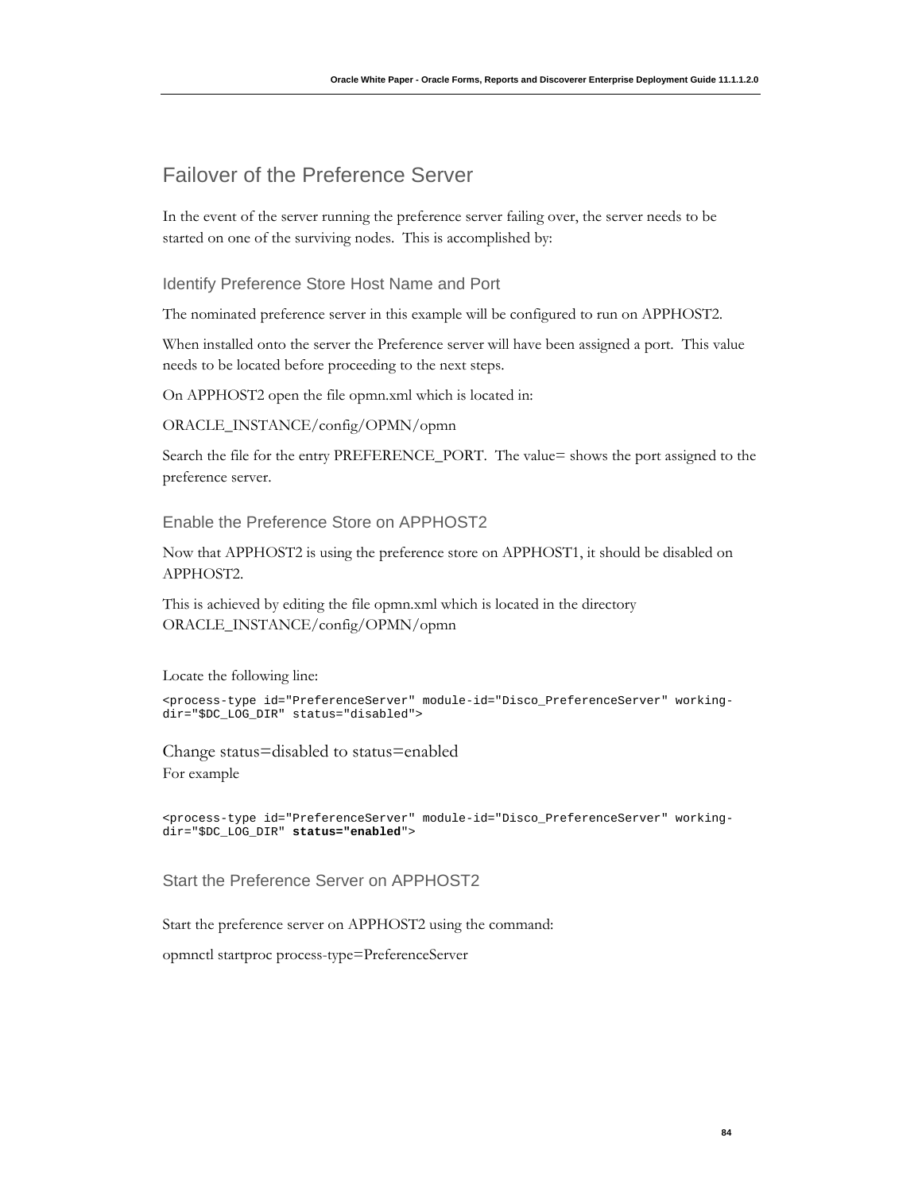## Failover of the Preference Server

In the event of the server running the preference server failing over, the server needs to be started on one of the surviving nodes. This is accomplished by:

### Identify Preference Store Host Name and Port

The nominated preference server in this example will be configured to run on APPHOST2.

When installed onto the server the Preference server will have been assigned a port. This value needs to be located before proceeding to the next steps.

On APPHOST2 open the file opmn.xml which is located in:

ORACLE_INSTANCE/config/OPMN/opmn

Search the file for the entry PREFERENCE_PORT. The value= shows the port assigned to the preference server.

### Enable the Preference Store on APPHOST2

Now that APPHOST2 is using the preference store on APPHOST1, it should be disabled on APPHOST2.

This is achieved by editing the file opmn.xml which is located in the directory ORACLE_INSTANCE/config/OPMN/opmn

Locate the following line:

```
<process-type id="PreferenceServer" module-id="Disco_PreferenceServer" working-dir="$DC_LOG_DIR" status="disabled">
```

Change status=disabled to status=enabled

For example

```
<process-type id="PreferenceServer" module-id="Disco_PreferenceServer" working-dir="$DC_LOG_DIR" status="enabled">
```

### Start the Preference Server on APPHOST2

Start the preference server on APPHOST2 using the command:

opmnctl startproc process-type=PreferenceServer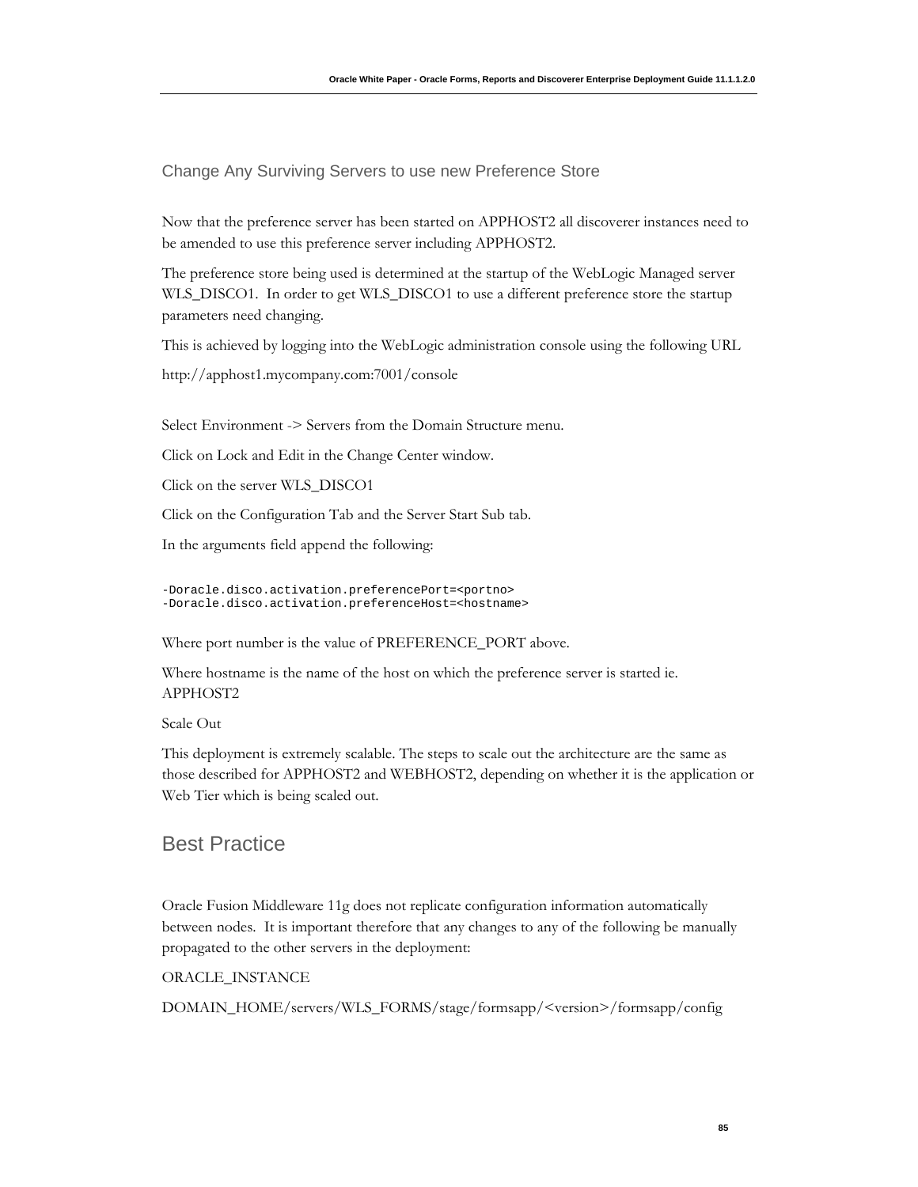### Change Any Surviving Servers to use new Preference Store

Now that the preference server has been started on APPHOST2 all discoverer instances need to be amended to use this preference server including APPHOST2.

The preference store being used is determined at the startup of the WebLogic Managed server WLS_DISCO1. In order to get WLS_DISCO1 to use a different preference store the startup parameters need changing.

This is achieved by logging into the WebLogic administration console using the following URL

http://apphost1.mycompany.com:7001/console

Select Environment -> Servers from the Domain Structure menu.

Click on Lock and Edit in the Change Center window.

Click on the server WLS_DISCO1

Click on the Configuration Tab and the Server Start Sub tab.

In the arguments field append the following:

```
-Doracle.disco.activation.preferencePort=<portno>
-Doracle.disco.activation.preferenceHost=<hostname>
```

Where port number is the value of PREFERENCE_PORT above.

Where hostname is the name of the host on which the preference server is started ie. APPHOST2

Scale Out

This deployment is extremely scalable. The steps to scale out the architecture are the same as those described for APPHOST2 and WEBHOST2, depending on whether it is the application or Web Tier which is being scaled out.

## Best Practice

Oracle Fusion Middleware 11g does not replicate configuration information automatically between nodes. It is important therefore that any changes to any of the following be manually propagated to the other servers in the deployment:

ORACLE_INSTANCE

DOMAIN_HOME/servers/WLS_FORMS/stage/formsapp/<version>/formsapp/config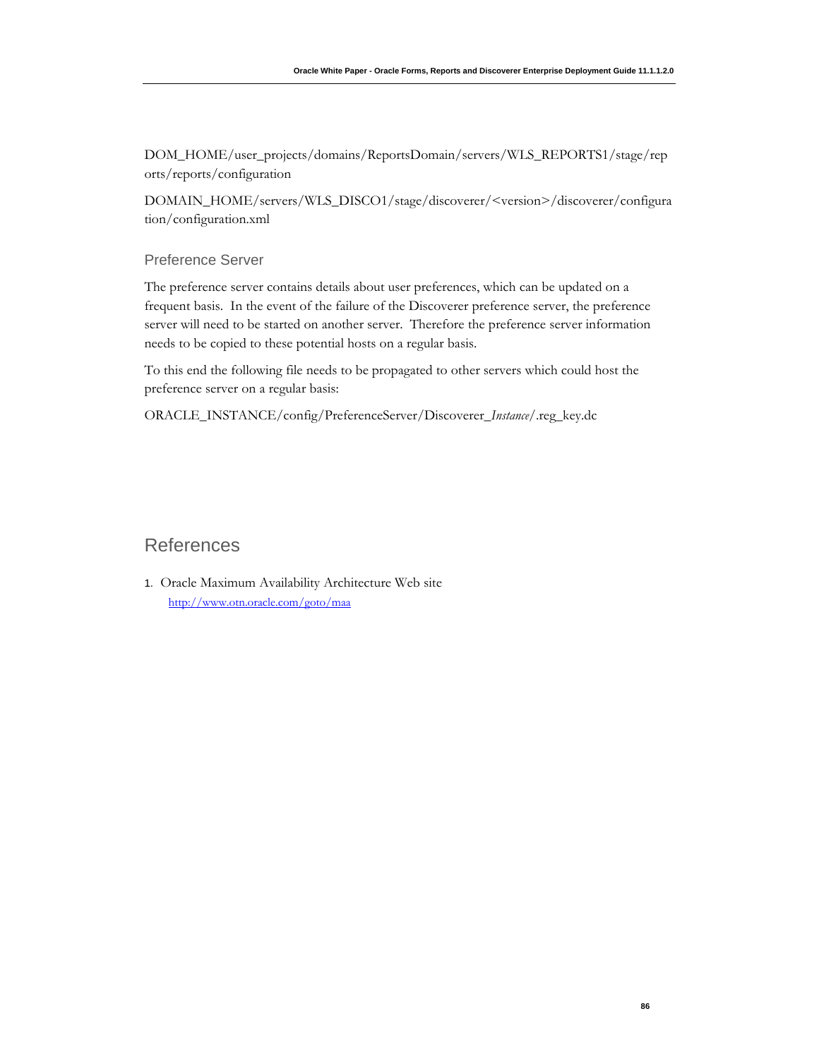DOM_HOME/user_projects/domains/ReportsDomain/servers/WLS_REPORTS1/stage/reports/reports/configuration

DOMAIN_HOME/servers/WLS_DISCO1/stage/discoverer/<version>/discoverer/configuration/configuration.xml

### Preference Server

The preference server contains details about user preferences, which can be updated on a frequent basis. In the event of the failure of the Discoverer preference server, the preference server will need to be started on another server. Therefore the preference server information needs to be copied to these potential hosts on a regular basis.

To this end the following file needs to be propagated to other servers which could host the preference server on a regular basis:

ORACLE_INSTANCE/config/PreferenceServer/Discoverer_*Instance*/.reg_key.dc

## References

1. Oracle Maximum Availability Architecture Web site
   http://www.otn.oracle.com/goto/maa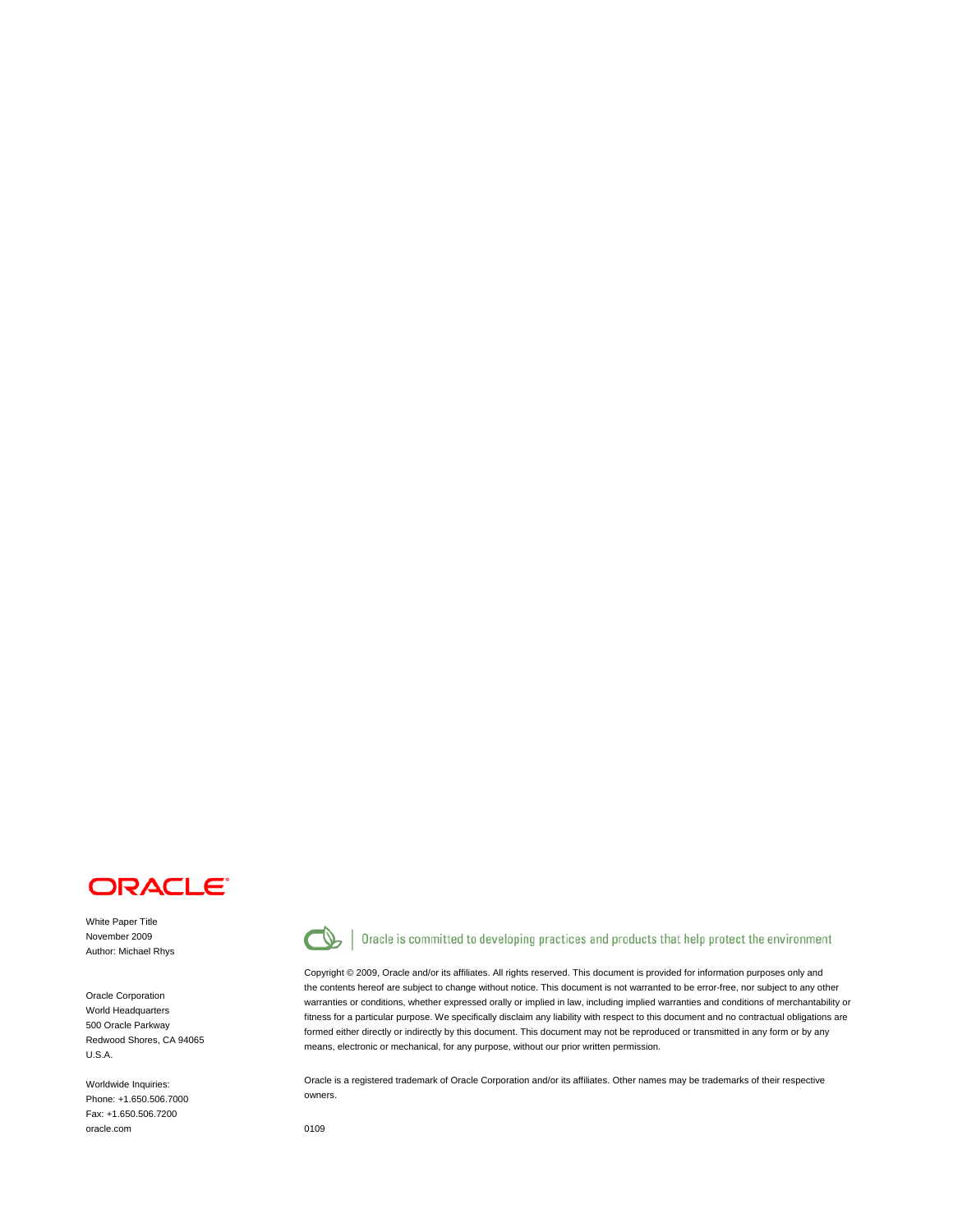ORACLE

White Paper Title
November 2009
Author: Michael Rhys

Oracle Corporation
World Headquarters
500 Oracle Parkway
Redwood Shores, CA 94065
U.S.A.

Worldwide Inquiries:
Phone: +1.650.506.7000
Fax: +1.650.506.7200
oracle.com

Oracle is committed to developing practices and products that help protect the environment

Copyright © 2009, Oracle and/or its affiliates. All rights reserved. This document is provided for information purposes only and the contents hereof are subject to change without notice. This document is not warranted to be error-free, nor subject to any other warranties or conditions, whether expressed orally or implied in law, including implied warranties and conditions of merchantability or fitness for a particular purpose. We specifically disclaim any liability with respect to this document and no contractual obligations are formed either directly or indirectly by this document. This document may not be reproduced or transmitted in any form or by any means, electronic or mechanical, for any purpose, without our prior written permission.

Oracle is a registered trademark of Oracle Corporation and/or its affiliates. Other names may be trademarks of their respective owners.

0109